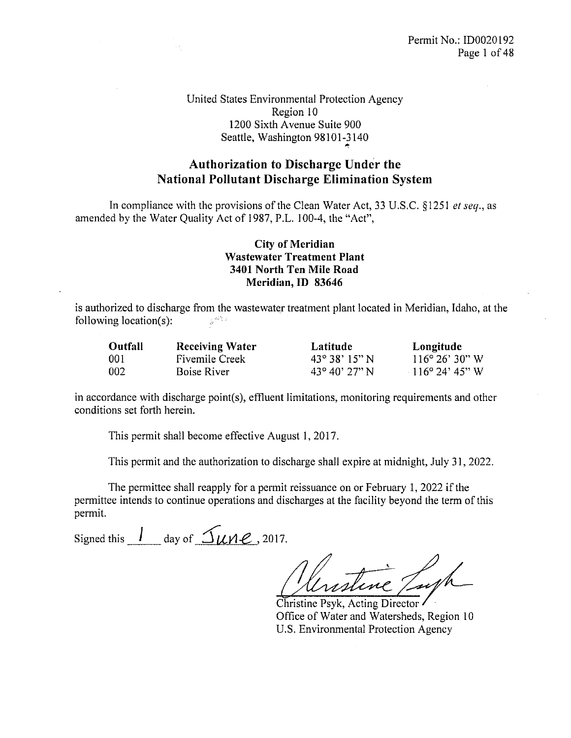Permit No.: ID0020192

United States Environmental Protection Agency
Region 10
1200 Sixth Avenue Suite 900
Seattle, Washington 98101-3140

## Authorization to Discharge Under the National Pollutant Discharge Elimination System

In compliance with the provisions of the Clean Water Act, 33 U.S.C. §1251 *et seq.*, as amended by the Water Quality Act of 1987, P.L. 100-4, the "Act",

**City of Meridian**
**Wastewater Treatment Plant**
**3401 North Ten Mile Road**
**Meridian, ID 83646**

is authorized to discharge from the wastewater treatment plant located in Meridian, Idaho, at the following location(s):

| Outfall | Receiving Water | Latitude | Longitude |
|---|---|---|---|
| 001 | Fivemile Creek | 43° 38' 15" N | 116° 26' 30" W |
| 002 | Boise River | 43° 40' 27" N | 116° 24' 45" W |

in accordance with discharge point(s), effluent limitations, monitoring requirements and other conditions set forth herein.

This permit shall become effective August 1, 2017.

This permit and the authorization to discharge shall expire at midnight, July 31, 2022.

The permittee shall reapply for a permit reissuance on or February 1, 2022 if the permittee intends to continue operations and discharges at the facility beyond the term of this permit.

Signed this 1 day of June, 2017.

Christine Psyk, Acting Director
Office of Water and Watersheds, Region 10
U.S. Environmental Protection Agency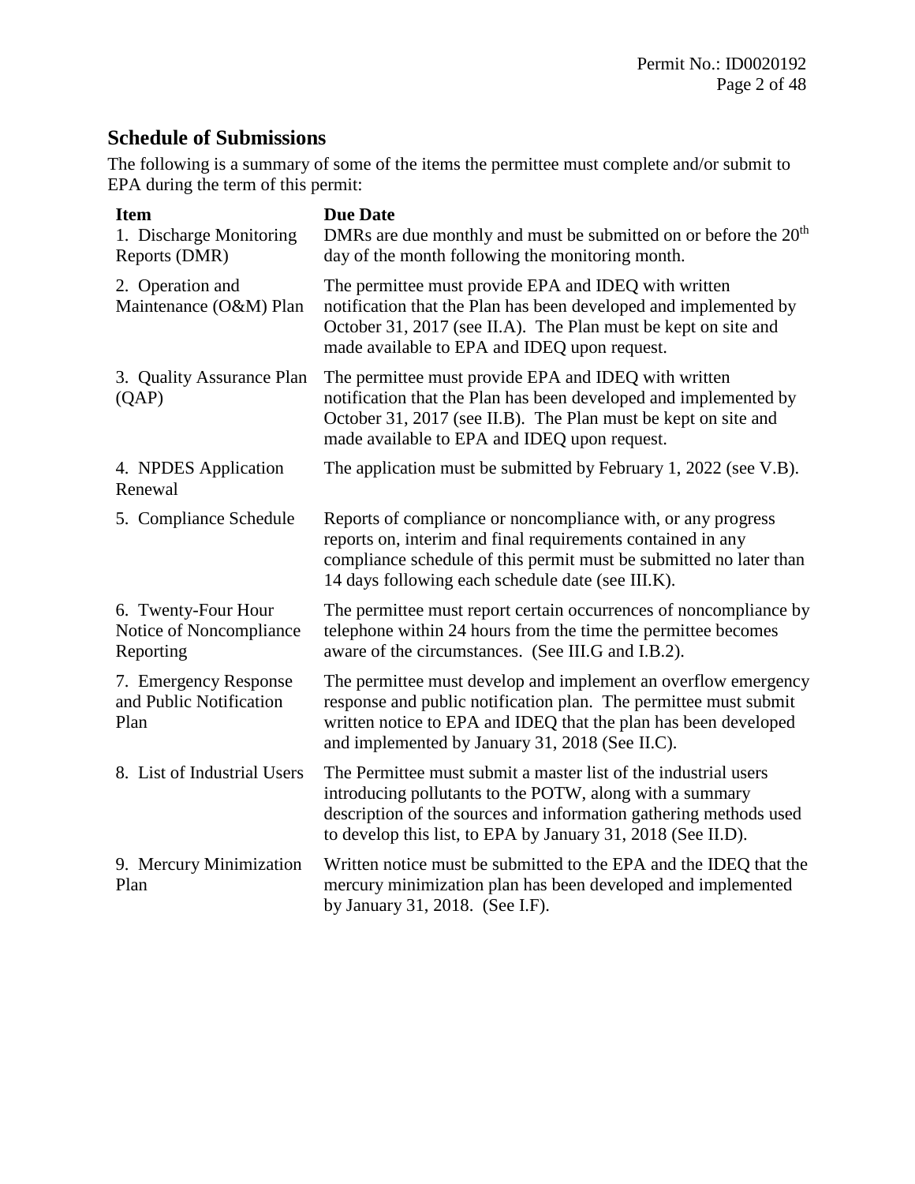## Schedule of Submissions

The following is a summary of some of the items the permittee must complete and/or submit to EPA during the term of this permit:

| Item | Due Date |
| --- | --- |
| 1. Discharge Monitoring Reports (DMR) | DMRs are due monthly and must be submitted on or before the 20th day of the month following the monitoring month. |
| 2. Operation and Maintenance (O&M) Plan | The permittee must provide EPA and IDEQ with written notification that the Plan has been developed and implemented by October 31, 2017 (see II.A). The Plan must be kept on site and made available to EPA and IDEQ upon request. |
| 3. Quality Assurance Plan (QAP) | The permittee must provide EPA and IDEQ with written notification that the Plan has been developed and implemented by October 31, 2017 (see II.B). The Plan must be kept on site and made available to EPA and IDEQ upon request. |
| 4. NPDES Application Renewal | The application must be submitted by February 1, 2022 (see V.B). |
| 5. Compliance Schedule | Reports of compliance or noncompliance with, or any progress reports on, interim and final requirements contained in any compliance schedule of this permit must be submitted no later than 14 days following each schedule date (see III.K). |
| 6. Twenty-Four Hour Notice of Noncompliance Reporting | The permittee must report certain occurrences of noncompliance by telephone within 24 hours from the time the permittee becomes aware of the circumstances. (See III.G and I.B.2). |
| 7. Emergency Response and Public Notification Plan | The permittee must develop and implement an overflow emergency response and public notification plan. The permittee must submit written notice to EPA and IDEQ that the plan has been developed and implemented by January 31, 2018 (See II.C). |
| 8. List of Industrial Users | The Permittee must submit a master list of the industrial users introducing pollutants to the POTW, along with a summary description of the sources and information gathering methods used to develop this list, to EPA by January 31, 2018 (See II.D). |
| 9. Mercury Minimization Plan | Written notice must be submitted to the EPA and the IDEQ that the mercury minimization plan has been developed and implemented by January 31, 2018. (See I.F). |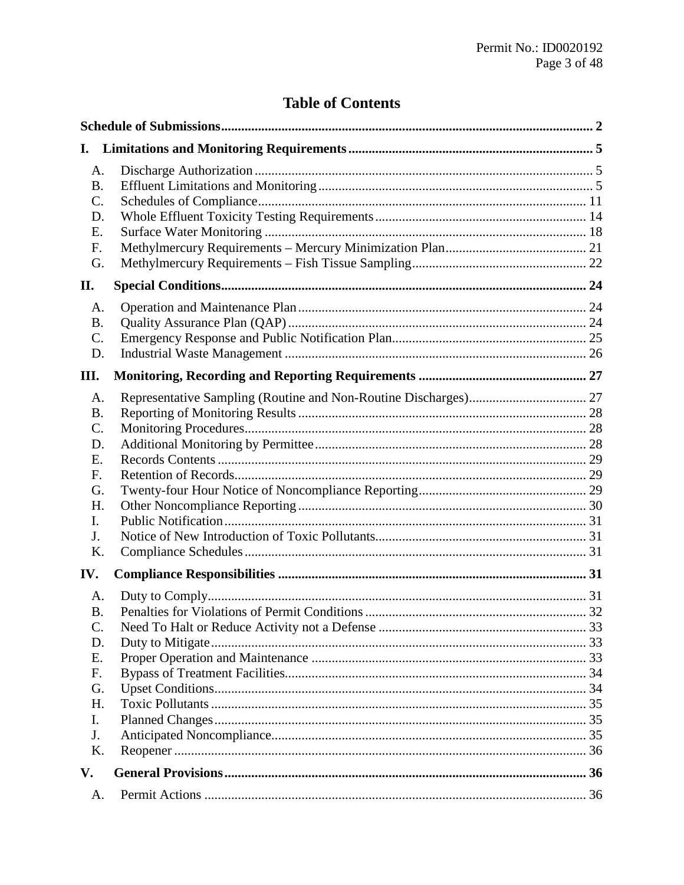# Table of Contents

**Schedule of Submissions** .......... **2**

**I. Limitations and Monitoring Requirements** .......... **5**

- A. Discharge Authorization .......... 5
- B. Effluent Limitations and Monitoring .......... 5
- C. Schedules of Compliance .......... 11
- D. Whole Effluent Toxicity Testing Requirements .......... 14
- E. Surface Water Monitoring .......... 18
- F. Methylmercury Requirements – Mercury Minimization Plan .......... 21
- G. Methylmercury Requirements – Fish Tissue Sampling .......... 22

**II. Special Conditions** .......... **24**

- A. Operation and Maintenance Plan .......... 24
- B. Quality Assurance Plan (QAP) .......... 24
- C. Emergency Response and Public Notification Plan .......... 25
- D. Industrial Waste Management .......... 26

**III. Monitoring, Recording and Reporting Requirements** .......... **27**

- A. Representative Sampling (Routine and Non-Routine Discharges) .......... 27
- B. Reporting of Monitoring Results .......... 28
- C. Monitoring Procedures .......... 28
- D. Additional Monitoring by Permittee .......... 28
- E. Records Contents .......... 29
- F. Retention of Records .......... 29
- G. Twenty-four Hour Notice of Noncompliance Reporting .......... 29
- H. Other Noncompliance Reporting .......... 30
- I. Public Notification .......... 31
- J. Notice of New Introduction of Toxic Pollutants .......... 31
- K. Compliance Schedules .......... 31

**IV. Compliance Responsibilities** .......... **31**

- A. Duty to Comply .......... 31
- B. Penalties for Violations of Permit Conditions .......... 32
- C. Need To Halt or Reduce Activity not a Defense .......... 33
- D. Duty to Mitigate .......... 33
- E. Proper Operation and Maintenance .......... 33
- F. Bypass of Treatment Facilities .......... 34
- G. Upset Conditions .......... 34
- H. Toxic Pollutants .......... 35
- I. Planned Changes .......... 35
- J. Anticipated Noncompliance .......... 35
- K. Reopener .......... 36

**V. General Provisions** .......... **36**

- A. Permit Actions .......... 36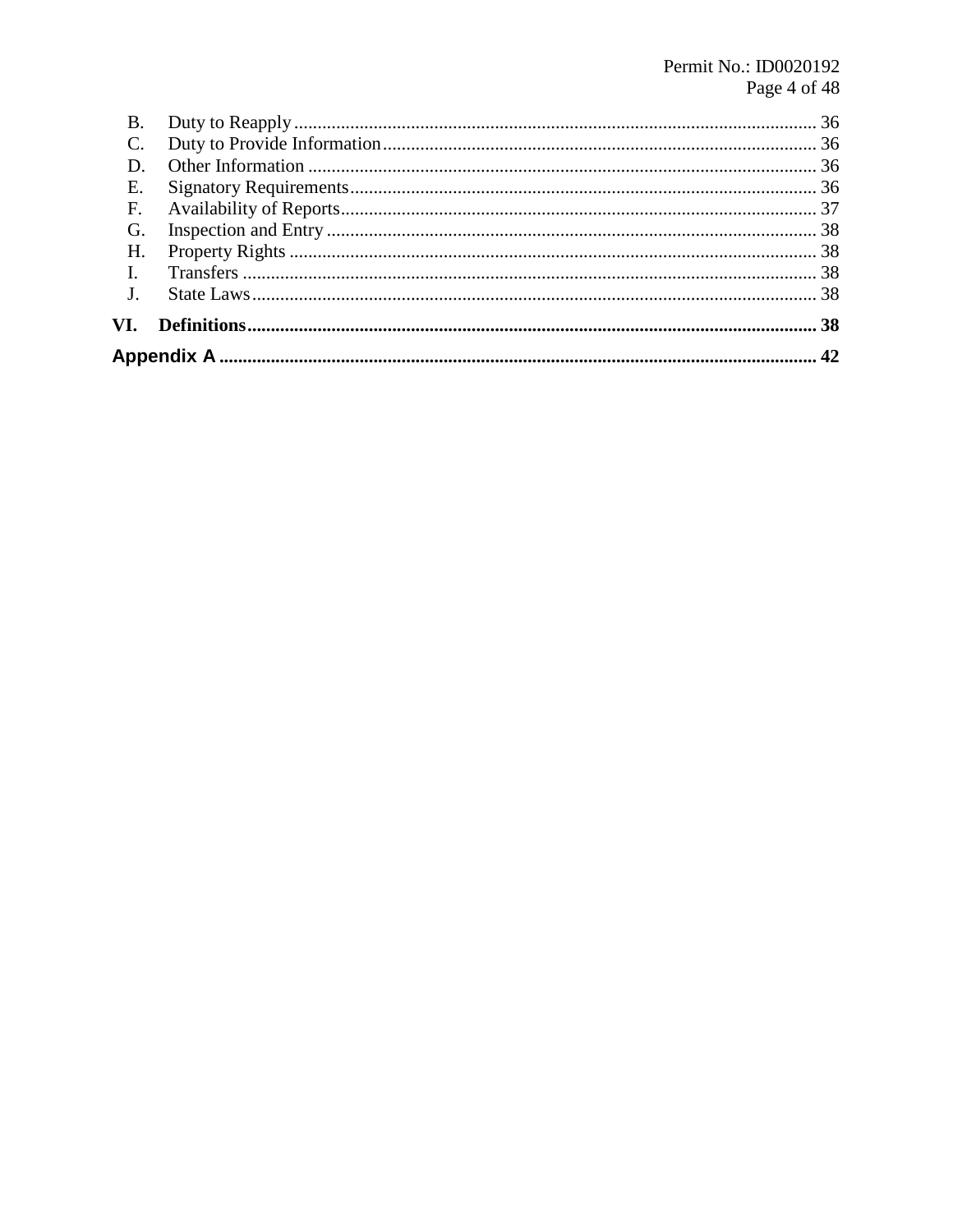B. Duty to Reapply ........................................................................................................ 36
C. Duty to Provide Information ........................................................................................ 36
D. Other Information ........................................................................................................ 36
E. Signatory Requirements ................................................................................................ 36
F. Availability of Reports .................................................................................................. 37
G. Inspection and Entry .................................................................................................... 38
H. Property Rights ............................................................................................................ 38
I. Transfers ...................................................................................................................... 38
J. State Laws .................................................................................................................... 38

**VI. Definitions ........................................................................................................... 38**

**Appendix A ............................................................................................................... 42**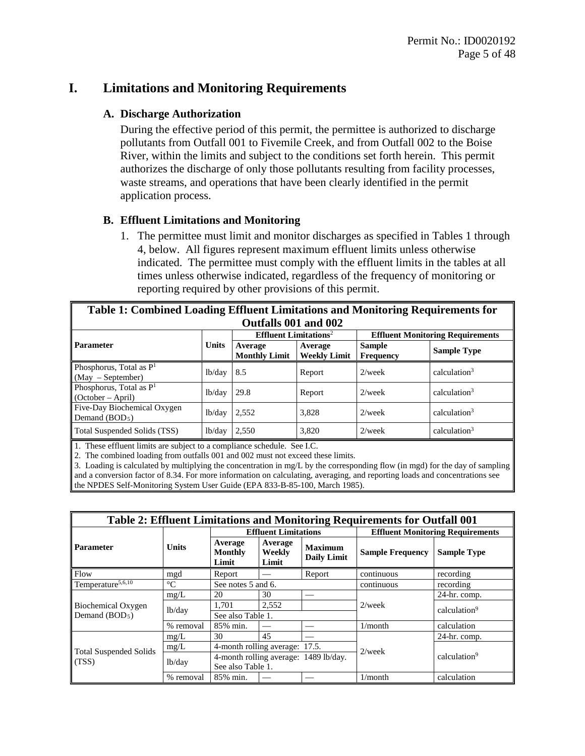# I. Limitations and Monitoring Requirements

## A. Discharge Authorization

During the effective period of this permit, the permittee is authorized to discharge pollutants from Outfall 001 to Fivemile Creek, and from Outfall 002 to the Boise River, within the limits and subject to the conditions set forth herein. This permit authorizes the discharge of only those pollutants resulting from facility processes, waste streams, and operations that have been clearly identified in the permit application process.

## B. Effluent Limitations and Monitoring

1. The permittee must limit and monitor discharges as specified in Tables 1 through 4, below. All figures represent maximum effluent limits unless otherwise indicated. The permittee must comply with the effluent limits in the tables at all times unless otherwise indicated, regardless of the frequency of monitoring or reporting required by other provisions of this permit.

**Table 1: Combined Loading Effluent Limitations and Monitoring Requirements for Outfalls 001 and 002**

| Parameter | Units | Effluent Limitations[2] | | Effluent Monitoring Requirements | |
|---|---|---|---|---|---|
| | | Average Monthly Limit | Average Weekly Limit | Sample Frequency | Sample Type |
| Phosphorus, Total as P[1] (May – September) | lb/day | 8.5 | Report | 2/week | calculation[3] |
| Phosphorus, Total as P[1] (October – April) | lb/day | 29.8 | Report | 2/week | calculation[3] |
| Five-Day Biochemical Oxygen Demand ($BOD_5$) | lb/day | 2,552 | 3,828 | 2/week | calculation[3] |
| Total Suspended Solids (TSS) | lb/day | 2,550 | 3,820 | 2/week | calculation[3] |

1. These effluent limits are subject to a compliance schedule. See I.C.
2. The combined loading from outfalls 001 and 002 must not exceed these limits.
3. Loading is calculated by multiplying the concentration in mg/L by the corresponding flow (in mgd) for the day of sampling and a conversion factor of 8.34. For more information on calculating, averaging, and reporting loads and concentrations see the NPDES Self-Monitoring System User Guide (EPA 833-B-85-100, March 1985).

**Table 2: Effluent Limitations and Monitoring Requirements for Outfall 001**

| Parameter | Units | Effluent Limitations | | | Effluent Monitoring Requirements | |
|---|---|---|---|---|---|---|
| | | Average Monthly Limit | Average Weekly Limit | Maximum Daily Limit | Sample Frequency | Sample Type |
| Flow | mgd | Report | — | Report | continuous | recording |
| Temperature[5,6,10] | °C | See notes 5 and 6. | | | continuous | recording |
| Biochemical Oxygen Demand ($BOD_5$) | mg/L | 20 | 30 | — | 2/week | 24-hr. comp. |
| | lb/day | 1,701 | 2,552 | | 2/week | calculation[9] |
| | lb/day | See also Table 1. | | | | |
| | % removal | 85% min. | — | — | 1/month | calculation |
| Total Suspended Solids (TSS) | mg/L | 30 | 45 | — | 2/week | 24-hr. comp. |
| | mg/L | 4-month rolling average: 17.5. | | | 2/week | calculation[9] |
| | lb/day | 4-month rolling average: 1489 lb/day. See also Table 1. | | | | |
| | % removal | 85% min. | — | — | 1/month | calculation |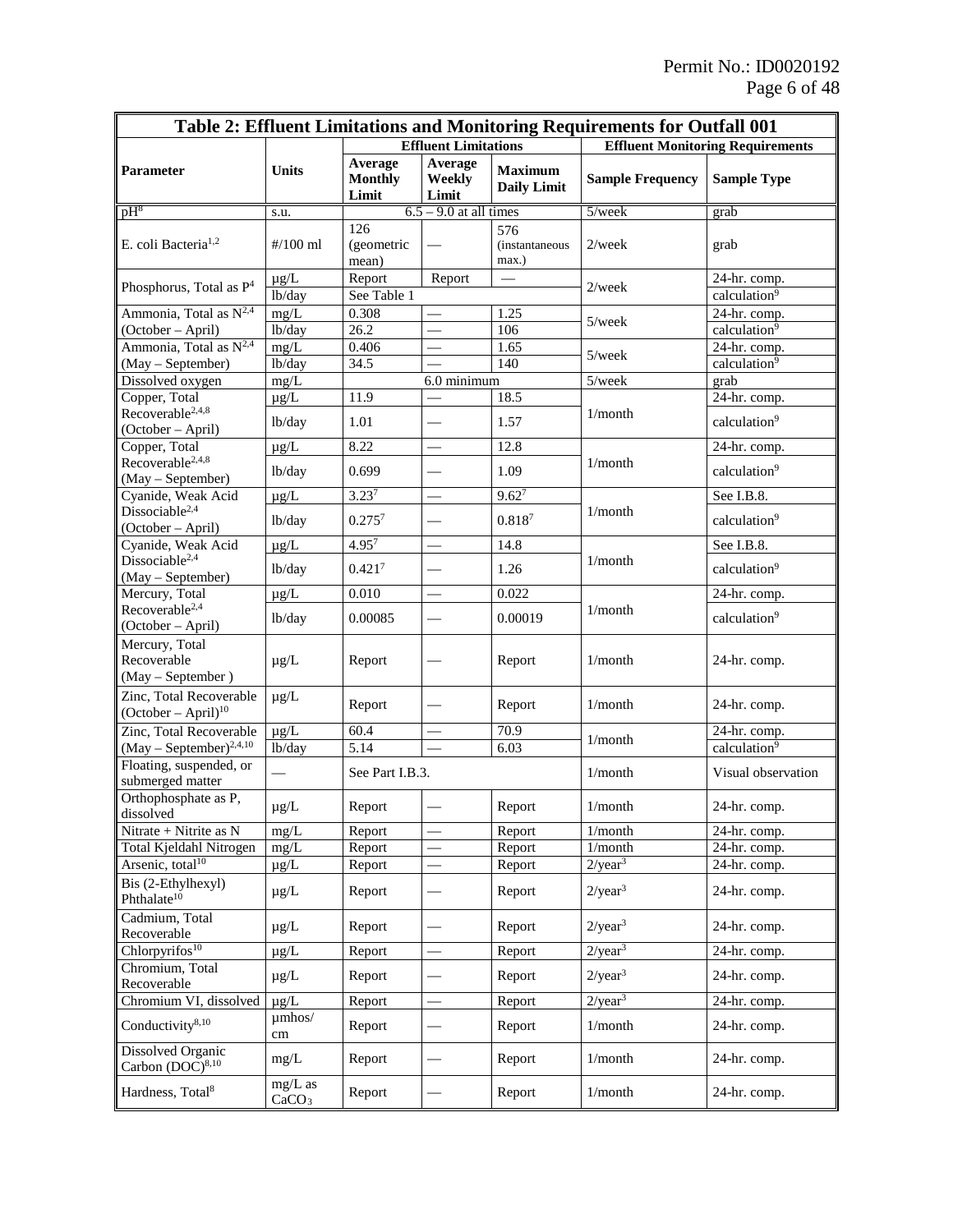| Table 2: Effluent Limitations and Monitoring Requirements for Outfall 001 | | | | | | |
|---|---|---|---|---|---|---|
| | | Effluent Limitations | | | Effluent Monitoring Requirements | |
| **Parameter** | **Units** | **Average Monthly Limit** | **Average Weekly Limit** | **Maximum Daily Limit** | **Sample Frequency** | **Sample Type** |
| pH[8] | s.u. | 6.5 – 9.0 at all times | | | 5/week | grab |
| E. coli Bacteria[1,2] | #/100 ml | 126 (geometric mean) | — | 576 (instantaneous max.) | 2/week | grab |
| Phosphorus, Total as P[4] | µg/L | Report | Report | — | 2/week | 24-hr. comp. |
| | lb/day | See Table 1 | | | | calculation[9] |
| Ammonia, Total as N[2,4] (October – April) | mg/L | 0.308 | — | 1.25 | 5/week | 24-hr. comp. |
| | lb/day | 26.2 | — | 106 | | calculation[9] |
| Ammonia, Total as N[2,4] (May – September) | mg/L | 0.406 | — | 1.65 | 5/week | 24-hr. comp. |
| | lb/day | 34.5 | — | 140 | | calculation[9] |
| Dissolved oxygen | mg/L | 6.0 minimum | | | 5/week | grab |
| Copper, Total Recoverable[2,4,8] (October – April) | µg/L | 11.9 | — | 18.5 | 1/month | 24-hr. comp. |
| | lb/day | 1.01 | — | 1.57 | | calculation[9] |
| Copper, Total Recoverable[2,4,8] (May – September) | µg/L | 8.22 | — | 12.8 | 1/month | 24-hr. comp. |
| | lb/day | 0.699 | — | 1.09 | | calculation[9] |
| Cyanide, Weak Acid Dissociable[2,4] (October – April) | µg/L | 3.23[7] | — | 9.62[7] | 1/month | See I.B.8. |
| | lb/day | 0.275[7] | — | 0.818[7] | | calculation[9] |
| Cyanide, Weak Acid Dissociable[2,4] (May – September) | µg/L | 4.95[7] | — | 14.8 | 1/month | See I.B.8. |
| | lb/day | 0.421[7] | — | 1.26 | | calculation[9] |
| Mercury, Total Recoverable[2,4] (October – April) | µg/L | 0.010 | — | 0.022 | 1/month | 24-hr. comp. |
| | lb/day | 0.00085 | — | 0.00019 | | calculation[9] |
| Mercury, Total Recoverable (May – September ) | µg/L | Report | — | Report | 1/month | 24-hr. comp. |
| Zinc, Total Recoverable (October – April)[10] | µg/L | Report | — | Report | 1/month | 24-hr. comp. |
| Zinc, Total Recoverable (May – September)[2,4,10] | µg/L | 60.4 | — | 70.9 | 1/month | 24-hr. comp. |
| | lb/day | 5.14 | — | 6.03 | | calculation[9] |
| Floating, suspended, or submerged matter | — | See Part I.B.3. | | | 1/month | Visual observation |
| Orthophosphate as P, dissolved | µg/L | Report | — | Report | 1/month | 24-hr. comp. |
| Nitrate + Nitrite as N | mg/L | Report | — | Report | 1/month | 24-hr. comp. |
| Total Kjeldahl Nitrogen | mg/L | Report | — | Report | 1/month | 24-hr. comp. |
| Arsenic, total[10] | µg/L | Report | — | Report | 2/year[3] | 24-hr. comp. |
| Bis (2-Ethylhexyl) Phthalate[10] | µg/L | Report | — | Report | 2/year[3] | 24-hr. comp. |
| Cadmium, Total Recoverable | µg/L | Report | — | Report | 2/year[3] | 24-hr. comp. |
| Chlorpyrifos[10] | µg/L | Report | — | Report | 2/year[3] | 24-hr. comp. |
| Chromium, Total Recoverable | µg/L | Report | — | Report | 2/year[3] | 24-hr. comp. |
| Chromium VI, dissolved | µg/L | Report | — | Report | 2/year[3] | 24-hr. comp. |
| Conductivity[8,10] | µmhos/cm | Report | — | Report | 1/month | 24-hr. comp. |
| Dissolved Organic Carbon (DOC)[8,10] | mg/L | Report | — | Report | 1/month | 24-hr. comp. |
| Hardness, Total[8] | mg/L as $CaCO_3$ | Report | — | Report | 1/month | 24-hr. comp. |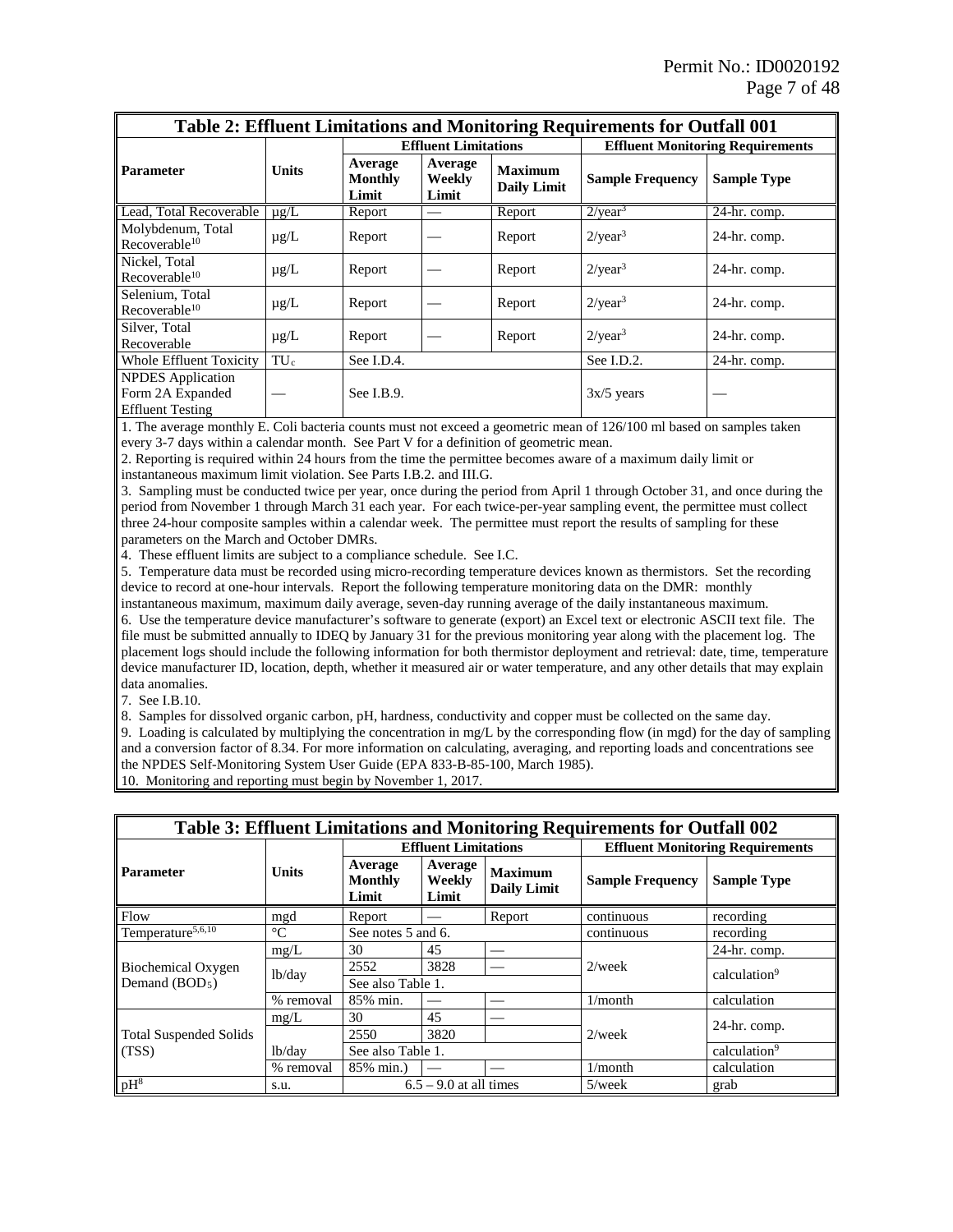**Table 2: Effluent Limitations and Monitoring Requirements for Outfall 001**

| Parameter | Units | Effluent Limitations | | | Effluent Monitoring Requirements | |
|---|---|---|---|---|---|---|
| | | Average Monthly Limit | Average Weekly Limit | Maximum Daily Limit | Sample Frequency | Sample Type |
| Lead, Total Recoverable | μg/L | Report | — | Report | 2/year[3] | 24-hr. comp. |
| Molybdenum, Total Recoverable[10] | μg/L | Report | — | Report | 2/year[3] | 24-hr. comp. |
| Nickel, Total Recoverable[10] | μg/L | Report | — | Report | 2/year[3] | 24-hr. comp. |
| Selenium, Total Recoverable[10] | μg/L | Report | — | Report | 2/year[3] | 24-hr. comp. |
| Silver, Total Recoverable | μg/L | Report | — | Report | 2/year[3] | 24-hr. comp. |
| Whole Effluent Toxicity | $TU_c$ | See I.D.4. | | | See I.D.2. | 24-hr. comp. |
| NPDES Application Form 2A Expanded Effluent Testing | — | See I.B.9. | | | 3x/5 years | — |

1. The average monthly E. Coli bacteria counts must not exceed a geometric mean of 126/100 ml based on samples taken every 3-7 days within a calendar month. See Part V for a definition of geometric mean.
2. Reporting is required within 24 hours from the time the permittee becomes aware of a maximum daily limit or instantaneous maximum limit violation. See Parts I.B.2. and III.G.
3. Sampling must be conducted twice per year, once during the period from April 1 through October 31, and once during the period from November 1 through March 31 each year. For each twice-per-year sampling event, the permittee must collect three 24-hour composite samples within a calendar week. The permittee must report the results of sampling for these parameters on the March and October DMRs.
4. These effluent limits are subject to a compliance schedule. See I.C.
5. Temperature data must be recorded using micro-recording temperature devices known as thermistors. Set the recording device to record at one-hour intervals. Report the following temperature monitoring data on the DMR: monthly instantaneous maximum, maximum daily average, seven-day running average of the daily instantaneous maximum.
6. Use the temperature device manufacturer's software to generate (export) an Excel text or electronic ASCII text file. The file must be submitted annually to IDEQ by January 31 for the previous monitoring year along with the placement log. The placement logs should include the following information for both thermistor deployment and retrieval: date, time, temperature device manufacturer ID, location, depth, whether it measured air or water temperature, and any other details that may explain data anomalies.
7. See I.B.10.
8. Samples for dissolved organic carbon, pH, hardness, conductivity and copper must be collected on the same day.
9. Loading is calculated by multiplying the concentration in mg/L by the corresponding flow (in mgd) for the day of sampling and a conversion factor of 8.34. For more information on calculating, averaging, and reporting loads and concentrations see the NPDES Self-Monitoring System User Guide (EPA 833-B-85-100, March 1985).
10. Monitoring and reporting must begin by November 1, 2017.

**Table 3: Effluent Limitations and Monitoring Requirements for Outfall 002**

| Parameter | Units | Effluent Limitations | | | Effluent Monitoring Requirements | |
|---|---|---|---|---|---|---|
| | | Average Monthly Limit | Average Weekly Limit | Maximum Daily Limit | Sample Frequency | Sample Type |
| Flow | mgd | Report | — | Report | continuous | recording |
| Temperature[5,6,10] | °C | See notes 5 and 6. | | | continuous | recording |
| Biochemical Oxygen Demand ($BOD_5$) | mg/L | 30 | 45 | — | 2/week | 24-hr. comp. |
| | lb/day | 2552 | 3828 | — | | calculation[9] |
| | | See also Table 1. | | | | |
| | % removal | 85% min. | — | — | 1/month | calculation |
| Total Suspended Solids (TSS) | mg/L | 30 | 45 | — | 2/week | 24-hr. comp. |
| | lb/day | 2550 | 3820 | | | |
| | | See also Table 1. | | | | calculation[9] |
| | % removal | 85% min.) | — | — | 1/month | calculation |
| pH[8] | s.u. | 6.5 – 9.0 at all times | | | 5/week | grab |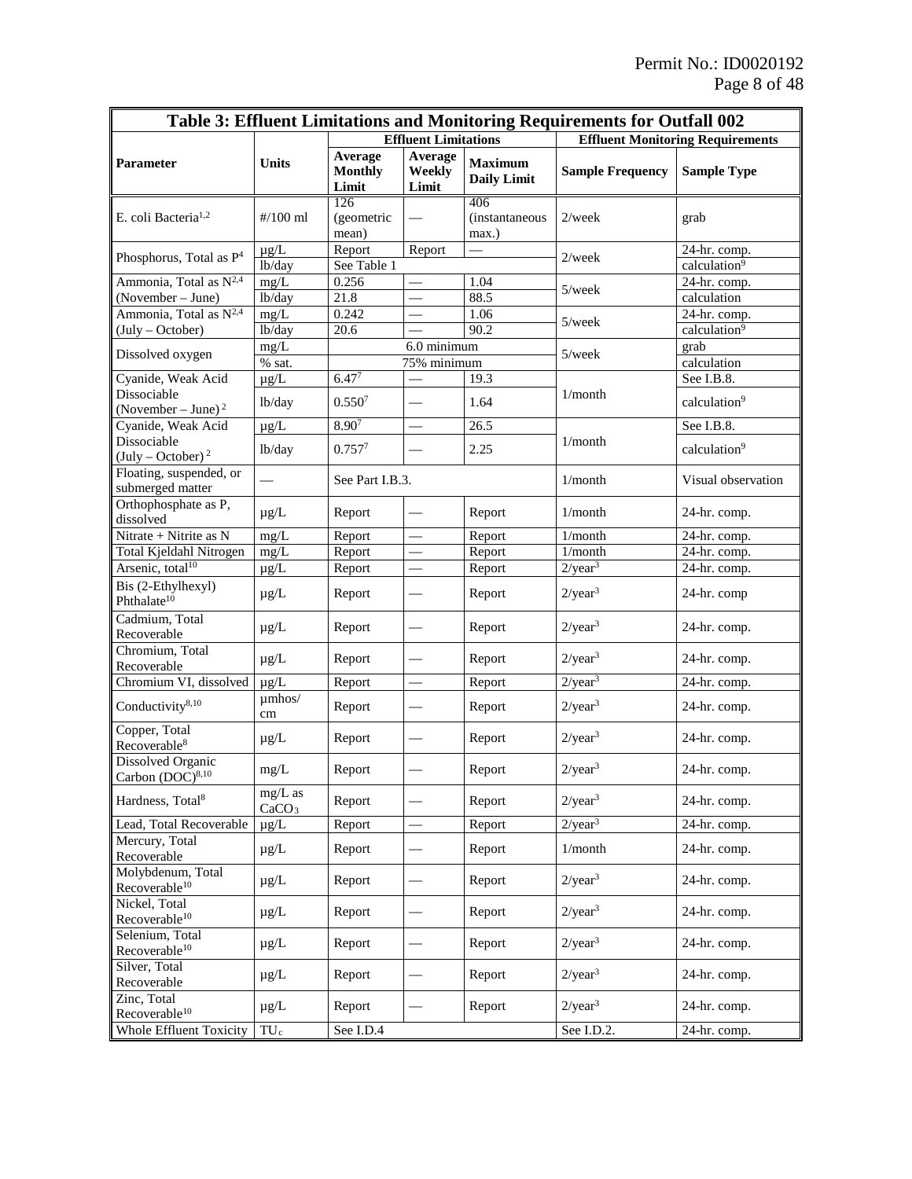| Table 3: Effluent Limitations and Monitoring Requirements for Outfall 002 | | | | | | |
|---|---|---|---|---|---|---|
| | | Effluent Limitations | | | Effluent Monitoring Requirements | |
| **Parameter** | **Units** | **Average Monthly Limit** | **Average Weekly Limit** | **Maximum Daily Limit** | **Sample Frequency** | **Sample Type** |
| E. coli Bacteria[1,2] | #/100 ml | 126 (geometric mean) | — | 406 (instantaneous max.) | 2/week | grab |
| Phosphorus, Total as P[4] | µg/L | Report | Report | — | 2/week | 24-hr. comp. |
| | lb/day | See Table 1 | | | | calculation[9] |
| Ammonia, Total as N[2,4] (November – June) | mg/L | 0.256 | — | 1.04 | 5/week | 24-hr. comp. |
| | lb/day | 21.8 | — | 88.5 | | calculation |
| Ammonia, Total as N[2,4] (July – October) | mg/L | 0.242 | — | 1.06 | 5/week | 24-hr. comp. |
| | lb/day | 20.6 | — | 90.2 | | calculation[9] |
| Dissolved oxygen | mg/L | 6.0 minimum | | | 5/week | grab |
| | % sat. | 75% minimum | | | | calculation |
| Cyanide, Weak Acid Dissociable (November – June)[2] | µg/L | 6.47[7] | — | 19.3 | 1/month | See I.B.8. |
| | lb/day | 0.550[7] | — | 1.64 | | calculation[9] |
| Cyanide, Weak Acid Dissociable (July – October)[2] | µg/L | 8.90[7] | — | 26.5 | 1/month | See I.B.8. |
| | lb/day | 0.757[7] | — | 2.25 | | calculation[9] |
| Floating, suspended, or submerged matter | — | See Part I.B.3. | | | 1/month | Visual observation |
| Orthophosphate as P, dissolved | µg/L | Report | — | Report | 1/month | 24-hr. comp. |
| Nitrate + Nitrite as N | mg/L | Report | — | Report | 1/month | 24-hr. comp. |
| Total Kjeldahl Nitrogen | mg/L | Report | — | Report | 1/month | 24-hr. comp. |
| Arsenic, total[10] | µg/L | Report | — | Report | 2/year[3] | 24-hr. comp. |
| Bis (2-Ethylhexyl) Phthalate[10] | µg/L | Report | — | Report | 2/year[3] | 24-hr. comp |
| Cadmium, Total Recoverable | µg/L | Report | — | Report | 2/year[3] | 24-hr. comp. |
| Chromium, Total Recoverable | µg/L | Report | — | Report | 2/year[3] | 24-hr. comp. |
| Chromium VI, dissolved | µg/L | Report | — | Report | 2/year[3] | 24-hr. comp. |
| Conductivity[8,10] | µmhos/cm | Report | — | Report | 2/year[3] | 24-hr. comp. |
| Copper, Total Recoverable[8] | µg/L | Report | — | Report | 2/year[3] | 24-hr. comp. |
| Dissolved Organic Carbon (DOC)[8,10] | mg/L | Report | — | Report | 2/year[3] | 24-hr. comp. |
| Hardness, Total[8] | mg/L as $CaCO_3$ | Report | — | Report | 2/year[3] | 24-hr. comp. |
| Lead, Total Recoverable | µg/L | Report | — | Report | 2/year[3] | 24-hr. comp. |
| Mercury, Total Recoverable | µg/L | Report | — | Report | 1/month | 24-hr. comp. |
| Molybdenum, Total Recoverable[10] | µg/L | Report | — | Report | 2/year[3] | 24-hr. comp. |
| Nickel, Total Recoverable[10] | µg/L | Report | — | Report | 2/year[3] | 24-hr. comp. |
| Selenium, Total Recoverable[10] | µg/L | Report | — | Report | 2/year[3] | 24-hr. comp. |
| Silver, Total Recoverable | µg/L | Report | — | Report | 2/year[3] | 24-hr. comp. |
| Zinc, Total Recoverable[10] | µg/L | Report | — | Report | 2/year[3] | 24-hr. comp. |
| Whole Effluent Toxicity | $TU_c$ | See I.D.4 | | | See I.D.2. | 24-hr. comp. |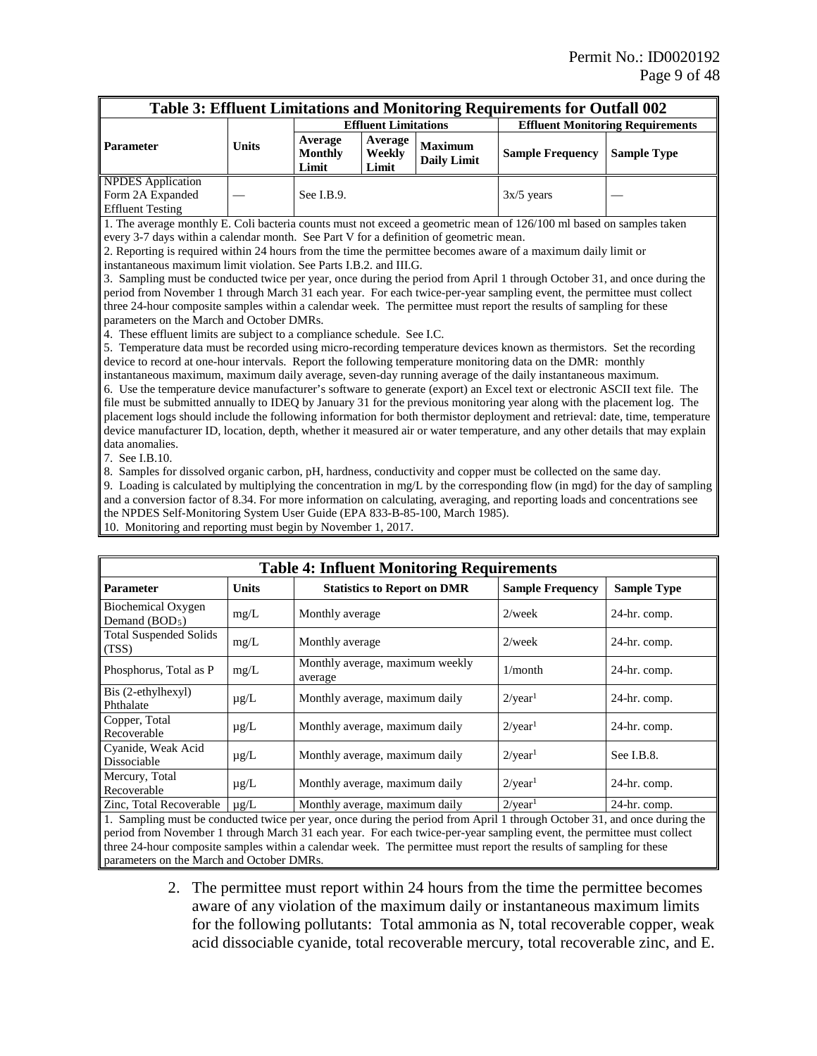| Table 3: Effluent Limitations and Monitoring Requirements for Outfall 002 | | | | | | |
|---|---|---|---|---|---|---|
| | | Effluent Limitations | | | Effluent Monitoring Requirements | |
| **Parameter** | **Units** | **Average Monthly Limit** | **Average Weekly Limit** | **Maximum Daily Limit** | **Sample Frequency** | **Sample Type** |
| NPDES Application Form 2A Expanded Effluent Testing | — | See I.B.9. | | | 3x/5 years | — |

1. The average monthly E. Coli bacteria counts must not exceed a geometric mean of 126/100 ml based on samples taken every 3-7 days within a calendar month. See Part V for a definition of geometric mean.
2. Reporting is required within 24 hours from the time the permittee becomes aware of a maximum daily limit or instantaneous maximum limit violation. See Parts I.B.2. and III.G.
3. Sampling must be conducted twice per year, once during the period from April 1 through October 31, and once during the period from November 1 through March 31 each year. For each twice-per-year sampling event, the permittee must collect three 24-hour composite samples within a calendar week. The permittee must report the results of sampling for these parameters on the March and October DMRs.
4. These effluent limits are subject to a compliance schedule. See I.C.
5. Temperature data must be recorded using micro-recording temperature devices known as thermistors. Set the recording device to record at one-hour intervals. Report the following temperature monitoring data on the DMR: monthly instantaneous maximum, maximum daily average, seven-day running average of the daily instantaneous maximum.
6. Use the temperature device manufacturer's software to generate (export) an Excel text or electronic ASCII text file. The file must be submitted annually to IDEQ by January 31 for the previous monitoring year along with the placement log. The placement logs should include the following information for both thermistor deployment and retrieval: date, time, temperature device manufacturer ID, location, depth, whether it measured air or water temperature, and any other details that may explain data anomalies.
7. See I.B.10.
8. Samples for dissolved organic carbon, pH, hardness, conductivity and copper must be collected on the same day.
9. Loading is calculated by multiplying the concentration in mg/L by the corresponding flow (in mgd) for the day of sampling and a conversion factor of 8.34. For more information on calculating, averaging, and reporting loads and concentrations see the NPDES Self-Monitoring System User Guide (EPA 833-B-85-100, March 1985).
10. Monitoring and reporting must begin by November 1, 2017.

| Table 4: Influent Monitoring Requirements | | | | |
|---|---|---|---|---|
| **Parameter** | **Units** | **Statistics to Report on DMR** | **Sample Frequency** | **Sample Type** |
| Biochemical Oxygen Demand ($BOD_5$) | mg/L | Monthly average | 2/week | 24-hr. comp. |
| Total Suspended Solids (TSS) | mg/L | Monthly average | 2/week | 24-hr. comp. |
| Phosphorus, Total as P | mg/L | Monthly average, maximum weekly average | 1/month | 24-hr. comp. |
| Bis (2-ethylhexyl) Phthalate | µg/L | Monthly average, maximum daily | 2/year[1] | 24-hr. comp. |
| Copper, Total Recoverable | µg/L | Monthly average, maximum daily | 2/year[1] | 24-hr. comp. |
| Cyanide, Weak Acid Dissociable | µg/L | Monthly average, maximum daily | 2/year[1] | See I.B.8. |
| Mercury, Total Recoverable | µg/L | Monthly average, maximum daily | 2/year[1] | 24-hr. comp. |
| Zinc, Total Recoverable | µg/L | Monthly average, maximum daily | 2/year[1] | 24-hr. comp. |

1. Sampling must be conducted twice per year, once during the period from April 1 through October 31, and once during the period from November 1 through March 31 each year. For each twice-per-year sampling event, the permittee must collect three 24-hour composite samples within a calendar week. The permittee must report the results of sampling for these parameters on the March and October DMRs.

2. The permittee must report within 24 hours from the time the permittee becomes aware of any violation of the maximum daily or instantaneous maximum limits for the following pollutants: Total ammonia as N, total recoverable copper, weak acid dissociable cyanide, total recoverable mercury, total recoverable zinc, and E.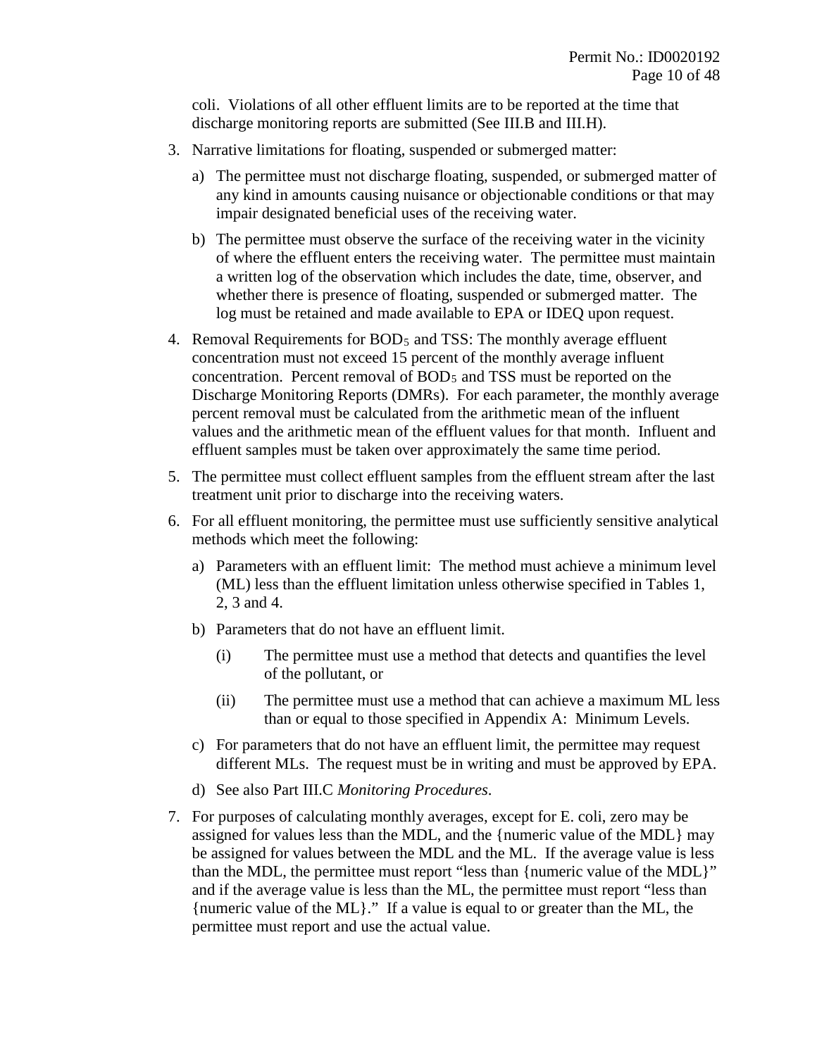coli. Violations of all other effluent limits are to be reported at the time that discharge monitoring reports are submitted (See III.B and III.H).

3. Narrative limitations for floating, suspended or submerged matter:

   a) The permittee must not discharge floating, suspended, or submerged matter of any kind in amounts causing nuisance or objectionable conditions or that may impair designated beneficial uses of the receiving water.

   b) The permittee must observe the surface of the receiving water in the vicinity of where the effluent enters the receiving water. The permittee must maintain a written log of the observation which includes the date, time, observer, and whether there is presence of floating, suspended or submerged matter. The log must be retained and made available to EPA or IDEQ upon request.

4. Removal Requirements for $BOD_5$ and TSS: The monthly average effluent concentration must not exceed 15 percent of the monthly average influent concentration. Percent removal of $BOD_5$ and TSS must be reported on the Discharge Monitoring Reports (DMRs). For each parameter, the monthly average percent removal must be calculated from the arithmetic mean of the influent values and the arithmetic mean of the effluent values for that month. Influent and effluent samples must be taken over approximately the same time period.

5. The permittee must collect effluent samples from the effluent stream after the last treatment unit prior to discharge into the receiving waters.

6. For all effluent monitoring, the permittee must use sufficiently sensitive analytical methods which meet the following:

   a) Parameters with an effluent limit: The method must achieve a minimum level (ML) less than the effluent limitation unless otherwise specified in Tables 1, 2, 3 and 4.

   b) Parameters that do not have an effluent limit.

      (i) The permittee must use a method that detects and quantifies the level of the pollutant, or

      (ii) The permittee must use a method that can achieve a maximum ML less than or equal to those specified in Appendix A: Minimum Levels.

   c) For parameters that do not have an effluent limit, the permittee may request different MLs. The request must be in writing and must be approved by EPA.

   d) See also Part III.C *Monitoring Procedures*.

7. For purposes of calculating monthly averages, except for E. coli, zero may be assigned for values less than the MDL, and the {numeric value of the MDL} may be assigned for values between the MDL and the ML. If the average value is less than the MDL, the permittee must report "less than {numeric value of the MDL}" and if the average value is less than the ML, the permittee must report "less than {numeric value of the ML}." If a value is equal to or greater than the ML, the permittee must report and use the actual value.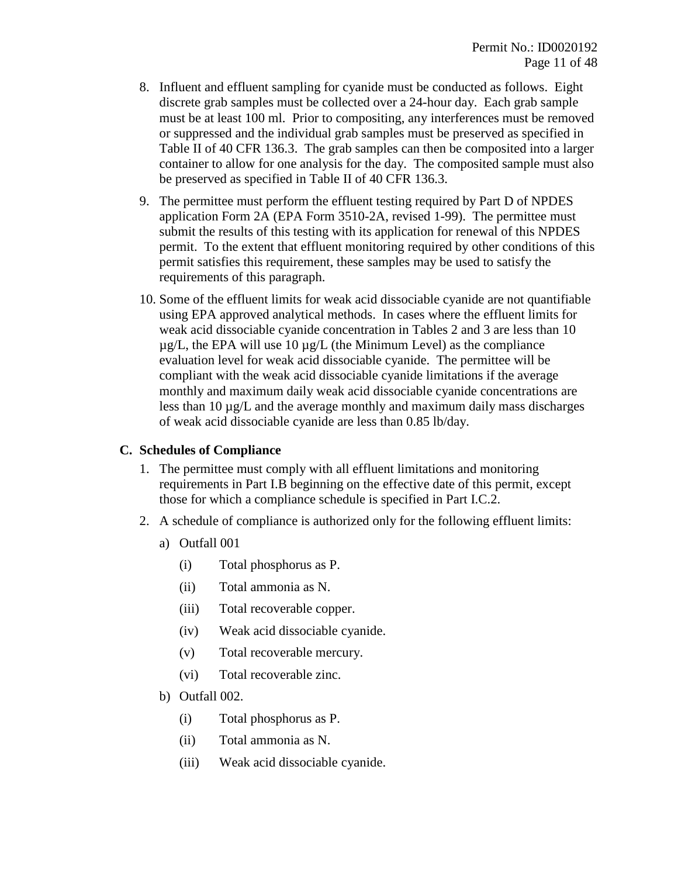8. Influent and effluent sampling for cyanide must be conducted as follows. Eight discrete grab samples must be collected over a 24-hour day. Each grab sample must be at least 100 ml. Prior to compositing, any interferences must be removed or suppressed and the individual grab samples must be preserved as specified in Table II of 40 CFR 136.3. The grab samples can then be composited into a larger container to allow for one analysis for the day. The composited sample must also be preserved as specified in Table II of 40 CFR 136.3.

9. The permittee must perform the effluent testing required by Part D of NPDES application Form 2A (EPA Form 3510-2A, revised 1-99). The permittee must submit the results of this testing with its application for renewal of this NPDES permit. To the extent that effluent monitoring required by other conditions of this permit satisfies this requirement, these samples may be used to satisfy the requirements of this paragraph.

10. Some of the effluent limits for weak acid dissociable cyanide are not quantifiable using EPA approved analytical methods. In cases where the effluent limits for weak acid dissociable cyanide concentration in Tables 2 and 3 are less than 10 µg/L, the EPA will use 10 µg/L (the Minimum Level) as the compliance evaluation level for weak acid dissociable cyanide. The permittee will be compliant with the weak acid dissociable cyanide limitations if the average monthly and maximum daily weak acid dissociable cyanide concentrations are less than 10 µg/L and the average monthly and maximum daily mass discharges of weak acid dissociable cyanide are less than 0.85 lb/day.

### C. Schedules of Compliance

1. The permittee must comply with all effluent limitations and monitoring requirements in Part I.B beginning on the effective date of this permit, except those for which a compliance schedule is specified in Part I.C.2.

2. A schedule of compliance is authorized only for the following effluent limits:

   a) Outfall 001

      (i) Total phosphorus as P.

      (ii) Total ammonia as N.

      (iii) Total recoverable copper.

      (iv) Weak acid dissociable cyanide.

      (v) Total recoverable mercury.

      (vi) Total recoverable zinc.

   b) Outfall 002.

      (i) Total phosphorus as P.

      (ii) Total ammonia as N.

      (iii) Weak acid dissociable cyanide.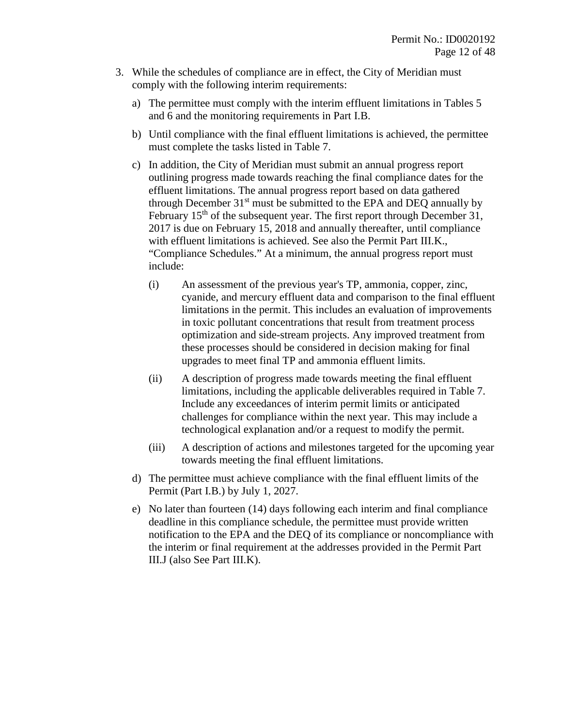3. While the schedules of compliance are in effect, the City of Meridian must comply with the following interim requirements:

   a) The permittee must comply with the interim effluent limitations in Tables 5 and 6 and the monitoring requirements in Part I.B.

   b) Until compliance with the final effluent limitations is achieved, the permittee must complete the tasks listed in Table 7.

   c) In addition, the City of Meridian must submit an annual progress report outlining progress made towards reaching the final compliance dates for the effluent limitations. The annual progress report based on data gathered through December 31st must be submitted to the EPA and DEQ annually by February 15th of the subsequent year. The first report through December 31, 2017 is due on February 15, 2018 and annually thereafter, until compliance with effluent limitations is achieved. See also the Permit Part III.K., "Compliance Schedules." At a minimum, the annual progress report must include:

      (i) An assessment of the previous year's TP, ammonia, copper, zinc, cyanide, and mercury effluent data and comparison to the final effluent limitations in the permit. This includes an evaluation of improvements in toxic pollutant concentrations that result from treatment process optimization and side-stream projects. Any improved treatment from these processes should be considered in decision making for final upgrades to meet final TP and ammonia effluent limits.

      (ii) A description of progress made towards meeting the final effluent limitations, including the applicable deliverables required in Table 7. Include any exceedances of interim permit limits or anticipated challenges for compliance within the next year. This may include a technological explanation and/or a request to modify the permit.

      (iii) A description of actions and milestones targeted for the upcoming year towards meeting the final effluent limitations.

   d) The permittee must achieve compliance with the final effluent limits of the Permit (Part I.B.) by July 1, 2027.

   e) No later than fourteen (14) days following each interim and final compliance deadline in this compliance schedule, the permittee must provide written notification to the EPA and the DEQ of its compliance or noncompliance with the interim or final requirement at the addresses provided in the Permit Part III.J (also See Part III.K).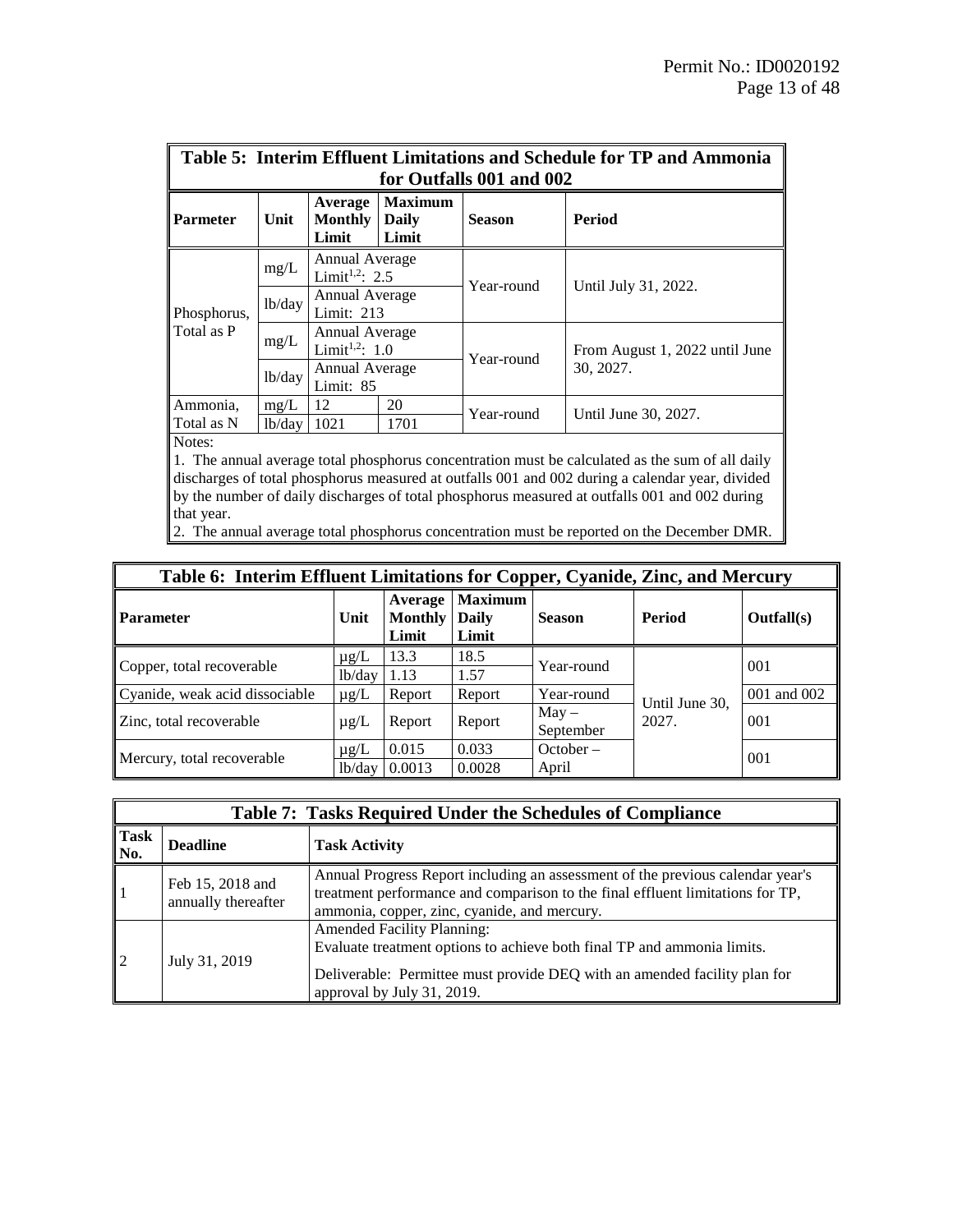| Table 5: Interim Effluent Limitations and Schedule for TP and Ammonia for Outfalls 001 and 002 | | | | | |
|---|---|---|---|---|---|
| **Parmeter** | **Unit** | **Average Monthly Limit** | **Maximum Daily Limit** | **Season** | **Period** |
| Phosphorus, Total as P | mg/L | Annual Average Limit[1,2]: 2.5 | | Year-round | Until July 31, 2022. |
| | lb/day | Annual Average Limit: 213 | | | |
| | mg/L | Annual Average Limit[1,2]: 1.0 | | Year-round | From August 1, 2022 until June 30, 2027. |
| | lb/day | Annual Average Limit: 85 | | | |
| Ammonia, Total as N | mg/L | 12 | 20 | Year-round | Until June 30, 2027. |
| | lb/day | 1021 | 1701 | | |

Notes:

1. The annual average total phosphorus concentration must be calculated as the sum of all daily discharges of total phosphorus measured at outfalls 001 and 002 during a calendar year, divided by the number of daily discharges of total phosphorus measured at outfalls 001 and 002 during that year.
2. The annual average total phosphorus concentration must be reported on the December DMR.

| Table 6: Interim Effluent Limitations for Copper, Cyanide, Zinc, and Mercury | | | | | | |
|---|---|---|---|---|---|---|
| **Parameter** | **Unit** | **Average Monthly Limit** | **Maximum Daily Limit** | **Season** | **Period** | **Outfall(s)** |
| Copper, total recoverable | μg/L | 13.3 | 18.5 | Year-round | Until June 30, 2027. | 001 |
| | lb/day | 1.13 | 1.57 | | | |
| Cyanide, weak acid dissociable | μg/L | Report | Report | Year-round | | 001 and 002 |
| Zinc, total recoverable | μg/L | Report | Report | May – September | | 001 |
| Mercury, total recoverable | μg/L | 0.015 | 0.033 | October – April | | 001 |
| | lb/day | 0.0013 | 0.0028 | | | |

| Table 7: Tasks Required Under the Schedules of Compliance | | |
|---|---|---|
| **Task No.** | **Deadline** | **Task Activity** |
| 1 | Feb 15, 2018 and annually thereafter | Annual Progress Report including an assessment of the previous calendar year's treatment performance and comparison to the final effluent limitations for TP, ammonia, copper, zinc, cyanide, and mercury. |
| 2 | July 31, 2019 | Amended Facility Planning: Evaluate treatment options to achieve both final TP and ammonia limits. Deliverable: Permittee must provide DEQ with an amended facility plan for approval by July 31, 2019. |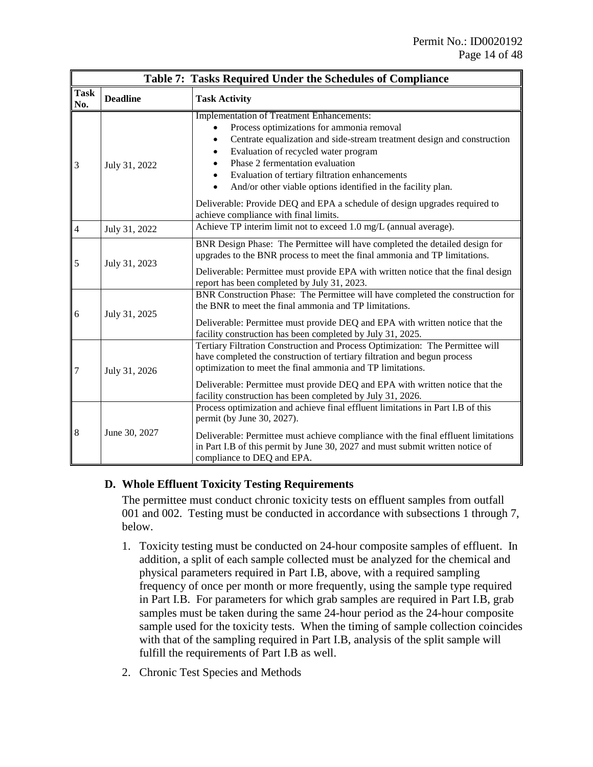| Table 7: Tasks Required Under the Schedules of Compliance | | |
|---|---|---|
| **Task No.** | **Deadline** | **Task Activity** |
| 3 | July 31, 2022 | Implementation of Treatment Enhancements:<br>• Process optimizations for ammonia removal<br>• Centrate equalization and side-stream treatment design and construction<br>• Evaluation of recycled water program<br>• Phase 2 fermentation evaluation<br>• Evaluation of tertiary filtration enhancements<br>• And/or other viable options identified in the facility plan.<br><br>Deliverable: Provide DEQ and EPA a schedule of design upgrades required to achieve compliance with final limits. |
| 4 | July 31, 2022 | Achieve TP interim limit not to exceed 1.0 mg/L (annual average). |
| 5 | July 31, 2023 | BNR Design Phase: The Permittee will have completed the detailed design for upgrades to the BNR process to meet the final ammonia and TP limitations.<br><br>Deliverable: Permittee must provide EPA with written notice that the final design report has been completed by July 31, 2023. |
| 6 | July 31, 2025 | BNR Construction Phase: The Permittee will have completed the construction for the BNR to meet the final ammonia and TP limitations.<br><br>Deliverable: Permittee must provide DEQ and EPA with written notice that the facility construction has been completed by July 31, 2025. |
| 7 | July 31, 2026 | Tertiary Filtration Construction and Process Optimization: The Permittee will have completed the construction of tertiary filtration and begun process optimization to meet the final ammonia and TP limitations.<br><br>Deliverable: Permittee must provide DEQ and EPA with written notice that the facility construction has been completed by July 31, 2026. |
| 8 | June 30, 2027 | Process optimization and achieve final effluent limitations in Part I.B of this permit (by June 30, 2027).<br><br>Deliverable: Permittee must achieve compliance with the final effluent limitations in Part I.B of this permit by June 30, 2027 and must submit written notice of compliance to DEQ and EPA. |

### D. Whole Effluent Toxicity Testing Requirements

The permittee must conduct chronic toxicity tests on effluent samples from outfall 001 and 002. Testing must be conducted in accordance with subsections 1 through 7, below.

1. Toxicity testing must be conducted on 24-hour composite samples of effluent. In addition, a split of each sample collected must be analyzed for the chemical and physical parameters required in Part I.B, above, with a required sampling frequency of once per month or more frequently, using the sample type required in Part I.B. For parameters for which grab samples are required in Part I.B, grab samples must be taken during the same 24-hour period as the 24-hour composite sample used for the toxicity tests. When the timing of sample collection coincides with that of the sampling required in Part I.B, analysis of the split sample will fulfill the requirements of Part I.B as well.
2. Chronic Test Species and Methods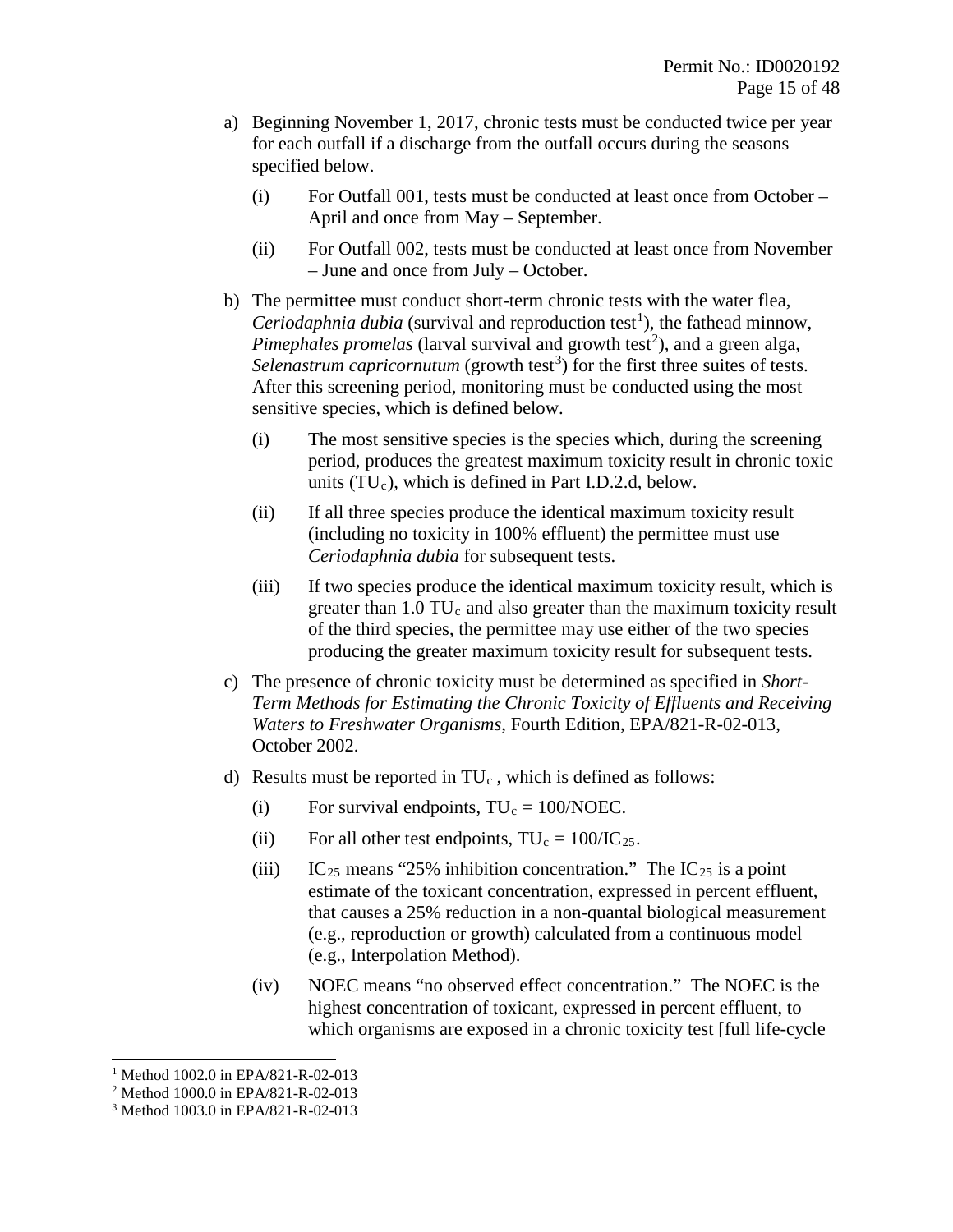a) Beginning November 1, 2017, chronic tests must be conducted twice per year for each outfall if a discharge from the outfall occurs during the seasons specified below.

   (i) For Outfall 001, tests must be conducted at least once from October – April and once from May – September.

   (ii) For Outfall 002, tests must be conducted at least once from November – June and once from July – October.

b) The permittee must conduct short-term chronic tests with the water flea, *Ceriodaphnia dubia* (survival and reproduction test[1]), the fathead minnow, *Pimephales promelas* (larval survival and growth test[2]), and a green alga, *Selenastrum capricornutum* (growth test[3]) for the first three suites of tests. After this screening period, monitoring must be conducted using the most sensitive species, which is defined below.

   (i) The most sensitive species is the species which, during the screening period, produces the greatest maximum toxicity result in chronic toxic units ($TU_c$), which is defined in Part I.D.2.d, below.

   (ii) If all three species produce the identical maximum toxicity result (including no toxicity in 100% effluent) the permittee must use *Ceriodaphnia dubia* for subsequent tests.

   (iii) If two species produce the identical maximum toxicity result, which is greater than 1.0 $TU_c$ and also greater than the maximum toxicity result of the third species, the permittee may use either of the two species producing the greater maximum toxicity result for subsequent tests.

c) The presence of chronic toxicity must be determined as specified in *Short-Term Methods for Estimating the Chronic Toxicity of Effluents and Receiving Waters to Freshwater Organisms*, Fourth Edition, EPA/821-R-02-013, October 2002.

d) Results must be reported in $TU_c$, which is defined as follows:

   (i) For survival endpoints, $TU_c = 100/NOEC$.

   (ii) For all other test endpoints, $TU_c = 100/IC_{25}$.

   (iii) $IC_{25}$ means "25% inhibition concentration." The $IC_{25}$ is a point estimate of the toxicant concentration, expressed in percent effluent, that causes a 25% reduction in a non-quantal biological measurement (e.g., reproduction or growth) calculated from a continuous model (e.g., Interpolation Method).

   (iv) NOEC means "no observed effect concentration." The NOEC is the highest concentration of toxicant, expressed in percent effluent, to which organisms are exposed in a chronic toxicity test [full life-cycle

---

[1] Method 1002.0 in EPA/821-R-02-013

[2] Method 1000.0 in EPA/821-R-02-013

[3] Method 1003.0 in EPA/821-R-02-013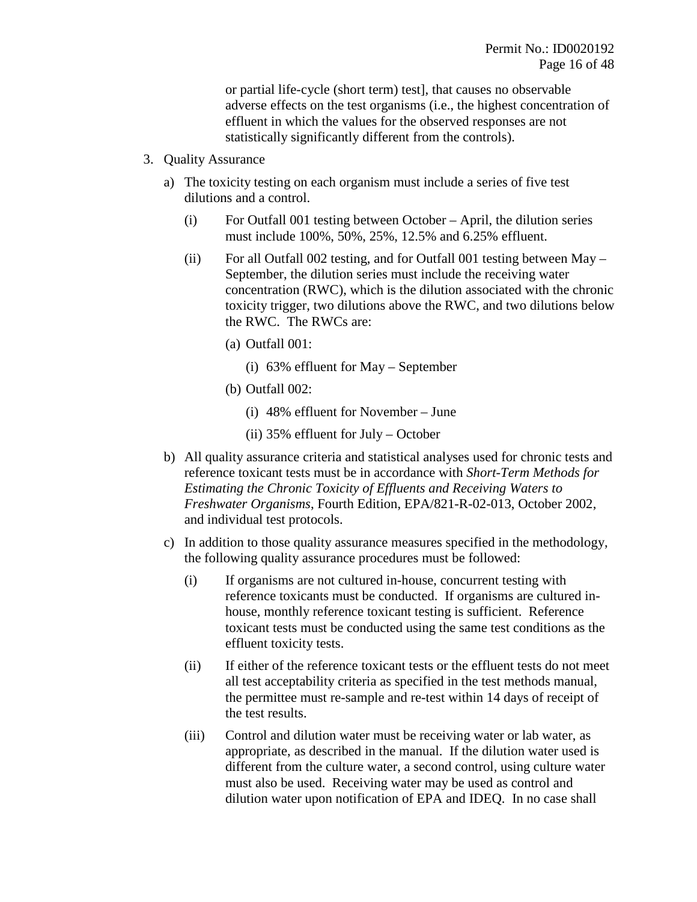or partial life-cycle (short term) test], that causes no observable adverse effects on the test organisms (i.e., the highest concentration of effluent in which the values for the observed responses are not statistically significantly different from the controls).

3. Quality Assurance

   a) The toxicity testing on each organism must include a series of five test dilutions and a control.

      (i) For Outfall 001 testing between October – April, the dilution series must include 100%, 50%, 25%, 12.5% and 6.25% effluent.

      (ii) For all Outfall 002 testing, and for Outfall 001 testing between May – September, the dilution series must include the receiving water concentration (RWC), which is the dilution associated with the chronic toxicity trigger, two dilutions above the RWC, and two dilutions below the RWC. The RWCs are:

         (a) Outfall 001:

            (i) 63% effluent for May – September

         (b) Outfall 002:

            (i) 48% effluent for November – June

            (ii) 35% effluent for July – October

   b) All quality assurance criteria and statistical analyses used for chronic tests and reference toxicant tests must be in accordance with *Short-Term Methods for Estimating the Chronic Toxicity of Effluents and Receiving Waters to Freshwater Organisms*, Fourth Edition, EPA/821-R-02-013, October 2002, and individual test protocols.

   c) In addition to those quality assurance measures specified in the methodology, the following quality assurance procedures must be followed:

      (i) If organisms are not cultured in-house, concurrent testing with reference toxicants must be conducted. If organisms are cultured in-house, monthly reference toxicant testing is sufficient. Reference toxicant tests must be conducted using the same test conditions as the effluent toxicity tests.

      (ii) If either of the reference toxicant tests or the effluent tests do not meet all test acceptability criteria as specified in the test methods manual, the permittee must re-sample and re-test within 14 days of receipt of the test results.

      (iii) Control and dilution water must be receiving water or lab water, as appropriate, as described in the manual. If the dilution water used is different from the culture water, a second control, using culture water must also be used. Receiving water may be used as control and dilution water upon notification of EPA and IDEQ. In no case shall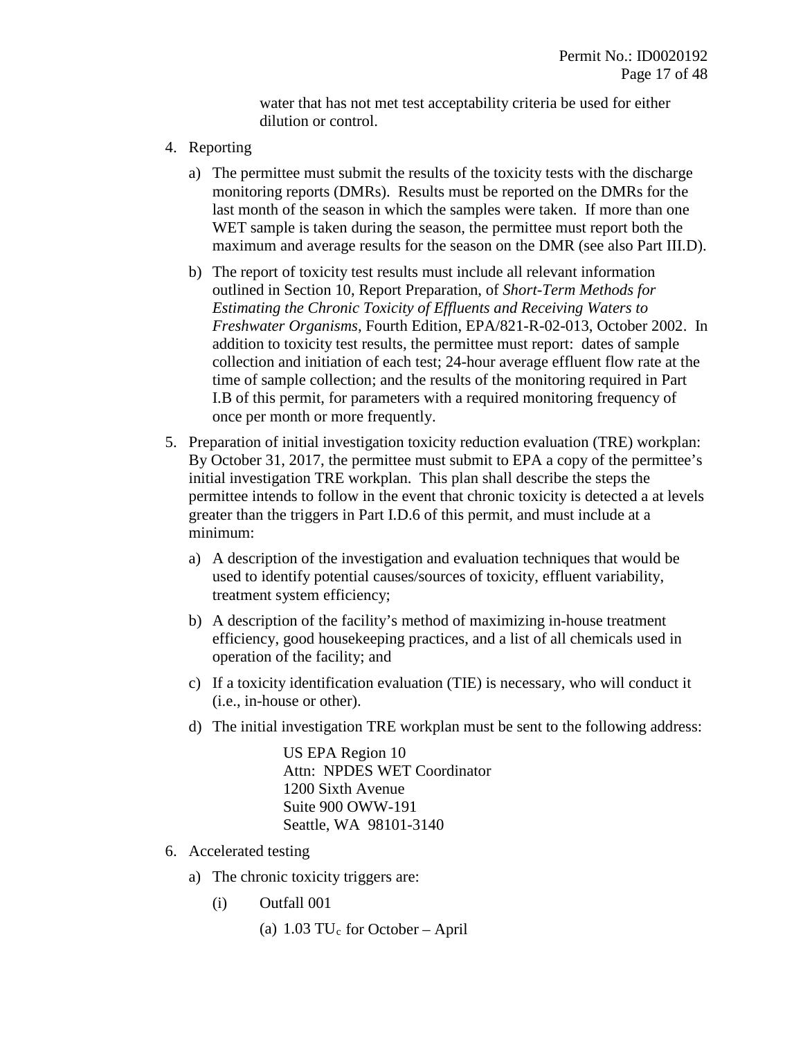water that has not met test acceptability criteria be used for either dilution or control.

4. Reporting

   a) The permittee must submit the results of the toxicity tests with the discharge monitoring reports (DMRs). Results must be reported on the DMRs for the last month of the season in which the samples were taken. If more than one WET sample is taken during the season, the permittee must report both the maximum and average results for the season on the DMR (see also Part III.D).

   b) The report of toxicity test results must include all relevant information outlined in Section 10, Report Preparation, of *Short-Term Methods for Estimating the Chronic Toxicity of Effluents and Receiving Waters to Freshwater Organisms*, Fourth Edition, EPA/821-R-02-013, October 2002. In addition to toxicity test results, the permittee must report: dates of sample collection and initiation of each test; 24-hour average effluent flow rate at the time of sample collection; and the results of the monitoring required in Part I.B of this permit, for parameters with a required monitoring frequency of once per month or more frequently.

5. Preparation of initial investigation toxicity reduction evaluation (TRE) workplan: By October 31, 2017, the permittee must submit to EPA a copy of the permittee's initial investigation TRE workplan. This plan shall describe the steps the permittee intends to follow in the event that chronic toxicity is detected a at levels greater than the triggers in Part I.D.6 of this permit, and must include at a minimum:

   a) A description of the investigation and evaluation techniques that would be used to identify potential causes/sources of toxicity, effluent variability, treatment system efficiency;

   b) A description of the facility's method of maximizing in-house treatment efficiency, good housekeeping practices, and a list of all chemicals used in operation of the facility; and

   c) If a toxicity identification evaluation (TIE) is necessary, who will conduct it (i.e., in-house or other).

   d) The initial investigation TRE workplan must be sent to the following address:

      US EPA Region 10
      Attn: NPDES WET Coordinator
      1200 Sixth Avenue
      Suite 900 OWW-191
      Seattle, WA 98101-3140

6. Accelerated testing

   a) The chronic toxicity triggers are:

      (i) Outfall 001

         (a) 1.03 $TU_c$ for October – April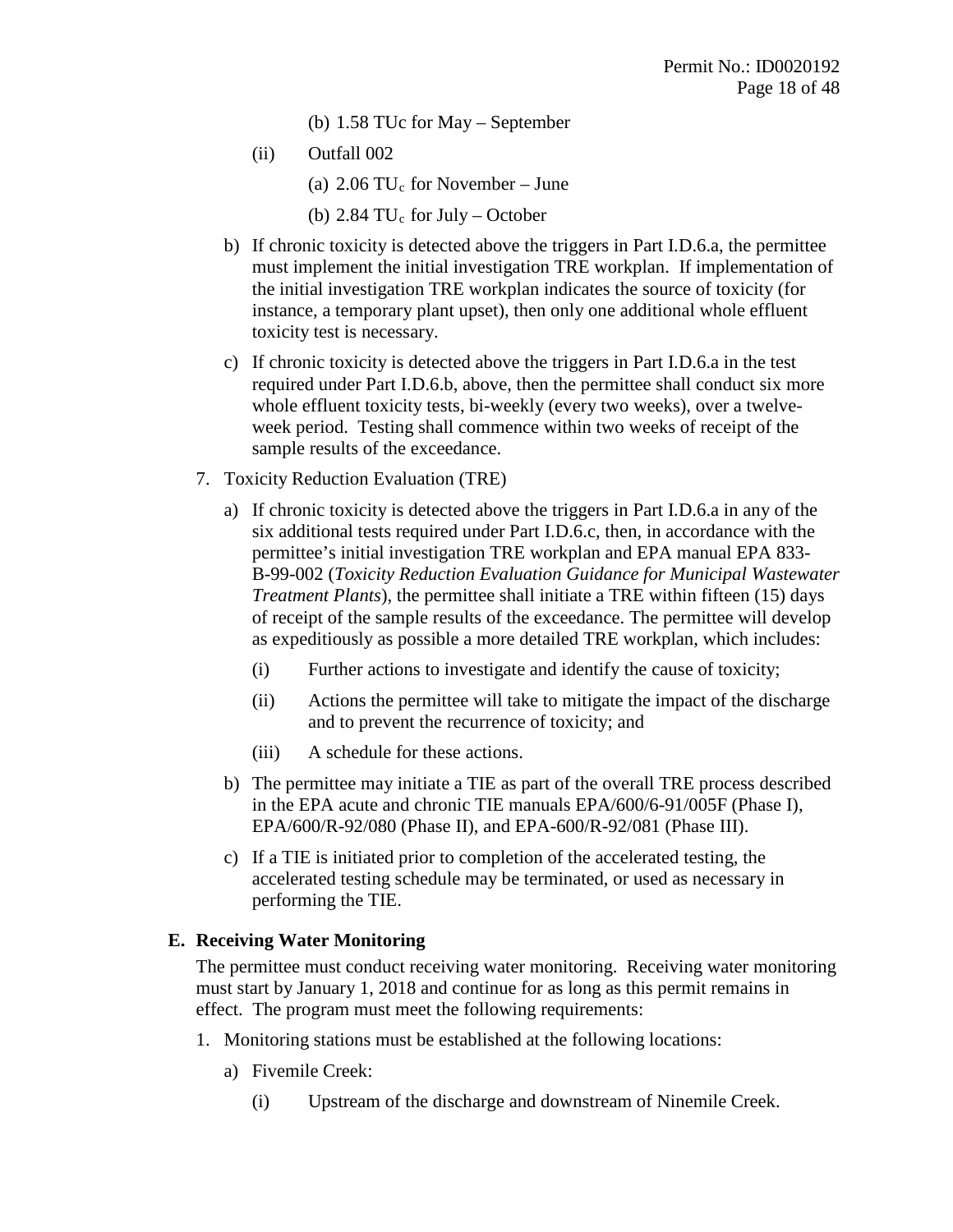(b) 1.58 TUc for May – September

(ii) Outfall 002

(a) 2.06 $TU_c$ for November – June

(b) 2.84 $TU_c$ for July – October

b) If chronic toxicity is detected above the triggers in Part I.D.6.a, the permittee must implement the initial investigation TRE workplan. If implementation of the initial investigation TRE workplan indicates the source of toxicity (for instance, a temporary plant upset), then only one additional whole effluent toxicity test is necessary.

c) If chronic toxicity is detected above the triggers in Part I.D.6.a in the test required under Part I.D.6.b, above, then the permittee shall conduct six more whole effluent toxicity tests, bi-weekly (every two weeks), over a twelve-week period. Testing shall commence within two weeks of receipt of the sample results of the exceedance.

7. Toxicity Reduction Evaluation (TRE)

a) If chronic toxicity is detected above the triggers in Part I.D.6.a in any of the six additional tests required under Part I.D.6.c, then, in accordance with the permittee's initial investigation TRE workplan and EPA manual EPA 833-B-99-002 (*Toxicity Reduction Evaluation Guidance for Municipal Wastewater Treatment Plants*), the permittee shall initiate a TRE within fifteen (15) days of receipt of the sample results of the exceedance. The permittee will develop as expeditiously as possible a more detailed TRE workplan, which includes:

(i) Further actions to investigate and identify the cause of toxicity;

(ii) Actions the permittee will take to mitigate the impact of the discharge and to prevent the recurrence of toxicity; and

(iii) A schedule for these actions.

b) The permittee may initiate a TIE as part of the overall TRE process described in the EPA acute and chronic TIE manuals EPA/600/6-91/005F (Phase I), EPA/600/R-92/080 (Phase II), and EPA-600/R-92/081 (Phase III).

c) If a TIE is initiated prior to completion of the accelerated testing, the accelerated testing schedule may be terminated, or used as necessary in performing the TIE.

## E. Receiving Water Monitoring

The permittee must conduct receiving water monitoring. Receiving water monitoring must start by January 1, 2018 and continue for as long as this permit remains in effect. The program must meet the following requirements:

1. Monitoring stations must be established at the following locations:

a) Fivemile Creek:

(i) Upstream of the discharge and downstream of Ninemile Creek.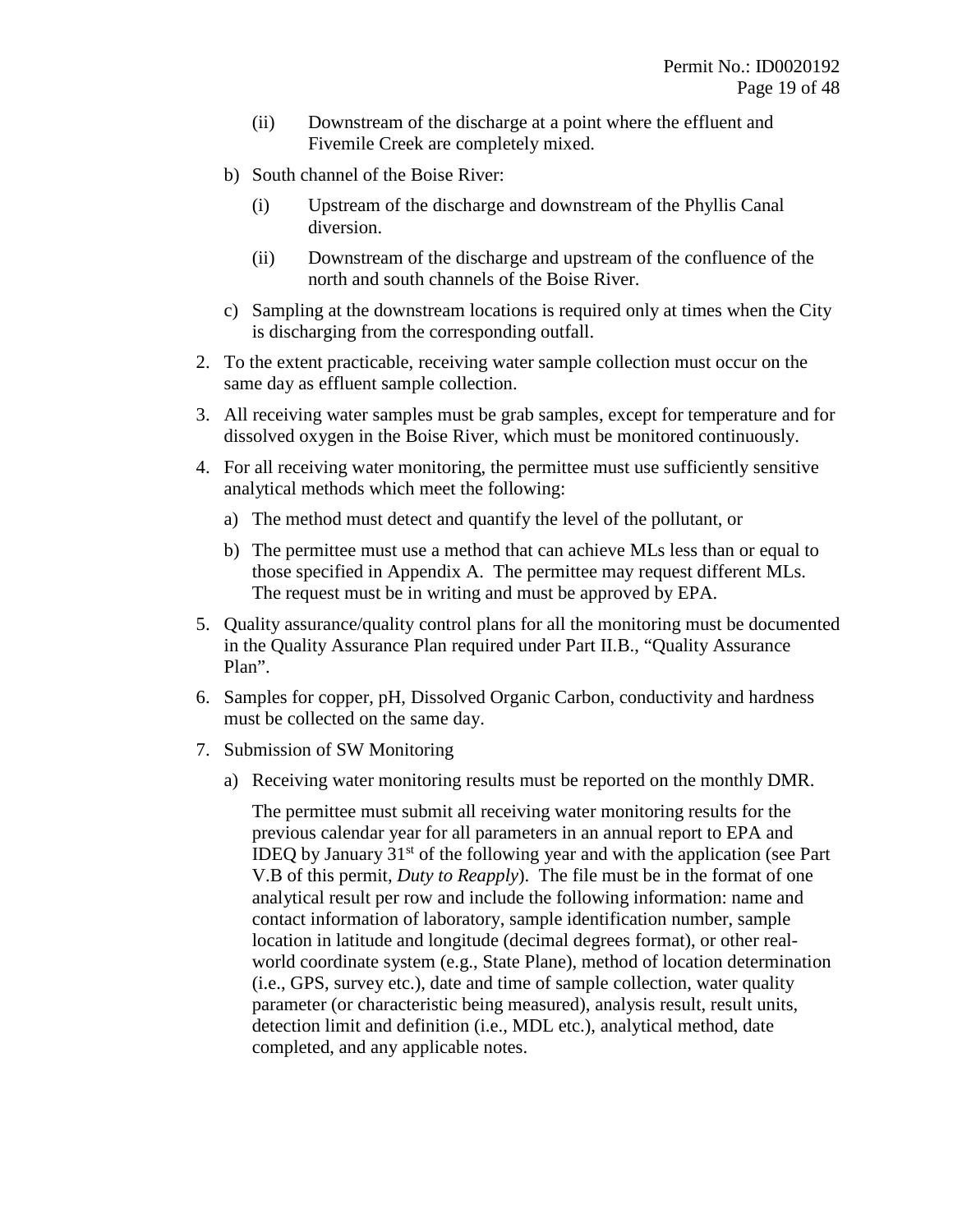(ii) Downstream of the discharge at a point where the effluent and Fivemile Creek are completely mixed.

b) South channel of the Boise River:

  (i) Upstream of the discharge and downstream of the Phyllis Canal diversion.

  (ii) Downstream of the discharge and upstream of the confluence of the north and south channels of the Boise River.

c) Sampling at the downstream locations is required only at times when the City is discharging from the corresponding outfall.

2. To the extent practicable, receiving water sample collection must occur on the same day as effluent sample collection.
3. All receiving water samples must be grab samples, except for temperature and for dissolved oxygen in the Boise River, which must be monitored continuously.
4. For all receiving water monitoring, the permittee must use sufficiently sensitive analytical methods which meet the following:
   a) The method must detect and quantify the level of the pollutant, or
   b) The permittee must use a method that can achieve MLs less than or equal to those specified in Appendix A. The permittee may request different MLs. The request must be in writing and must be approved by EPA.
5. Quality assurance/quality control plans for all the monitoring must be documented in the Quality Assurance Plan required under Part II.B., "Quality Assurance Plan".
6. Samples for copper, pH, Dissolved Organic Carbon, conductivity and hardness must be collected on the same day.
7. Submission of SW Monitoring
   a) Receiving water monitoring results must be reported on the monthly DMR.

      The permittee must submit all receiving water monitoring results for the previous calendar year for all parameters in an annual report to EPA and IDEQ by January 31st of the following year and with the application (see Part V.B of this permit, *Duty to Reapply*). The file must be in the format of one analytical result per row and include the following information: name and contact information of laboratory, sample identification number, sample location in latitude and longitude (decimal degrees format), or other real-world coordinate system (e.g., State Plane), method of location determination (i.e., GPS, survey etc.), date and time of sample collection, water quality parameter (or characteristic being measured), analysis result, result units, detection limit and definition (i.e., MDL etc.), analytical method, date completed, and any applicable notes.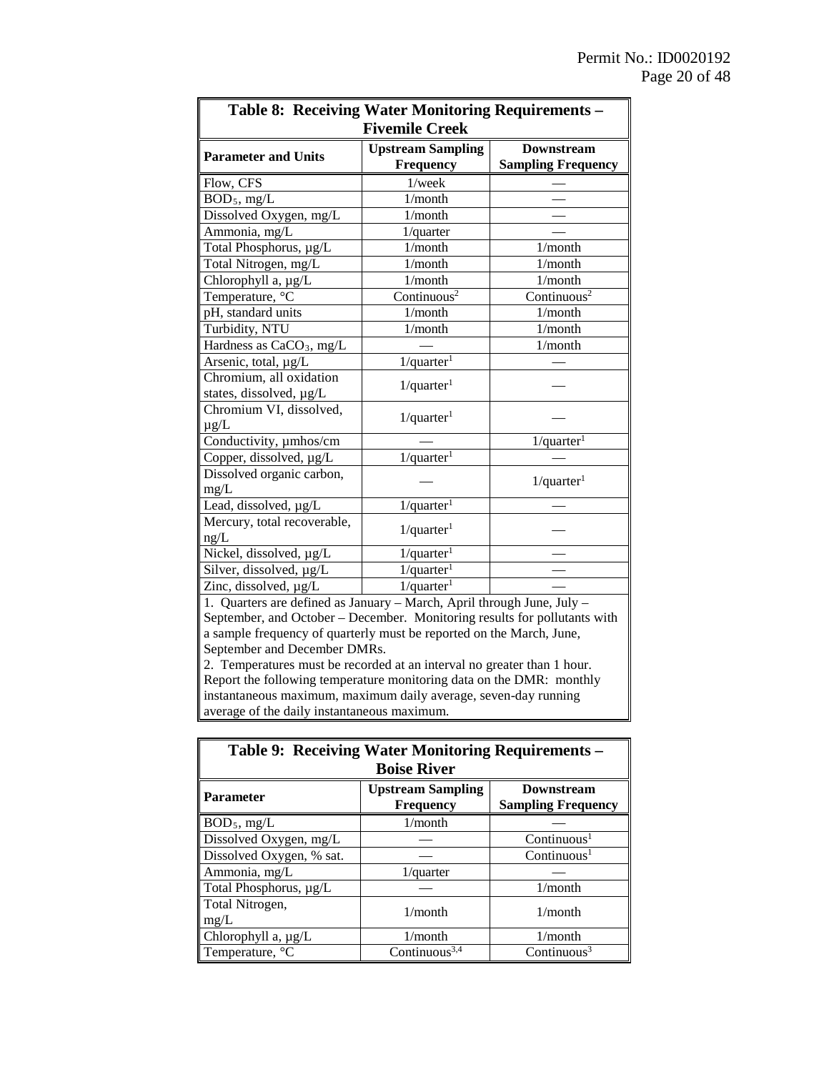**Table 8: Receiving Water Monitoring Requirements – Fivemile Creek**

| Parameter and Units | Upstream Sampling Frequency | Downstream Sampling Frequency |
|---|---|---|
| Flow, CFS | 1/week | — |
| $BOD_5$, mg/L | 1/month | — |
| Dissolved Oxygen, mg/L | 1/month | — |
| Ammonia, mg/L | 1/quarter | — |
| Total Phosphorus, µg/L | 1/month | 1/month |
| Total Nitrogen, mg/L | 1/month | 1/month |
| Chlorophyll a, µg/L | 1/month | 1/month |
| Temperature, °C | Continuous[2] | Continuous[2] |
| pH, standard units | 1/month | 1/month |
| Turbidity, NTU | 1/month | 1/month |
| Hardness as $CaCO_3$, mg/L | — | 1/month |
| Arsenic, total, µg/L | 1/quarter[1] | — |
| Chromium, all oxidation states, dissolved, µg/L | 1/quarter[1] | — |
| Chromium VI, dissolved, µg/L | 1/quarter[1] | — |
| Conductivity, µmhos/cm | — | 1/quarter[1] |
| Copper, dissolved, µg/L | 1/quarter[1] | — |
| Dissolved organic carbon, mg/L | — | 1/quarter[1] |
| Lead, dissolved, µg/L | 1/quarter[1] | — |
| Mercury, total recoverable, ng/L | 1/quarter[1] | — |
| Nickel, dissolved, µg/L | 1/quarter[1] | — |
| Silver, dissolved, µg/L | 1/quarter[1] | — |
| Zinc, dissolved, µg/L | 1/quarter[1] | — |

1. Quarters are defined as January – March, April through June, July – September, and October – December. Monitoring results for pollutants with a sample frequency of quarterly must be reported on the March, June, September and December DMRs.
2. Temperatures must be recorded at an interval no greater than 1 hour. Report the following temperature monitoring data on the DMR: monthly instantaneous maximum, maximum daily average, seven-day running average of the daily instantaneous maximum.

**Table 9: Receiving Water Monitoring Requirements – Boise River**

| Parameter | Upstream Sampling Frequency | Downstream Sampling Frequency |
|---|---|---|
| $BOD_5$, mg/L | 1/month | — |
| Dissolved Oxygen, mg/L | — | Continuous[1] |
| Dissolved Oxygen, % sat. | — | Continuous[1] |
| Ammonia, mg/L | 1/quarter | — |
| Total Phosphorus, µg/L | — | 1/month |
| Total Nitrogen, mg/L | 1/month | 1/month |
| Chlorophyll a, µg/L | 1/month | 1/month |
| Temperature, °C | Continuous[3,4] | Continuous[3] |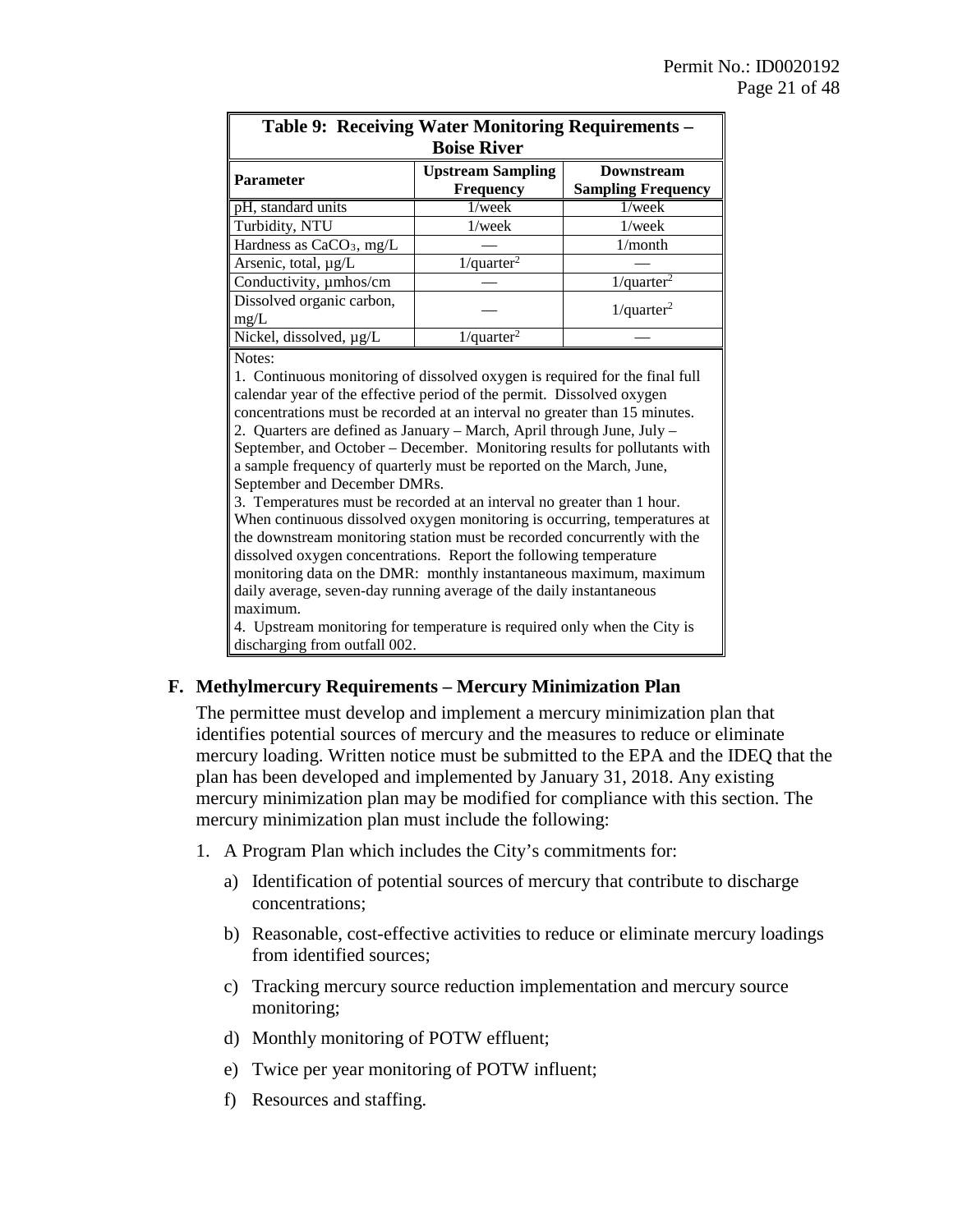| Table 9: Receiving Water Monitoring Requirements – Boise River | | |
|---|---|---|
| **Parameter** | **Upstream Sampling Frequency** | **Downstream Sampling Frequency** |
| pH, standard units | 1/week | 1/week |
| Turbidity, NTU | 1/week | 1/week |
| Hardness as $CaCO_3$, mg/L | — | 1/month |
| Arsenic, total, µg/L | 1/quarter[2] | — |
| Conductivity, µmhos/cm | — | 1/quarter[2] |
| Dissolved organic carbon, mg/L | — | 1/quarter[2] |
| Nickel, dissolved, µg/L | 1/quarter[2] | — |

Notes:

1. Continuous monitoring of dissolved oxygen is required for the final full calendar year of the effective period of the permit. Dissolved oxygen concentrations must be recorded at an interval no greater than 15 minutes.
2. Quarters are defined as January – March, April through June, July – September, and October – December. Monitoring results for pollutants with a sample frequency of quarterly must be reported on the March, June, September and December DMRs.
3. Temperatures must be recorded at an interval no greater than 1 hour. When continuous dissolved oxygen monitoring is occurring, temperatures at the downstream monitoring station must be recorded concurrently with the dissolved oxygen concentrations. Report the following temperature monitoring data on the DMR: monthly instantaneous maximum, maximum daily average, seven-day running average of the daily instantaneous maximum.
4. Upstream monitoring for temperature is required only when the City is discharging from outfall 002.

## F. Methylmercury Requirements – Mercury Minimization Plan

The permittee must develop and implement a mercury minimization plan that identifies potential sources of mercury and the measures to reduce or eliminate mercury loading. Written notice must be submitted to the EPA and the IDEQ that the plan has been developed and implemented by January 31, 2018. Any existing mercury minimization plan may be modified for compliance with this section. The mercury minimization plan must include the following:

1. A Program Plan which includes the City's commitments for:
   a) Identification of potential sources of mercury that contribute to discharge concentrations;
   b) Reasonable, cost-effective activities to reduce or eliminate mercury loadings from identified sources;
   c) Tracking mercury source reduction implementation and mercury source monitoring;
   d) Monthly monitoring of POTW effluent;
   e) Twice per year monitoring of POTW influent;
   f) Resources and staffing.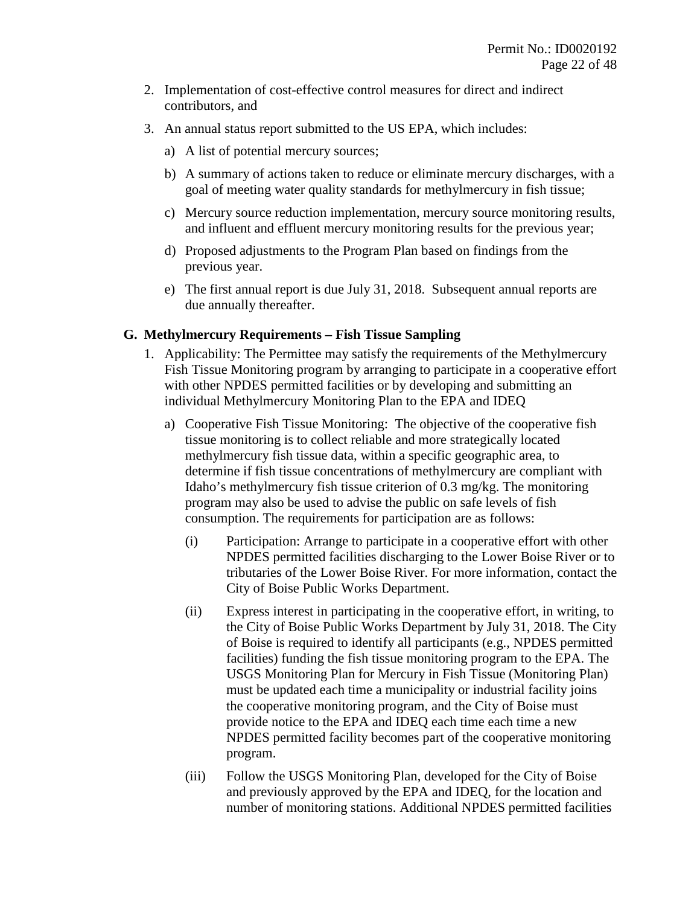2. Implementation of cost-effective control measures for direct and indirect contributors, and

3. An annual status report submitted to the US EPA, which includes:

   a) A list of potential mercury sources;

   b) A summary of actions taken to reduce or eliminate mercury discharges, with a goal of meeting water quality standards for methylmercury in fish tissue;

   c) Mercury source reduction implementation, mercury source monitoring results, and influent and effluent mercury monitoring results for the previous year;

   d) Proposed adjustments to the Program Plan based on findings from the previous year.

   e) The first annual report is due July 31, 2018. Subsequent annual reports are due annually thereafter.

### G. Methylmercury Requirements – Fish Tissue Sampling

1. Applicability: The Permittee may satisfy the requirements of the Methylmercury Fish Tissue Monitoring program by arranging to participate in a cooperative effort with other NPDES permitted facilities or by developing and submitting an individual Methylmercury Monitoring Plan to the EPA and IDEQ

   a) Cooperative Fish Tissue Monitoring: The objective of the cooperative fish tissue monitoring is to collect reliable and more strategically located methylmercury fish tissue data, within a specific geographic area, to determine if fish tissue concentrations of methylmercury are compliant with Idaho's methylmercury fish tissue criterion of 0.3 mg/kg. The monitoring program may also be used to advise the public on safe levels of fish consumption. The requirements for participation are as follows:

      (i) Participation: Arrange to participate in a cooperative effort with other NPDES permitted facilities discharging to the Lower Boise River or to tributaries of the Lower Boise River. For more information, contact the City of Boise Public Works Department.

      (ii) Express interest in participating in the cooperative effort, in writing, to the City of Boise Public Works Department by July 31, 2018. The City of Boise is required to identify all participants (e.g., NPDES permitted facilities) funding the fish tissue monitoring program to the EPA. The USGS Monitoring Plan for Mercury in Fish Tissue (Monitoring Plan) must be updated each time a municipality or industrial facility joins the cooperative monitoring program, and the City of Boise must provide notice to the EPA and IDEQ each time each time a new NPDES permitted facility becomes part of the cooperative monitoring program.

      (iii) Follow the USGS Monitoring Plan, developed for the City of Boise and previously approved by the EPA and IDEQ, for the location and number of monitoring stations. Additional NPDES permitted facilities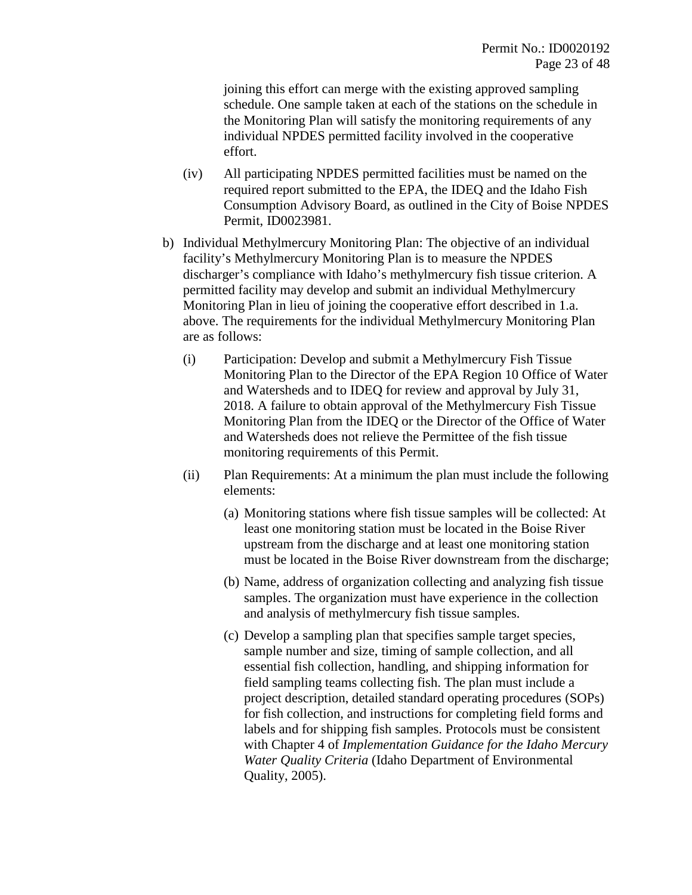joining this effort can merge with the existing approved sampling schedule. One sample taken at each of the stations on the schedule in the Monitoring Plan will satisfy the monitoring requirements of any individual NPDES permitted facility involved in the cooperative effort.

(iv) All participating NPDES permitted facilities must be named on the required report submitted to the EPA, the IDEQ and the Idaho Fish Consumption Advisory Board, as outlined in the City of Boise NPDES Permit, ID0023981.

b) Individual Methylmercury Monitoring Plan: The objective of an individual facility's Methylmercury Monitoring Plan is to measure the NPDES discharger's compliance with Idaho's methylmercury fish tissue criterion. A permitted facility may develop and submit an individual Methylmercury Monitoring Plan in lieu of joining the cooperative effort described in 1.a. above. The requirements for the individual Methylmercury Monitoring Plan are as follows:

(i) Participation: Develop and submit a Methylmercury Fish Tissue Monitoring Plan to the Director of the EPA Region 10 Office of Water and Watersheds and to IDEQ for review and approval by July 31, 2018. A failure to obtain approval of the Methylmercury Fish Tissue Monitoring Plan from the IDEQ or the Director of the Office of Water and Watersheds does not relieve the Permittee of the fish tissue monitoring requirements of this Permit.

(ii) Plan Requirements: At a minimum the plan must include the following elements:

(a) Monitoring stations where fish tissue samples will be collected: At least one monitoring station must be located in the Boise River upstream from the discharge and at least one monitoring station must be located in the Boise River downstream from the discharge;

(b) Name, address of organization collecting and analyzing fish tissue samples. The organization must have experience in the collection and analysis of methylmercury fish tissue samples.

(c) Develop a sampling plan that specifies sample target species, sample number and size, timing of sample collection, and all essential fish collection, handling, and shipping information for field sampling teams collecting fish. The plan must include a project description, detailed standard operating procedures (SOPs) for fish collection, and instructions for completing field forms and labels and for shipping fish samples. Protocols must be consistent with Chapter 4 of *Implementation Guidance for the Idaho Mercury Water Quality Criteria* (Idaho Department of Environmental Quality, 2005).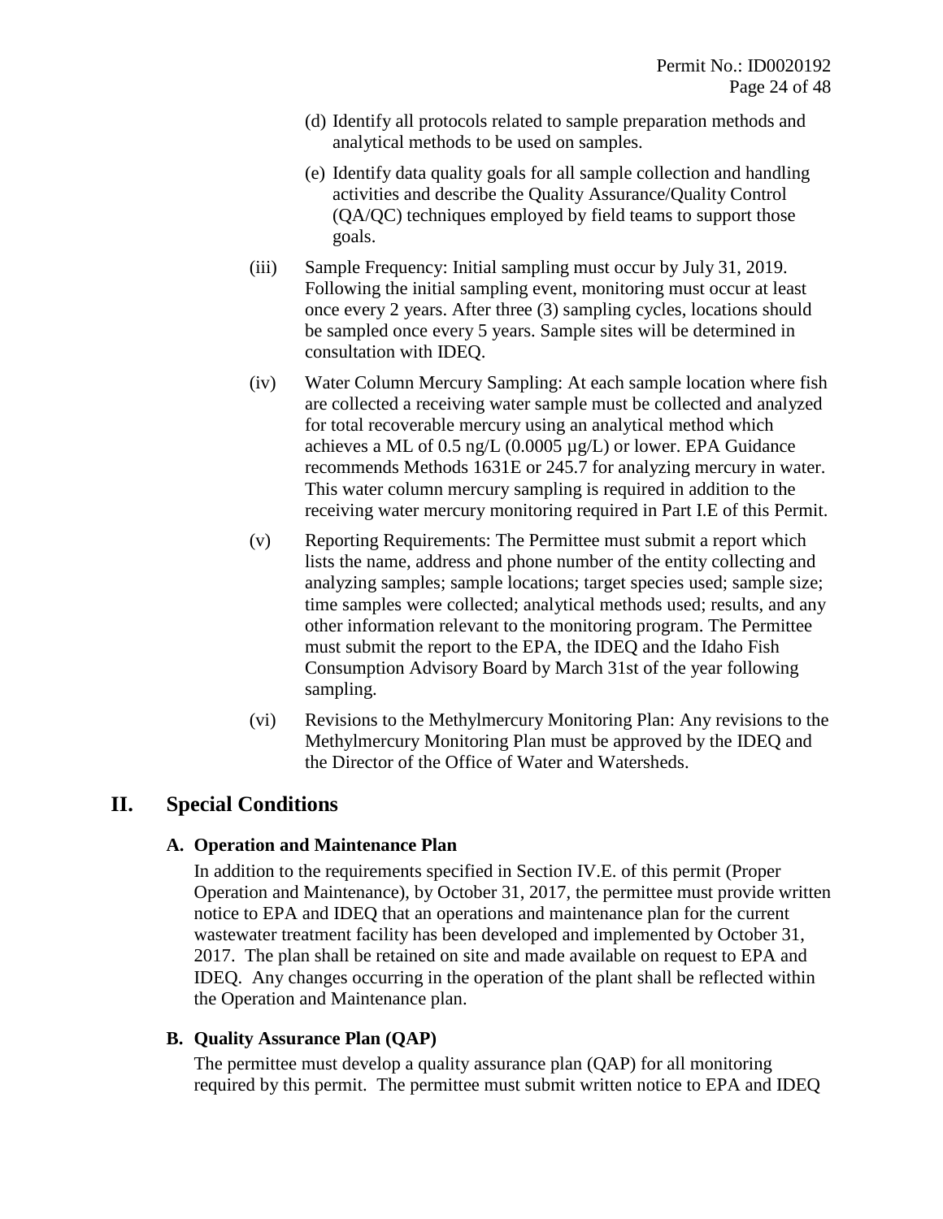(d) Identify all protocols related to sample preparation methods and analytical methods to be used on samples.

(e) Identify data quality goals for all sample collection and handling activities and describe the Quality Assurance/Quality Control (QA/QC) techniques employed by field teams to support those goals.

(iii) Sample Frequency: Initial sampling must occur by July 31, 2019. Following the initial sampling event, monitoring must occur at least once every 2 years. After three (3) sampling cycles, locations should be sampled once every 5 years. Sample sites will be determined in consultation with IDEQ.

(iv) Water Column Mercury Sampling: At each sample location where fish are collected a receiving water sample must be collected and analyzed for total recoverable mercury using an analytical method which achieves a ML of 0.5 ng/L (0.0005 µg/L) or lower. EPA Guidance recommends Methods 1631E or 245.7 for analyzing mercury in water. This water column mercury sampling is required in addition to the receiving water mercury monitoring required in Part I.E of this Permit.

(v) Reporting Requirements: The Permittee must submit a report which lists the name, address and phone number of the entity collecting and analyzing samples; sample locations; target species used; sample size; time samples were collected; analytical methods used; results, and any other information relevant to the monitoring program. The Permittee must submit the report to the EPA, the IDEQ and the Idaho Fish Consumption Advisory Board by March 31st of the year following sampling.

(vi) Revisions to the Methylmercury Monitoring Plan: Any revisions to the Methylmercury Monitoring Plan must be approved by the IDEQ and the Director of the Office of Water and Watersheds.

# II. Special Conditions

## A. Operation and Maintenance Plan

In addition to the requirements specified in Section IV.E. of this permit (Proper Operation and Maintenance), by October 31, 2017, the permittee must provide written notice to EPA and IDEQ that an operations and maintenance plan for the current wastewater treatment facility has been developed and implemented by October 31, 2017. The plan shall be retained on site and made available on request to EPA and IDEQ. Any changes occurring in the operation of the plant shall be reflected within the Operation and Maintenance plan.

## B. Quality Assurance Plan (QAP)

The permittee must develop a quality assurance plan (QAP) for all monitoring required by this permit. The permittee must submit written notice to EPA and IDEQ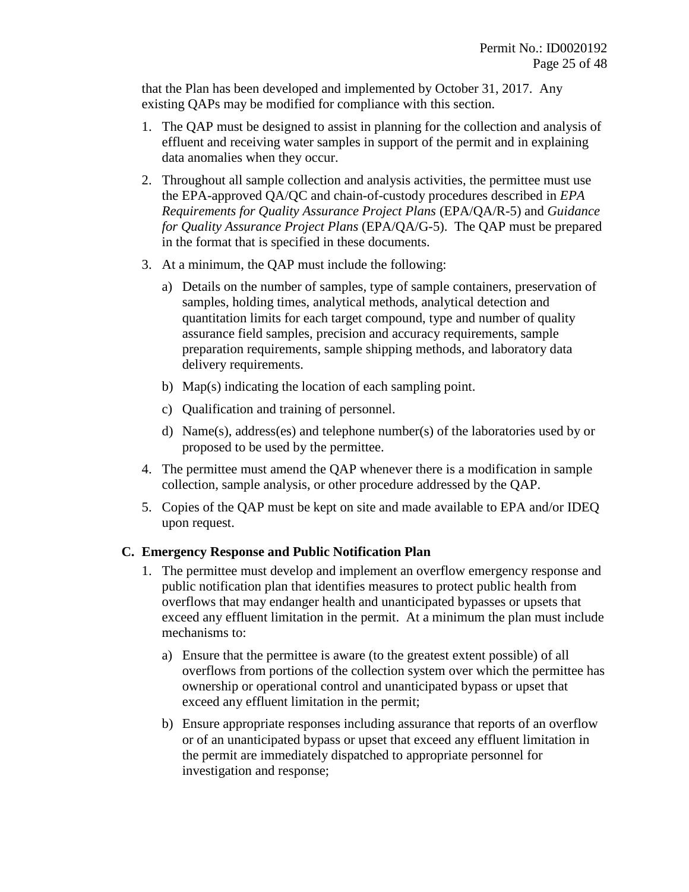that the Plan has been developed and implemented by October 31, 2017. Any existing QAPs may be modified for compliance with this section.

1. The QAP must be designed to assist in planning for the collection and analysis of effluent and receiving water samples in support of the permit and in explaining data anomalies when they occur.
2. Throughout all sample collection and analysis activities, the permittee must use the EPA-approved QA/QC and chain-of-custody procedures described in *EPA Requirements for Quality Assurance Project Plans* (EPA/QA/R-5) and *Guidance for Quality Assurance Project Plans* (EPA/QA/G-5). The QAP must be prepared in the format that is specified in these documents.
3. At a minimum, the QAP must include the following:
   a) Details on the number of samples, type of sample containers, preservation of samples, holding times, analytical methods, analytical detection and quantitation limits for each target compound, type and number of quality assurance field samples, precision and accuracy requirements, sample preparation requirements, sample shipping methods, and laboratory data delivery requirements.
   b) Map(s) indicating the location of each sampling point.
   c) Qualification and training of personnel.
   d) Name(s), address(es) and telephone number(s) of the laboratories used by or proposed to be used by the permittee.
4. The permittee must amend the QAP whenever there is a modification in sample collection, sample analysis, or other procedure addressed by the QAP.
5. Copies of the QAP must be kept on site and made available to EPA and/or IDEQ upon request.

### C. Emergency Response and Public Notification Plan

1. The permittee must develop and implement an overflow emergency response and public notification plan that identifies measures to protect public health from overflows that may endanger health and unanticipated bypasses or upsets that exceed any effluent limitation in the permit. At a minimum the plan must include mechanisms to:
   a) Ensure that the permittee is aware (to the greatest extent possible) of all overflows from portions of the collection system over which the permittee has ownership or operational control and unanticipated bypass or upset that exceed any effluent limitation in the permit;
   b) Ensure appropriate responses including assurance that reports of an overflow or of an unanticipated bypass or upset that exceed any effluent limitation in the permit are immediately dispatched to appropriate personnel for investigation and response;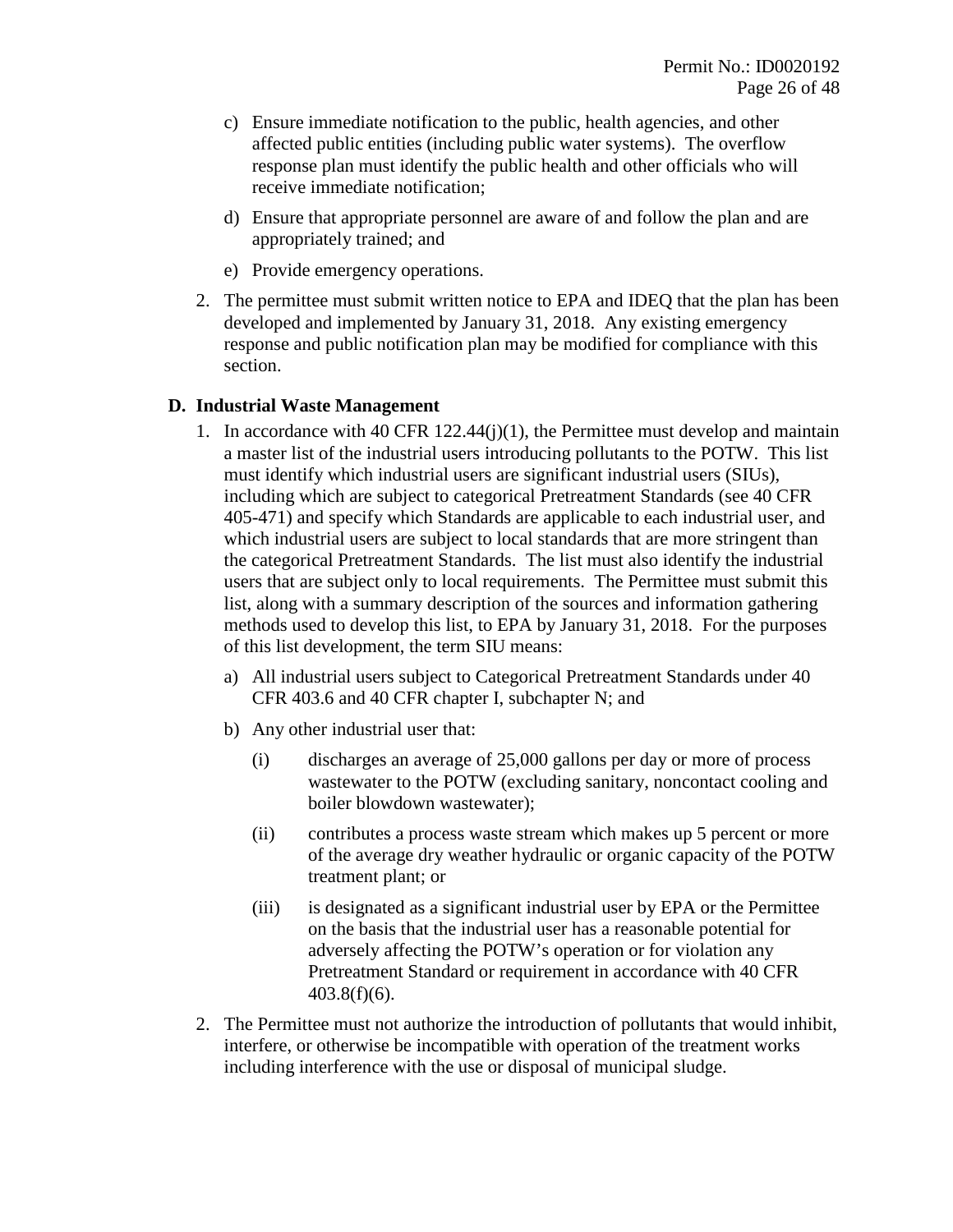c) Ensure immediate notification to the public, health agencies, and other affected public entities (including public water systems). The overflow response plan must identify the public health and other officials who will receive immediate notification;

d) Ensure that appropriate personnel are aware of and follow the plan and are appropriately trained; and

e) Provide emergency operations.

2. The permittee must submit written notice to EPA and IDEQ that the plan has been developed and implemented by January 31, 2018. Any existing emergency response and public notification plan may be modified for compliance with this section.

### D. Industrial Waste Management

1. In accordance with 40 CFR 122.44(j)(1), the Permittee must develop and maintain a master list of the industrial users introducing pollutants to the POTW. This list must identify which industrial users are significant industrial users (SIUs), including which are subject to categorical Pretreatment Standards (see 40 CFR 405-471) and specify which Standards are applicable to each industrial user, and which industrial users are subject to local standards that are more stringent than the categorical Pretreatment Standards. The list must also identify the industrial users that are subject only to local requirements. The Permittee must submit this list, along with a summary description of the sources and information gathering methods used to develop this list, to EPA by January 31, 2018. For the purposes of this list development, the term SIU means:

   a) All industrial users subject to Categorical Pretreatment Standards under 40 CFR 403.6 and 40 CFR chapter I, subchapter N; and

   b) Any other industrial user that:

      (i) discharges an average of 25,000 gallons per day or more of process wastewater to the POTW (excluding sanitary, noncontact cooling and boiler blowdown wastewater);

      (ii) contributes a process waste stream which makes up 5 percent or more of the average dry weather hydraulic or organic capacity of the POTW treatment plant; or

      (iii) is designated as a significant industrial user by EPA or the Permittee on the basis that the industrial user has a reasonable potential for adversely affecting the POTW's operation or for violation any Pretreatment Standard or requirement in accordance with 40 CFR 403.8(f)(6).

2. The Permittee must not authorize the introduction of pollutants that would inhibit, interfere, or otherwise be incompatible with operation of the treatment works including interference with the use or disposal of municipal sludge.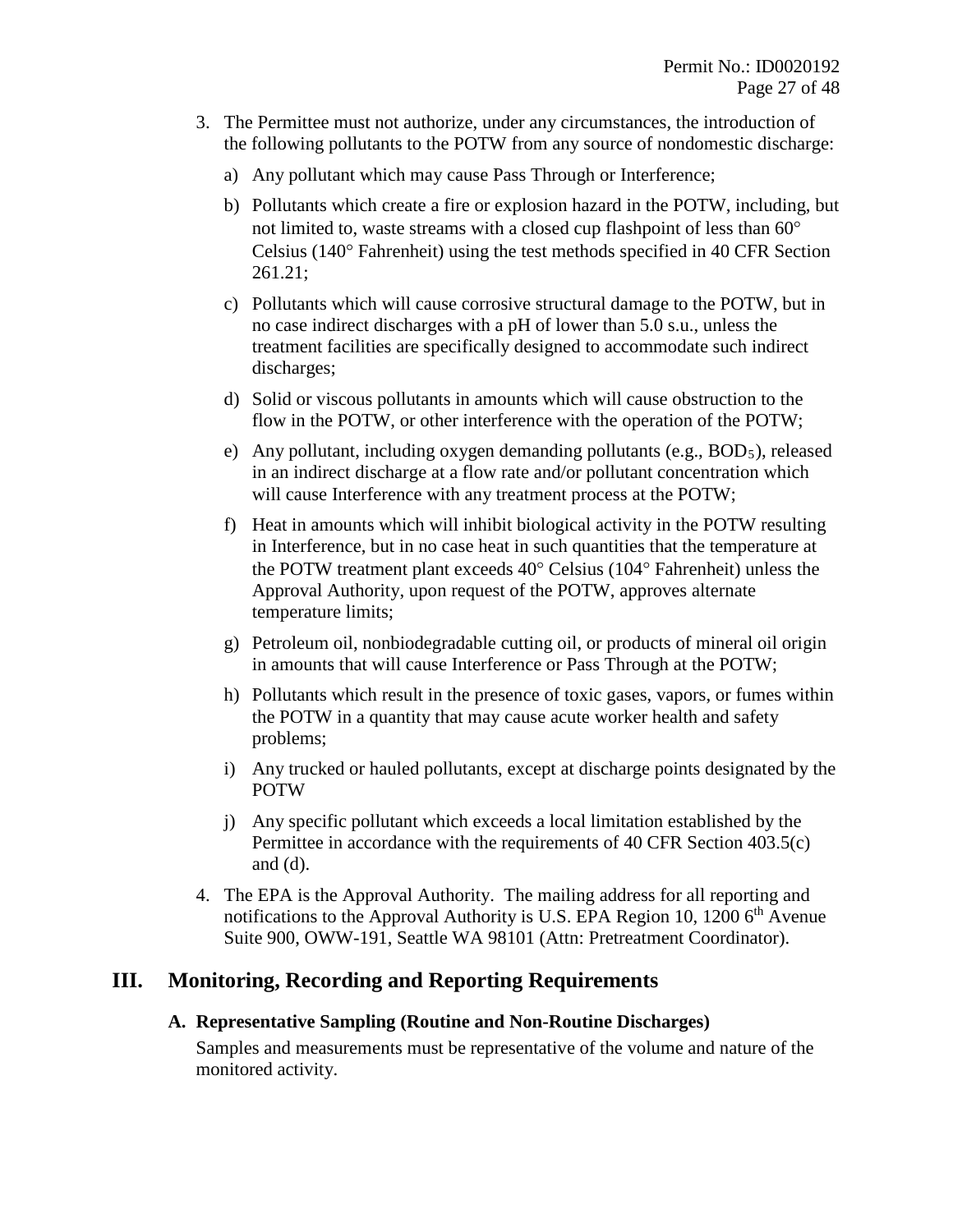3. The Permittee must not authorize, under any circumstances, the introduction of the following pollutants to the POTW from any source of nondomestic discharge:

   a) Any pollutant which may cause Pass Through or Interference;

   b) Pollutants which create a fire or explosion hazard in the POTW, including, but not limited to, waste streams with a closed cup flashpoint of less than 60° Celsius (140° Fahrenheit) using the test methods specified in 40 CFR Section 261.21;

   c) Pollutants which will cause corrosive structural damage to the POTW, but in no case indirect discharges with a pH of lower than 5.0 s.u., unless the treatment facilities are specifically designed to accommodate such indirect discharges;

   d) Solid or viscous pollutants in amounts which will cause obstruction to the flow in the POTW, or other interference with the operation of the POTW;

   e) Any pollutant, including oxygen demanding pollutants (e.g., $BOD_5$), released in an indirect discharge at a flow rate and/or pollutant concentration which will cause Interference with any treatment process at the POTW;

   f) Heat in amounts which will inhibit biological activity in the POTW resulting in Interference, but in no case heat in such quantities that the temperature at the POTW treatment plant exceeds 40° Celsius (104° Fahrenheit) unless the Approval Authority, upon request of the POTW, approves alternate temperature limits;

   g) Petroleum oil, nonbiodegradable cutting oil, or products of mineral oil origin in amounts that will cause Interference or Pass Through at the POTW;

   h) Pollutants which result in the presence of toxic gases, vapors, or fumes within the POTW in a quantity that may cause acute worker health and safety problems;

   i) Any trucked or hauled pollutants, except at discharge points designated by the POTW

   j) Any specific pollutant which exceeds a local limitation established by the Permittee in accordance with the requirements of 40 CFR Section 403.5(c) and (d).

4. The EPA is the Approval Authority. The mailing address for all reporting and notifications to the Approval Authority is U.S. EPA Region 10, 1200 6th Avenue Suite 900, OWW-191, Seattle WA 98101 (Attn: Pretreatment Coordinator).

# III. Monitoring, Recording and Reporting Requirements

## A. Representative Sampling (Routine and Non-Routine Discharges)

Samples and measurements must be representative of the volume and nature of the monitored activity.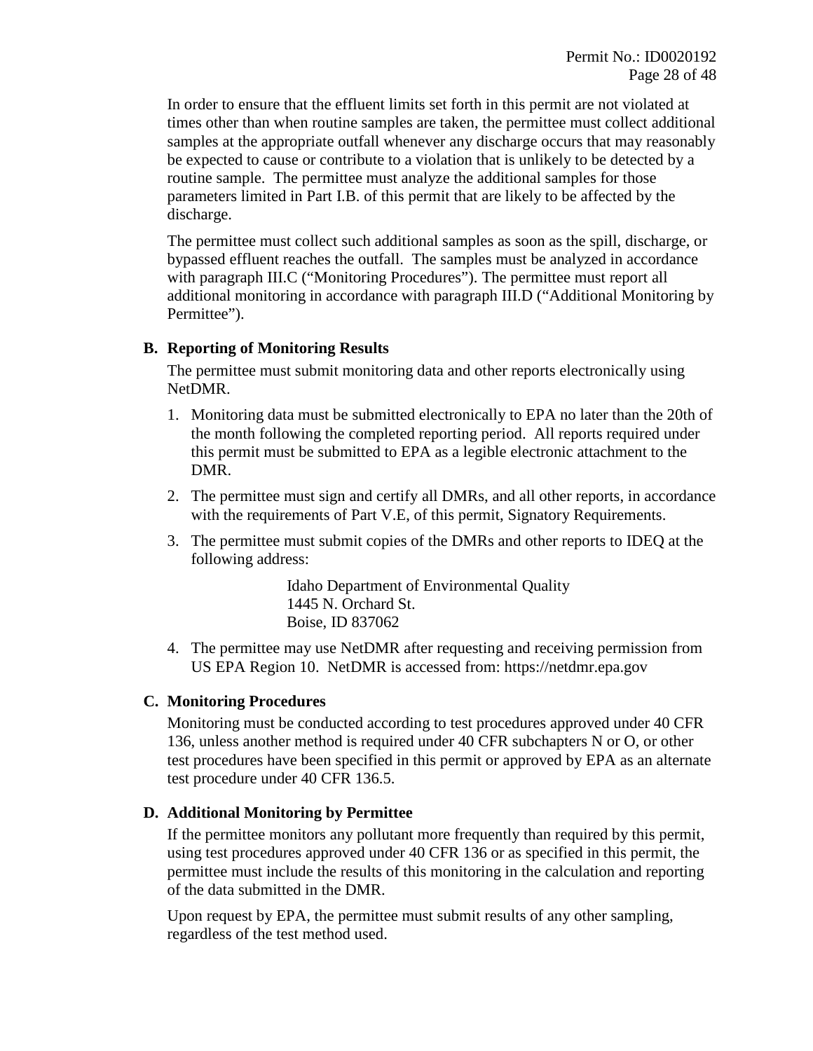In order to ensure that the effluent limits set forth in this permit are not violated at times other than when routine samples are taken, the permittee must collect additional samples at the appropriate outfall whenever any discharge occurs that may reasonably be expected to cause or contribute to a violation that is unlikely to be detected by a routine sample. The permittee must analyze the additional samples for those parameters limited in Part I.B. of this permit that are likely to be affected by the discharge.

The permittee must collect such additional samples as soon as the spill, discharge, or bypassed effluent reaches the outfall. The samples must be analyzed in accordance with paragraph III.C ("Monitoring Procedures"). The permittee must report all additional monitoring in accordance with paragraph III.D ("Additional Monitoring by Permittee").

**B. Reporting of Monitoring Results**

The permittee must submit monitoring data and other reports electronically using NetDMR.

1. Monitoring data must be submitted electronically to EPA no later than the 20th of the month following the completed reporting period. All reports required under this permit must be submitted to EPA as a legible electronic attachment to the DMR.
2. The permittee must sign and certify all DMRs, and all other reports, in accordance with the requirements of Part V.E, of this permit, Signatory Requirements.
3. The permittee must submit copies of the DMRs and other reports to IDEQ at the following address:

   Idaho Department of Environmental Quality
   1445 N. Orchard St.
   Boise, ID 837062

4. The permittee may use NetDMR after requesting and receiving permission from US EPA Region 10. NetDMR is accessed from: https://netdmr.epa.gov

**C. Monitoring Procedures**

Monitoring must be conducted according to test procedures approved under 40 CFR 136, unless another method is required under 40 CFR subchapters N or O, or other test procedures have been specified in this permit or approved by EPA as an alternate test procedure under 40 CFR 136.5.

**D. Additional Monitoring by Permittee**

If the permittee monitors any pollutant more frequently than required by this permit, using test procedures approved under 40 CFR 136 or as specified in this permit, the permittee must include the results of this monitoring in the calculation and reporting of the data submitted in the DMR.

Upon request by EPA, the permittee must submit results of any other sampling, regardless of the test method used.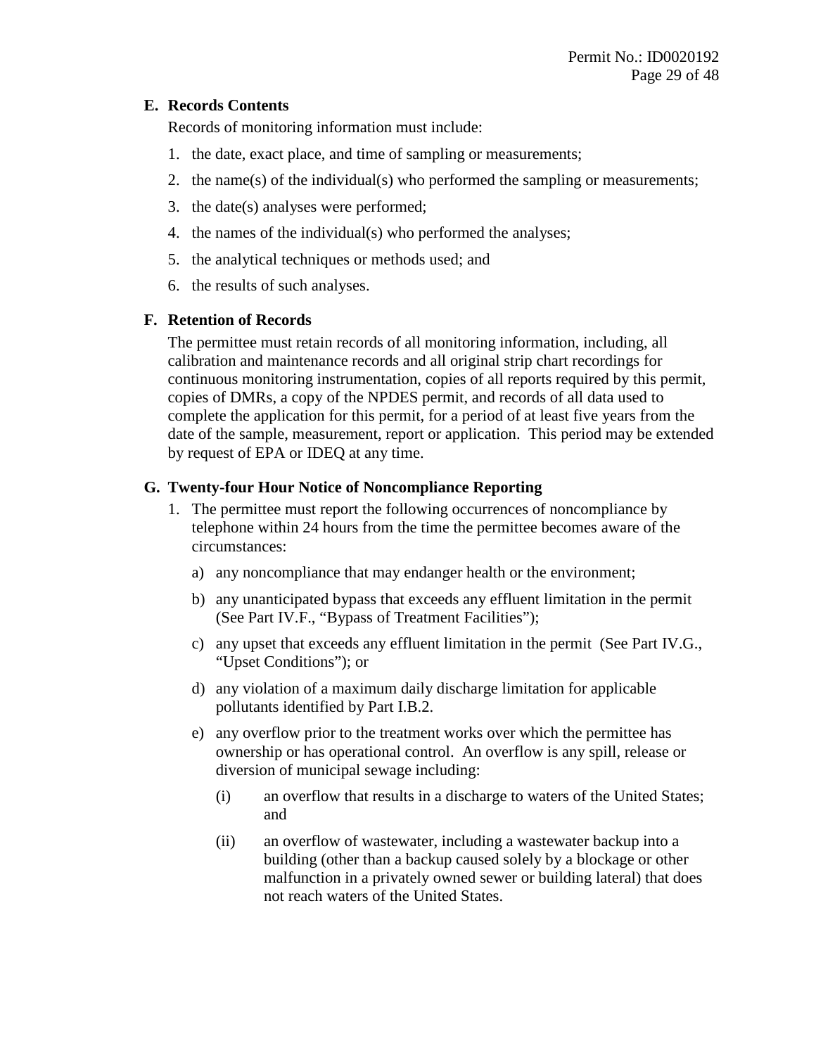### E. Records Contents

Records of monitoring information must include:

1. the date, exact place, and time of sampling or measurements;
2. the name(s) of the individual(s) who performed the sampling or measurements;
3. the date(s) analyses were performed;
4. the names of the individual(s) who performed the analyses;
5. the analytical techniques or methods used; and
6. the results of such analyses.

### F. Retention of Records

The permittee must retain records of all monitoring information, including, all calibration and maintenance records and all original strip chart recordings for continuous monitoring instrumentation, copies of all reports required by this permit, copies of DMRs, a copy of the NPDES permit, and records of all data used to complete the application for this permit, for a period of at least five years from the date of the sample, measurement, report or application. This period may be extended by request of EPA or IDEQ at any time.

### G. Twenty-four Hour Notice of Noncompliance Reporting

1. The permittee must report the following occurrences of noncompliance by telephone within 24 hours from the time the permittee becomes aware of the circumstances:
   a) any noncompliance that may endanger health or the environment;
   b) any unanticipated bypass that exceeds any effluent limitation in the permit (See Part IV.F., "Bypass of Treatment Facilities");
   c) any upset that exceeds any effluent limitation in the permit (See Part IV.G., "Upset Conditions"); or
   d) any violation of a maximum daily discharge limitation for applicable pollutants identified by Part I.B.2.
   e) any overflow prior to the treatment works over which the permittee has ownership or has operational control. An overflow is any spill, release or diversion of municipal sewage including:
      (i) an overflow that results in a discharge to waters of the United States; and
      (ii) an overflow of wastewater, including a wastewater backup into a building (other than a backup caused solely by a blockage or other malfunction in a privately owned sewer or building lateral) that does not reach waters of the United States.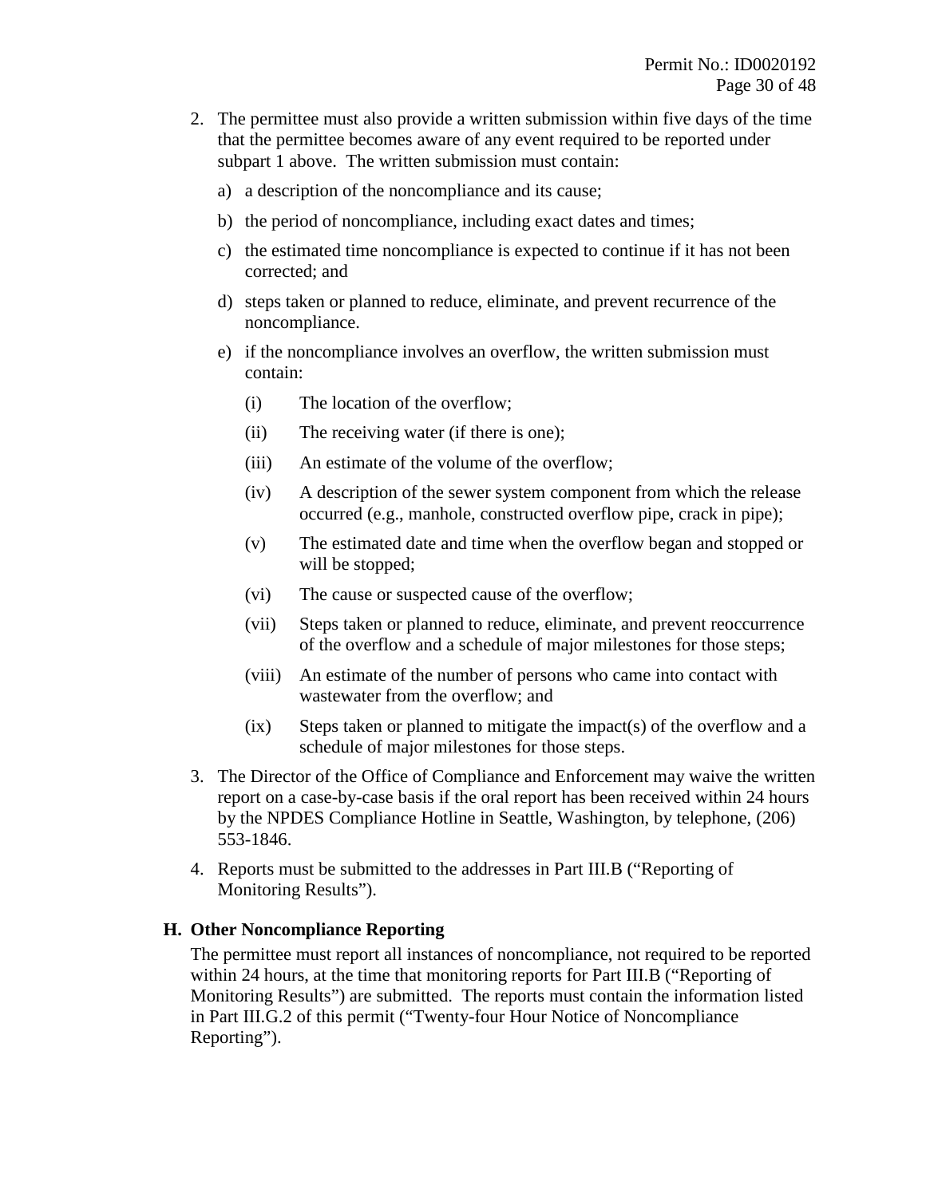2. The permittee must also provide a written submission within five days of the time that the permittee becomes aware of any event required to be reported under subpart 1 above. The written submission must contain:

   a) a description of the noncompliance and its cause;

   b) the period of noncompliance, including exact dates and times;

   c) the estimated time noncompliance is expected to continue if it has not been corrected; and

   d) steps taken or planned to reduce, eliminate, and prevent recurrence of the noncompliance.

   e) if the noncompliance involves an overflow, the written submission must contain:

      (i) The location of the overflow;

      (ii) The receiving water (if there is one);

      (iii) An estimate of the volume of the overflow;

      (iv) A description of the sewer system component from which the release occurred (e.g., manhole, constructed overflow pipe, crack in pipe);

      (v) The estimated date and time when the overflow began and stopped or will be stopped;

      (vi) The cause or suspected cause of the overflow;

      (vii) Steps taken or planned to reduce, eliminate, and prevent reoccurrence of the overflow and a schedule of major milestones for those steps;

      (viii) An estimate of the number of persons who came into contact with wastewater from the overflow; and

      (ix) Steps taken or planned to mitigate the impact(s) of the overflow and a schedule of major milestones for those steps.

3. The Director of the Office of Compliance and Enforcement may waive the written report on a case-by-case basis if the oral report has been received within 24 hours by the NPDES Compliance Hotline in Seattle, Washington, by telephone, (206) 553-1846.

4. Reports must be submitted to the addresses in Part III.B ("Reporting of Monitoring Results").

## H. Other Noncompliance Reporting

The permittee must report all instances of noncompliance, not required to be reported within 24 hours, at the time that monitoring reports for Part III.B ("Reporting of Monitoring Results") are submitted. The reports must contain the information listed in Part III.G.2 of this permit ("Twenty-four Hour Notice of Noncompliance Reporting").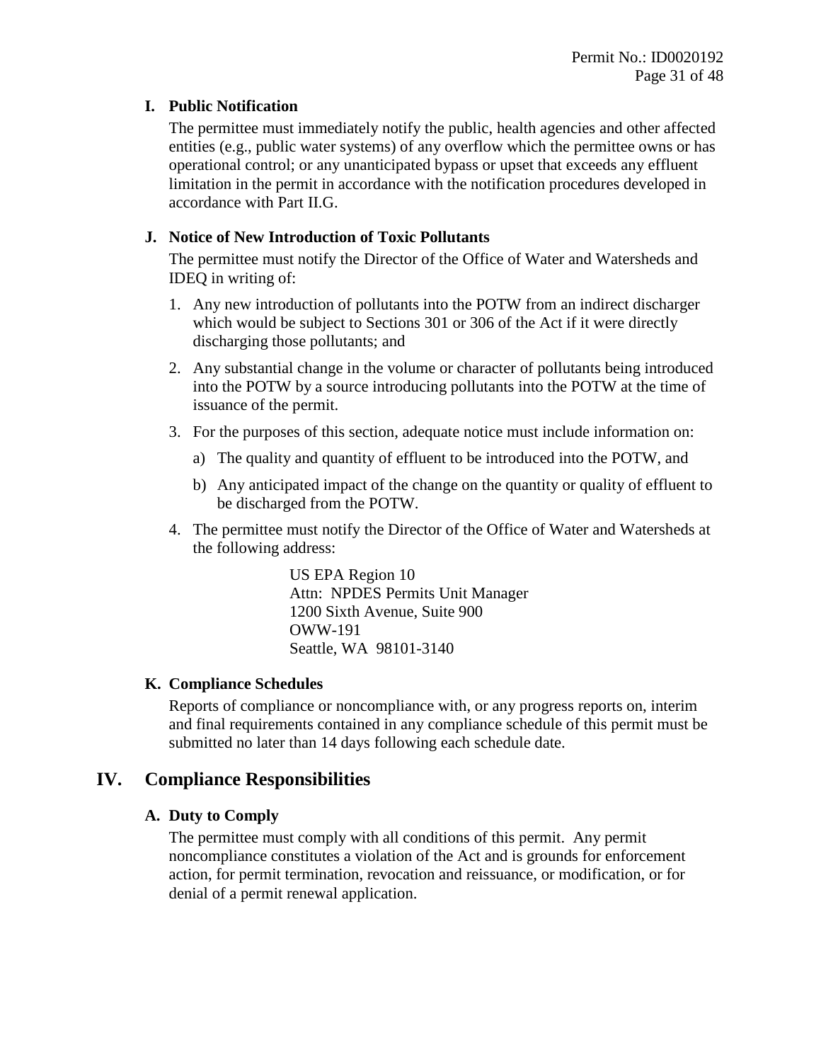### I. Public Notification

The permittee must immediately notify the public, health agencies and other affected entities (e.g., public water systems) of any overflow which the permittee owns or has operational control; or any unanticipated bypass or upset that exceeds any effluent limitation in the permit in accordance with the notification procedures developed in accordance with Part II.G.

### J. Notice of New Introduction of Toxic Pollutants

The permittee must notify the Director of the Office of Water and Watersheds and IDEQ in writing of:

1. Any new introduction of pollutants into the POTW from an indirect discharger which would be subject to Sections 301 or 306 of the Act if it were directly discharging those pollutants; and
2. Any substantial change in the volume or character of pollutants being introduced into the POTW by a source introducing pollutants into the POTW at the time of issuance of the permit.
3. For the purposes of this section, adequate notice must include information on:
   a) The quality and quantity of effluent to be introduced into the POTW, and
   b) Any anticipated impact of the change on the quantity or quality of effluent to be discharged from the POTW.
4. The permittee must notify the Director of the Office of Water and Watersheds at the following address:

   US EPA Region 10
   Attn: NPDES Permits Unit Manager
   1200 Sixth Avenue, Suite 900
   OWW-191
   Seattle, WA 98101-3140

### K. Compliance Schedules

Reports of compliance or noncompliance with, or any progress reports on, interim and final requirements contained in any compliance schedule of this permit must be submitted no later than 14 days following each schedule date.

## IV. Compliance Responsibilities

### A. Duty to Comply

The permittee must comply with all conditions of this permit. Any permit noncompliance constitutes a violation of the Act and is grounds for enforcement action, for permit termination, revocation and reissuance, or modification, or for denial of a permit renewal application.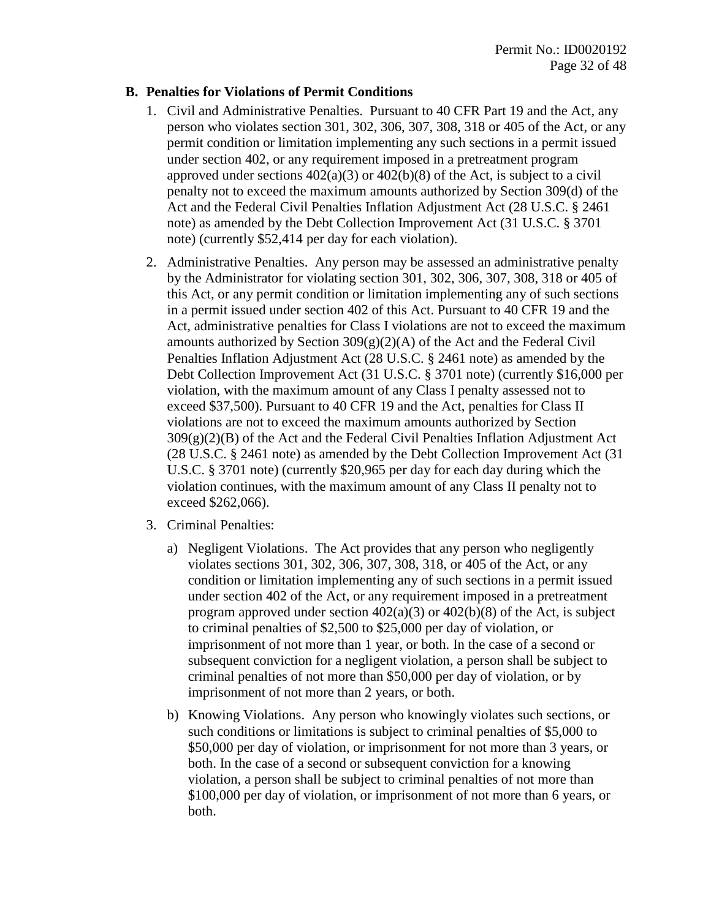### B. Penalties for Violations of Permit Conditions

1. Civil and Administrative Penalties. Pursuant to 40 CFR Part 19 and the Act, any person who violates section 301, 302, 306, 307, 308, 318 or 405 of the Act, or any permit condition or limitation implementing any such sections in a permit issued under section 402, or any requirement imposed in a pretreatment program approved under sections 402(a)(3) or 402(b)(8) of the Act, is subject to a civil penalty not to exceed the maximum amounts authorized by Section 309(d) of the Act and the Federal Civil Penalties Inflation Adjustment Act (28 U.S.C. § 2461 note) as amended by the Debt Collection Improvement Act (31 U.S.C. § 3701 note) (currently $52,414 per day for each violation).

2. Administrative Penalties. Any person may be assessed an administrative penalty by the Administrator for violating section 301, 302, 306, 307, 308, 318 or 405 of this Act, or any permit condition or limitation implementing any of such sections in a permit issued under section 402 of this Act. Pursuant to 40 CFR 19 and the Act, administrative penalties for Class I violations are not to exceed the maximum amounts authorized by Section 309(g)(2)(A) of the Act and the Federal Civil Penalties Inflation Adjustment Act (28 U.S.C. § 2461 note) as amended by the Debt Collection Improvement Act (31 U.S.C. § 3701 note) (currently $16,000 per violation, with the maximum amount of any Class I penalty assessed not to exceed $37,500). Pursuant to 40 CFR 19 and the Act, penalties for Class II violations are not to exceed the maximum amounts authorized by Section 309(g)(2)(B) of the Act and the Federal Civil Penalties Inflation Adjustment Act (28 U.S.C. § 2461 note) as amended by the Debt Collection Improvement Act (31 U.S.C. § 3701 note) (currently $20,965 per day for each day during which the violation continues, with the maximum amount of any Class II penalty not to exceed $262,066).

3. Criminal Penalties:

   a) Negligent Violations. The Act provides that any person who negligently violates sections 301, 302, 306, 307, 308, 318, or 405 of the Act, or any condition or limitation implementing any of such sections in a permit issued under section 402 of the Act, or any requirement imposed in a pretreatment program approved under section 402(a)(3) or 402(b)(8) of the Act, is subject to criminal penalties of $2,500 to $25,000 per day of violation, or imprisonment of not more than 1 year, or both. In the case of a second or subsequent conviction for a negligent violation, a person shall be subject to criminal penalties of not more than $50,000 per day of violation, or by imprisonment of not more than 2 years, or both.

   b) Knowing Violations. Any person who knowingly violates such sections, or such conditions or limitations is subject to criminal penalties of $5,000 to $50,000 per day of violation, or imprisonment for not more than 3 years, or both. In the case of a second or subsequent conviction for a knowing violation, a person shall be subject to criminal penalties of not more than $100,000 per day of violation, or imprisonment of not more than 6 years, or both.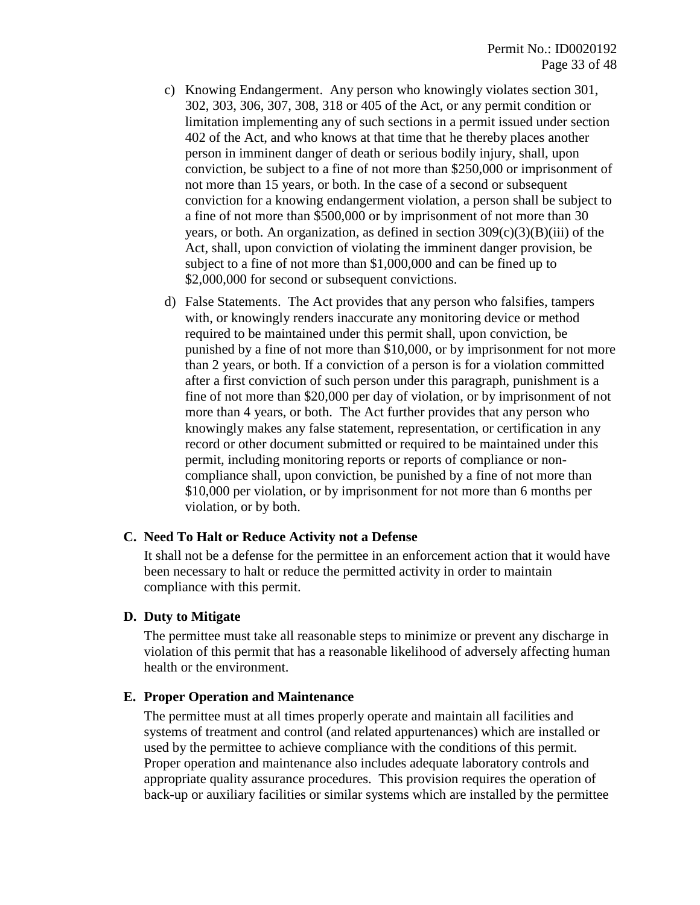c) Knowing Endangerment. Any person who knowingly violates section 301, 302, 303, 306, 307, 308, 318 or 405 of the Act, or any permit condition or limitation implementing any of such sections in a permit issued under section 402 of the Act, and who knows at that time that he thereby places another person in imminent danger of death or serious bodily injury, shall, upon conviction, be subject to a fine of not more than $250,000 or imprisonment of not more than 15 years, or both. In the case of a second or subsequent conviction for a knowing endangerment violation, a person shall be subject to a fine of not more than $500,000 or by imprisonment of not more than 30 years, or both. An organization, as defined in section 309(c)(3)(B)(iii) of the Act, shall, upon conviction of violating the imminent danger provision, be subject to a fine of not more than $1,000,000 and can be fined up to $2,000,000 for second or subsequent convictions.

d) False Statements. The Act provides that any person who falsifies, tampers with, or knowingly renders inaccurate any monitoring device or method required to be maintained under this permit shall, upon conviction, be punished by a fine of not more than $10,000, or by imprisonment for not more than 2 years, or both. If a conviction of a person is for a violation committed after a first conviction of such person under this paragraph, punishment is a fine of not more than $20,000 per day of violation, or by imprisonment of not more than 4 years, or both. The Act further provides that any person who knowingly makes any false statement, representation, or certification in any record or other document submitted or required to be maintained under this permit, including monitoring reports or reports of compliance or non-compliance shall, upon conviction, be punished by a fine of not more than $10,000 per violation, or by imprisonment for not more than 6 months per violation, or by both.

### C. Need To Halt or Reduce Activity not a Defense

It shall not be a defense for the permittee in an enforcement action that it would have been necessary to halt or reduce the permitted activity in order to maintain compliance with this permit.

### D. Duty to Mitigate

The permittee must take all reasonable steps to minimize or prevent any discharge in violation of this permit that has a reasonable likelihood of adversely affecting human health or the environment.

### E. Proper Operation and Maintenance

The permittee must at all times properly operate and maintain all facilities and systems of treatment and control (and related appurtenances) which are installed or used by the permittee to achieve compliance with the conditions of this permit. Proper operation and maintenance also includes adequate laboratory controls and appropriate quality assurance procedures. This provision requires the operation of back-up or auxiliary facilities or similar systems which are installed by the permittee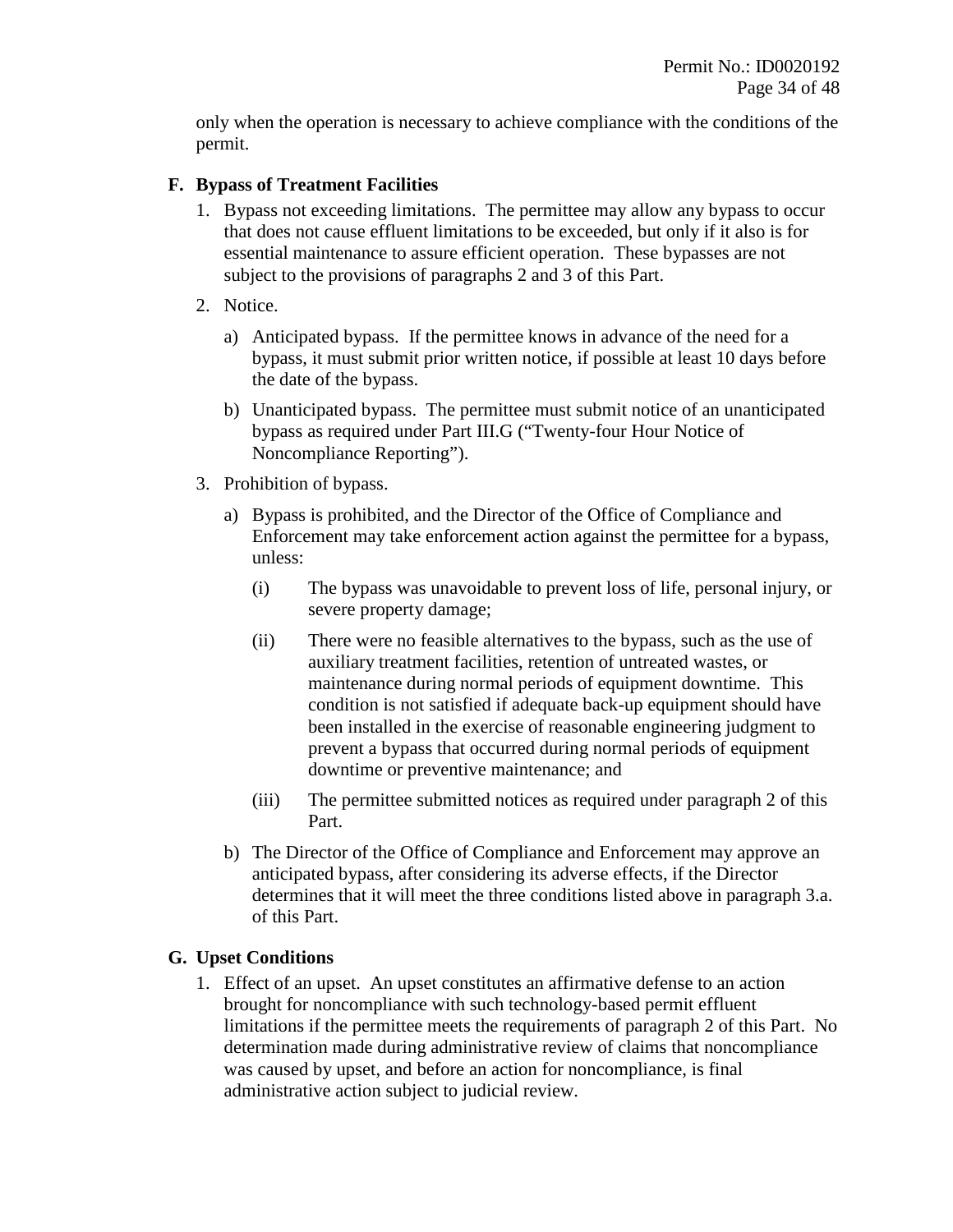only when the operation is necessary to achieve compliance with the conditions of the permit.

### F. Bypass of Treatment Facilities

1. Bypass not exceeding limitations. The permittee may allow any bypass to occur that does not cause effluent limitations to be exceeded, but only if it also is for essential maintenance to assure efficient operation. These bypasses are not subject to the provisions of paragraphs 2 and 3 of this Part.

2. Notice.

   a) Anticipated bypass. If the permittee knows in advance of the need for a bypass, it must submit prior written notice, if possible at least 10 days before the date of the bypass.

   b) Unanticipated bypass. The permittee must submit notice of an unanticipated bypass as required under Part III.G ("Twenty-four Hour Notice of Noncompliance Reporting").

3. Prohibition of bypass.

   a) Bypass is prohibited, and the Director of the Office of Compliance and Enforcement may take enforcement action against the permittee for a bypass, unless:

      (i) The bypass was unavoidable to prevent loss of life, personal injury, or severe property damage;

      (ii) There were no feasible alternatives to the bypass, such as the use of auxiliary treatment facilities, retention of untreated wastes, or maintenance during normal periods of equipment downtime. This condition is not satisfied if adequate back-up equipment should have been installed in the exercise of reasonable engineering judgment to prevent a bypass that occurred during normal periods of equipment downtime or preventive maintenance; and

      (iii) The permittee submitted notices as required under paragraph 2 of this Part.

   b) The Director of the Office of Compliance and Enforcement may approve an anticipated bypass, after considering its adverse effects, if the Director determines that it will meet the three conditions listed above in paragraph 3.a. of this Part.

### G. Upset Conditions

1. Effect of an upset. An upset constitutes an affirmative defense to an action brought for noncompliance with such technology-based permit effluent limitations if the permittee meets the requirements of paragraph 2 of this Part. No determination made during administrative review of claims that noncompliance was caused by upset, and before an action for noncompliance, is final administrative action subject to judicial review.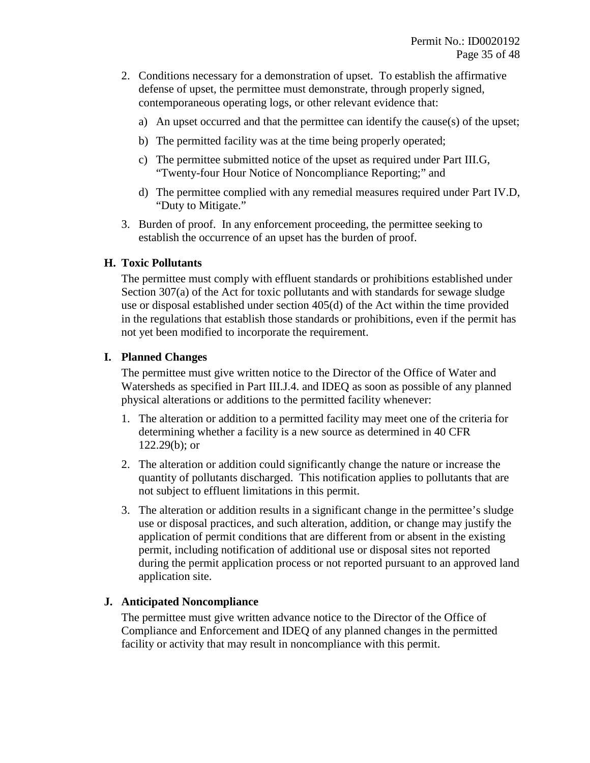2. Conditions necessary for a demonstration of upset. To establish the affirmative defense of upset, the permittee must demonstrate, through properly signed, contemporaneous operating logs, or other relevant evidence that:

   a) An upset occurred and that the permittee can identify the cause(s) of the upset;

   b) The permitted facility was at the time being properly operated;

   c) The permittee submitted notice of the upset as required under Part III.G, "Twenty-four Hour Notice of Noncompliance Reporting;" and

   d) The permittee complied with any remedial measures required under Part IV.D, "Duty to Mitigate."

3. Burden of proof. In any enforcement proceeding, the permittee seeking to establish the occurrence of an upset has the burden of proof.

### H. Toxic Pollutants

The permittee must comply with effluent standards or prohibitions established under Section 307(a) of the Act for toxic pollutants and with standards for sewage sludge use or disposal established under section 405(d) of the Act within the time provided in the regulations that establish those standards or prohibitions, even if the permit has not yet been modified to incorporate the requirement.

### I. Planned Changes

The permittee must give written notice to the Director of the Office of Water and Watersheds as specified in Part III.J.4. and IDEQ as soon as possible of any planned physical alterations or additions to the permitted facility whenever:

1. The alteration or addition to a permitted facility may meet one of the criteria for determining whether a facility is a new source as determined in 40 CFR 122.29(b); or

2. The alteration or addition could significantly change the nature or increase the quantity of pollutants discharged. This notification applies to pollutants that are not subject to effluent limitations in this permit.

3. The alteration or addition results in a significant change in the permittee's sludge use or disposal practices, and such alteration, addition, or change may justify the application of permit conditions that are different from or absent in the existing permit, including notification of additional use or disposal sites not reported during the permit application process or not reported pursuant to an approved land application site.

### J. Anticipated Noncompliance

The permittee must give written advance notice to the Director of the Office of Compliance and Enforcement and IDEQ of any planned changes in the permitted facility or activity that may result in noncompliance with this permit.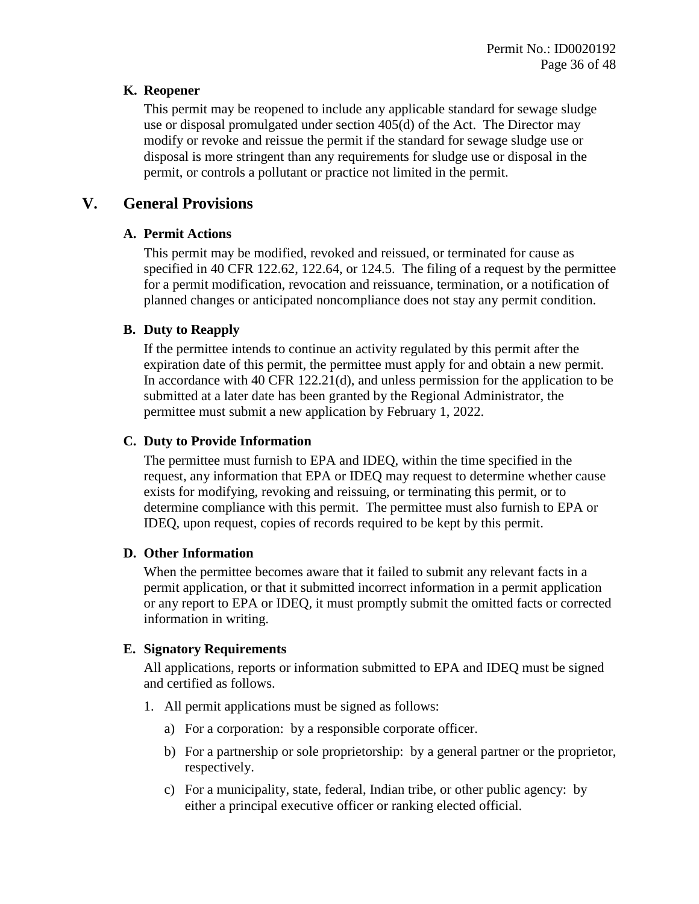### K. Reopener

This permit may be reopened to include any applicable standard for sewage sludge use or disposal promulgated under section 405(d) of the Act. The Director may modify or revoke and reissue the permit if the standard for sewage sludge use or disposal is more stringent than any requirements for sludge use or disposal in the permit, or controls a pollutant or practice not limited in the permit.

## V. General Provisions

### A. Permit Actions

This permit may be modified, revoked and reissued, or terminated for cause as specified in 40 CFR 122.62, 122.64, or 124.5. The filing of a request by the permittee for a permit modification, revocation and reissuance, termination, or a notification of planned changes or anticipated noncompliance does not stay any permit condition.

### B. Duty to Reapply

If the permittee intends to continue an activity regulated by this permit after the expiration date of this permit, the permittee must apply for and obtain a new permit. In accordance with 40 CFR 122.21(d), and unless permission for the application to be submitted at a later date has been granted by the Regional Administrator, the permittee must submit a new application by February 1, 2022.

### C. Duty to Provide Information

The permittee must furnish to EPA and IDEQ, within the time specified in the request, any information that EPA or IDEQ may request to determine whether cause exists for modifying, revoking and reissuing, or terminating this permit, or to determine compliance with this permit. The permittee must also furnish to EPA or IDEQ, upon request, copies of records required to be kept by this permit.

### D. Other Information

When the permittee becomes aware that it failed to submit any relevant facts in a permit application, or that it submitted incorrect information in a permit application or any report to EPA or IDEQ, it must promptly submit the omitted facts or corrected information in writing.

### E. Signatory Requirements

All applications, reports or information submitted to EPA and IDEQ must be signed and certified as follows.

1. All permit applications must be signed as follows:
   a) For a corporation: by a responsible corporate officer.
   b) For a partnership or sole proprietorship: by a general partner or the proprietor, respectively.
   c) For a municipality, state, federal, Indian tribe, or other public agency: by either a principal executive officer or ranking elected official.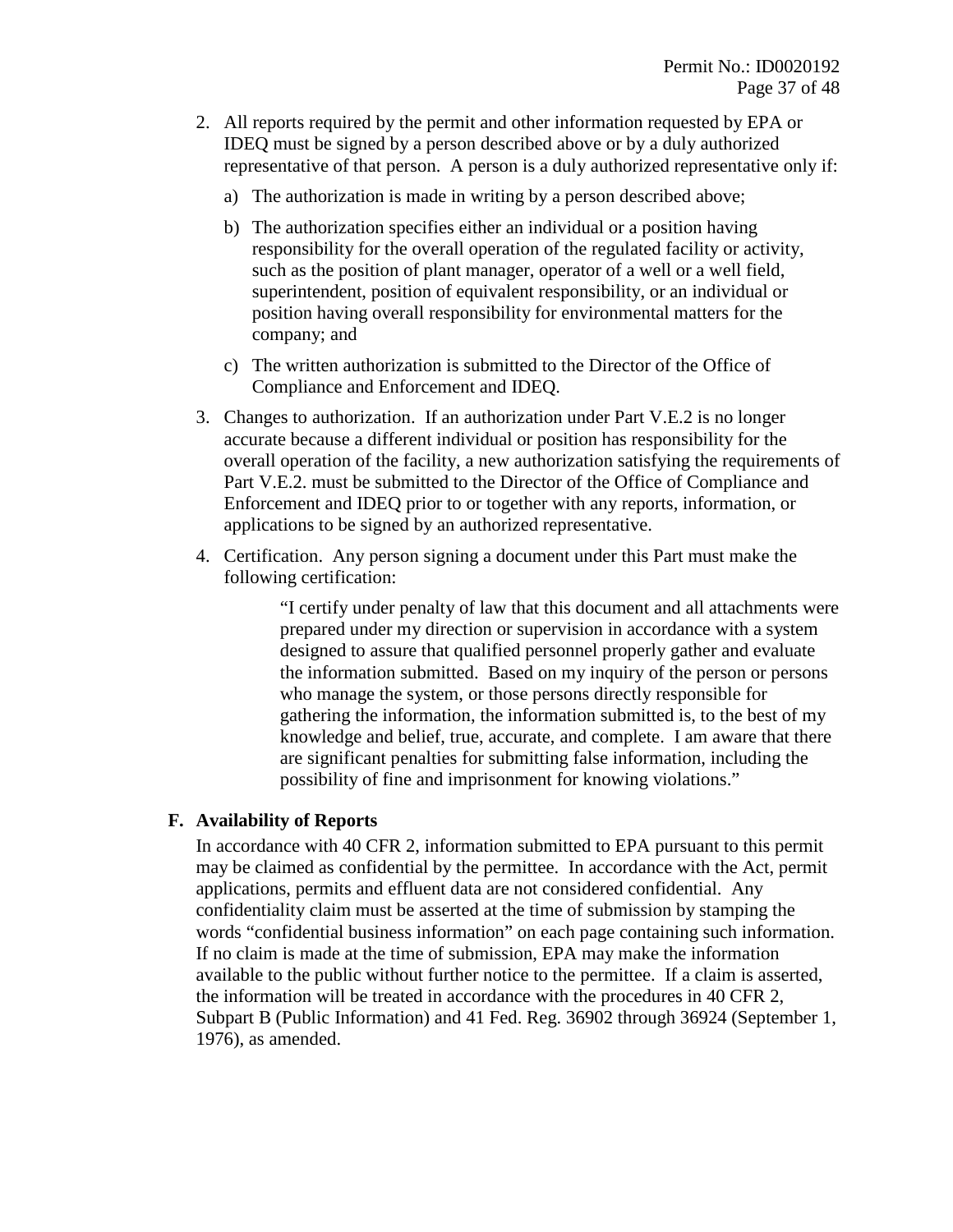2. All reports required by the permit and other information requested by EPA or IDEQ must be signed by a person described above or by a duly authorized representative of that person. A person is a duly authorized representative only if:

   a) The authorization is made in writing by a person described above;

   b) The authorization specifies either an individual or a position having responsibility for the overall operation of the regulated facility or activity, such as the position of plant manager, operator of a well or a well field, superintendent, position of equivalent responsibility, or an individual or position having overall responsibility for environmental matters for the company; and

   c) The written authorization is submitted to the Director of the Office of Compliance and Enforcement and IDEQ.

3. Changes to authorization. If an authorization under Part V.E.2 is no longer accurate because a different individual or position has responsibility for the overall operation of the facility, a new authorization satisfying the requirements of Part V.E.2. must be submitted to the Director of the Office of Compliance and Enforcement and IDEQ prior to or together with any reports, information, or applications to be signed by an authorized representative.

4. Certification. Any person signing a document under this Part must make the following certification:

   > "I certify under penalty of law that this document and all attachments were prepared under my direction or supervision in accordance with a system designed to assure that qualified personnel properly gather and evaluate the information submitted. Based on my inquiry of the person or persons who manage the system, or those persons directly responsible for gathering the information, the information submitted is, to the best of my knowledge and belief, true, accurate, and complete. I am aware that there are significant penalties for submitting false information, including the possibility of fine and imprisonment for knowing violations."

### F. Availability of Reports

In accordance with 40 CFR 2, information submitted to EPA pursuant to this permit may be claimed as confidential by the permittee. In accordance with the Act, permit applications, permits and effluent data are not considered confidential. Any confidentiality claim must be asserted at the time of submission by stamping the words "confidential business information" on each page containing such information. If no claim is made at the time of submission, EPA may make the information available to the public without further notice to the permittee. If a claim is asserted, the information will be treated in accordance with the procedures in 40 CFR 2, Subpart B (Public Information) and 41 Fed. Reg. 36902 through 36924 (September 1, 1976), as amended.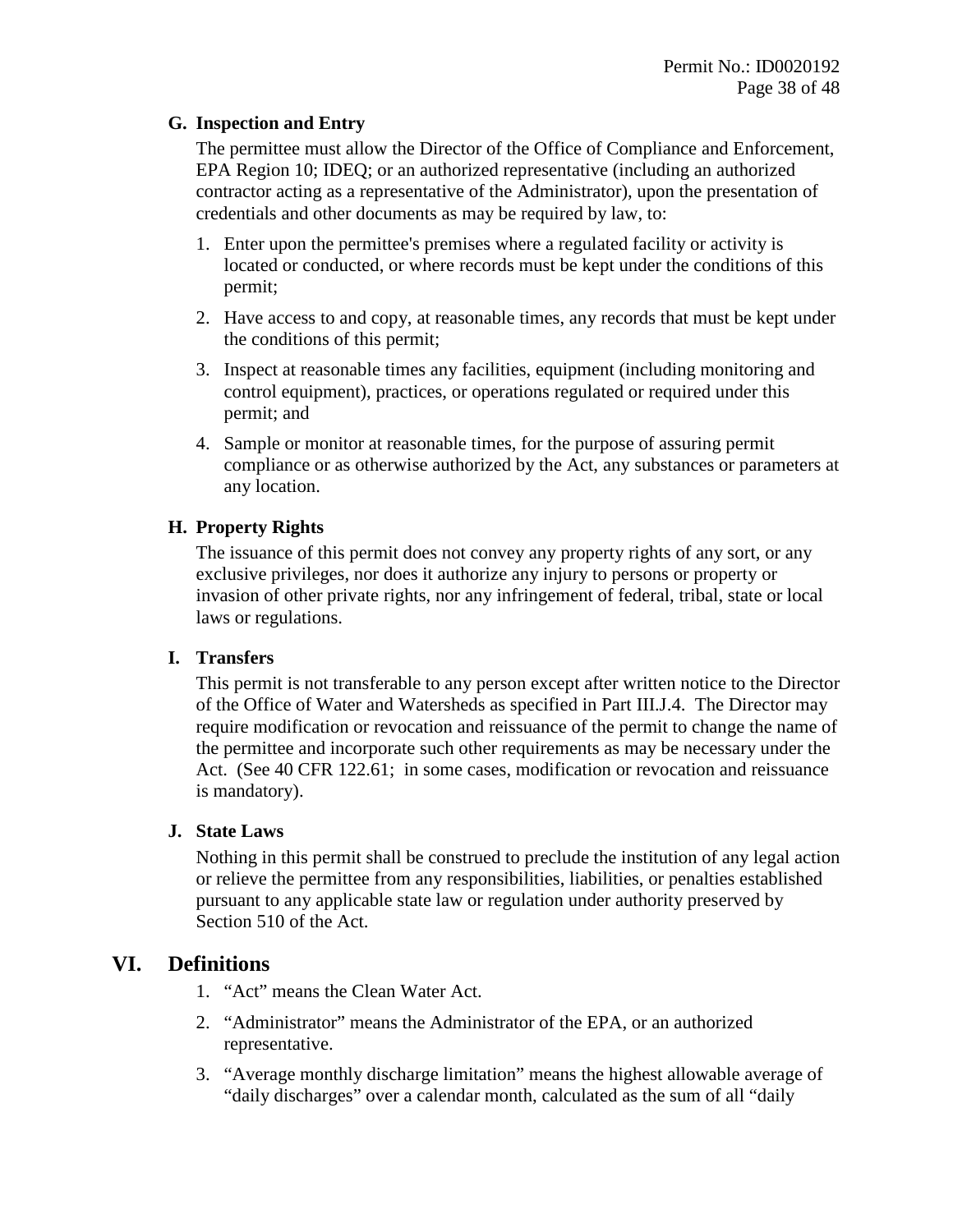### G. Inspection and Entry

The permittee must allow the Director of the Office of Compliance and Enforcement, EPA Region 10; IDEQ; or an authorized representative (including an authorized contractor acting as a representative of the Administrator), upon the presentation of credentials and other documents as may be required by law, to:

1. Enter upon the permittee's premises where a regulated facility or activity is located or conducted, or where records must be kept under the conditions of this permit;
2. Have access to and copy, at reasonable times, any records that must be kept under the conditions of this permit;
3. Inspect at reasonable times any facilities, equipment (including monitoring and control equipment), practices, or operations regulated or required under this permit; and
4. Sample or monitor at reasonable times, for the purpose of assuring permit compliance or as otherwise authorized by the Act, any substances or parameters at any location.

### H. Property Rights

The issuance of this permit does not convey any property rights of any sort, or any exclusive privileges, nor does it authorize any injury to persons or property or invasion of other private rights, nor any infringement of federal, tribal, state or local laws or regulations.

### I. Transfers

This permit is not transferable to any person except after written notice to the Director of the Office of Water and Watersheds as specified in Part III.J.4. The Director may require modification or revocation and reissuance of the permit to change the name of the permittee and incorporate such other requirements as may be necessary under the Act. (See 40 CFR 122.61; in some cases, modification or revocation and reissuance is mandatory).

### J. State Laws

Nothing in this permit shall be construed to preclude the institution of any legal action or relieve the permittee from any responsibilities, liabilities, or penalties established pursuant to any applicable state law or regulation under authority preserved by Section 510 of the Act.

## VI. Definitions

1. "Act" means the Clean Water Act.
2. "Administrator" means the Administrator of the EPA, or an authorized representative.
3. "Average monthly discharge limitation" means the highest allowable average of "daily discharges" over a calendar month, calculated as the sum of all "daily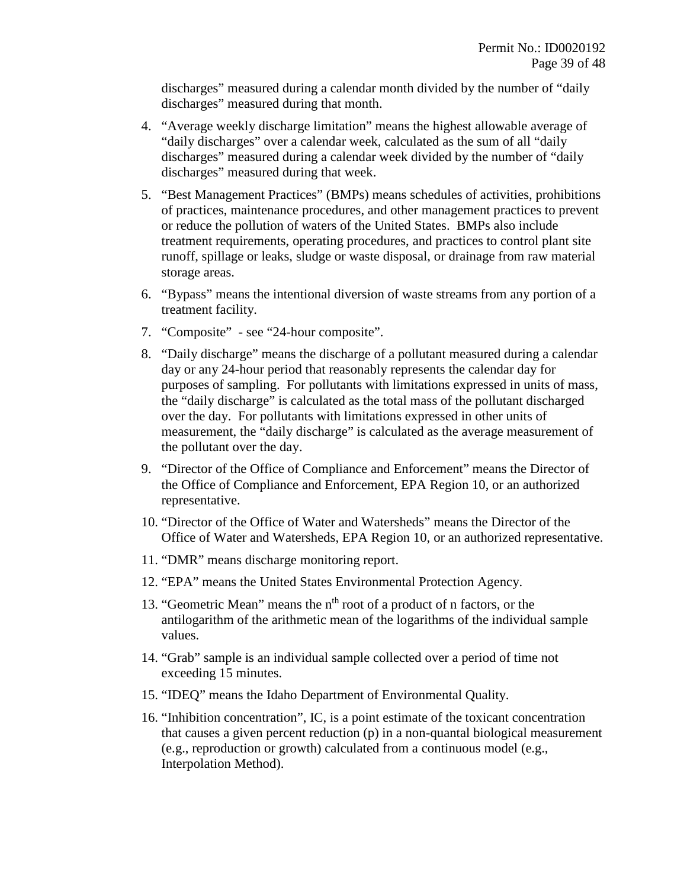discharges" measured during a calendar month divided by the number of "daily discharges" measured during that month.

4. "Average weekly discharge limitation" means the highest allowable average of "daily discharges" over a calendar week, calculated as the sum of all "daily discharges" measured during a calendar week divided by the number of "daily discharges" measured during that week.
5. "Best Management Practices" (BMPs) means schedules of activities, prohibitions of practices, maintenance procedures, and other management practices to prevent or reduce the pollution of waters of the United States. BMPs also include treatment requirements, operating procedures, and practices to control plant site runoff, spillage or leaks, sludge or waste disposal, or drainage from raw material storage areas.
6. "Bypass" means the intentional diversion of waste streams from any portion of a treatment facility.
7. "Composite" - see "24-hour composite".
8. "Daily discharge" means the discharge of a pollutant measured during a calendar day or any 24-hour period that reasonably represents the calendar day for purposes of sampling. For pollutants with limitations expressed in units of mass, the "daily discharge" is calculated as the total mass of the pollutant discharged over the day. For pollutants with limitations expressed in other units of measurement, the "daily discharge" is calculated as the average measurement of the pollutant over the day.
9. "Director of the Office of Compliance and Enforcement" means the Director of the Office of Compliance and Enforcement, EPA Region 10, or an authorized representative.
10. "Director of the Office of Water and Watersheds" means the Director of the Office of Water and Watersheds, EPA Region 10, or an authorized representative.
11. "DMR" means discharge monitoring report.
12. "EPA" means the United States Environmental Protection Agency.
13. "Geometric Mean" means the $n^{th}$ root of a product of n factors, or the antilogarithm of the arithmetic mean of the logarithms of the individual sample values.
14. "Grab" sample is an individual sample collected over a period of time not exceeding 15 minutes.
15. "IDEQ" means the Idaho Department of Environmental Quality.
16. "Inhibition concentration", IC, is a point estimate of the toxicant concentration that causes a given percent reduction (p) in a non-quantal biological measurement (e.g., reproduction or growth) calculated from a continuous model (e.g., Interpolation Method).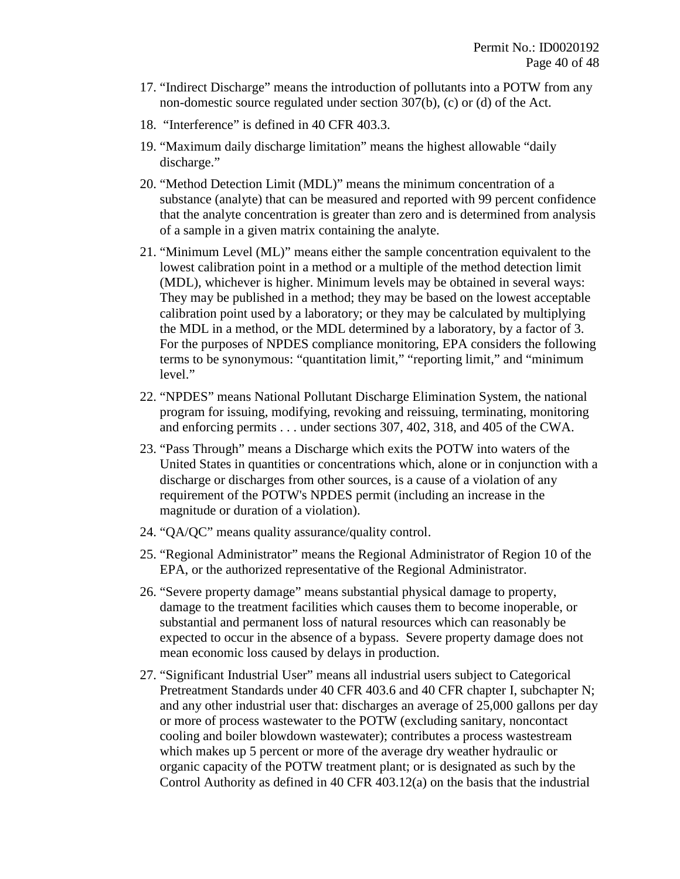17. "Indirect Discharge" means the introduction of pollutants into a POTW from any non-domestic source regulated under section 307(b), (c) or (d) of the Act.

18. "Interference" is defined in 40 CFR 403.3.

19. "Maximum daily discharge limitation" means the highest allowable "daily discharge."

20. "Method Detection Limit (MDL)" means the minimum concentration of a substance (analyte) that can be measured and reported with 99 percent confidence that the analyte concentration is greater than zero and is determined from analysis of a sample in a given matrix containing the analyte.

21. "Minimum Level (ML)" means either the sample concentration equivalent to the lowest calibration point in a method or a multiple of the method detection limit (MDL), whichever is higher. Minimum levels may be obtained in several ways: They may be published in a method; they may be based on the lowest acceptable calibration point used by a laboratory; or they may be calculated by multiplying the MDL in a method, or the MDL determined by a laboratory, by a factor of 3. For the purposes of NPDES compliance monitoring, EPA considers the following terms to be synonymous: "quantitation limit," "reporting limit," and "minimum level."

22. "NPDES" means National Pollutant Discharge Elimination System, the national program for issuing, modifying, revoking and reissuing, terminating, monitoring and enforcing permits . . . under sections 307, 402, 318, and 405 of the CWA.

23. "Pass Through" means a Discharge which exits the POTW into waters of the United States in quantities or concentrations which, alone or in conjunction with a discharge or discharges from other sources, is a cause of a violation of any requirement of the POTW's NPDES permit (including an increase in the magnitude or duration of a violation).

24. "QA/QC" means quality assurance/quality control.

25. "Regional Administrator" means the Regional Administrator of Region 10 of the EPA, or the authorized representative of the Regional Administrator.

26. "Severe property damage" means substantial physical damage to property, damage to the treatment facilities which causes them to become inoperable, or substantial and permanent loss of natural resources which can reasonably be expected to occur in the absence of a bypass. Severe property damage does not mean economic loss caused by delays in production.

27. "Significant Industrial User" means all industrial users subject to Categorical Pretreatment Standards under 40 CFR 403.6 and 40 CFR chapter I, subchapter N; and any other industrial user that: discharges an average of 25,000 gallons per day or more of process wastewater to the POTW (excluding sanitary, noncontact cooling and boiler blowdown wastewater); contributes a process wastestream which makes up 5 percent or more of the average dry weather hydraulic or organic capacity of the POTW treatment plant; or is designated as such by the Control Authority as defined in 40 CFR 403.12(a) on the basis that the industrial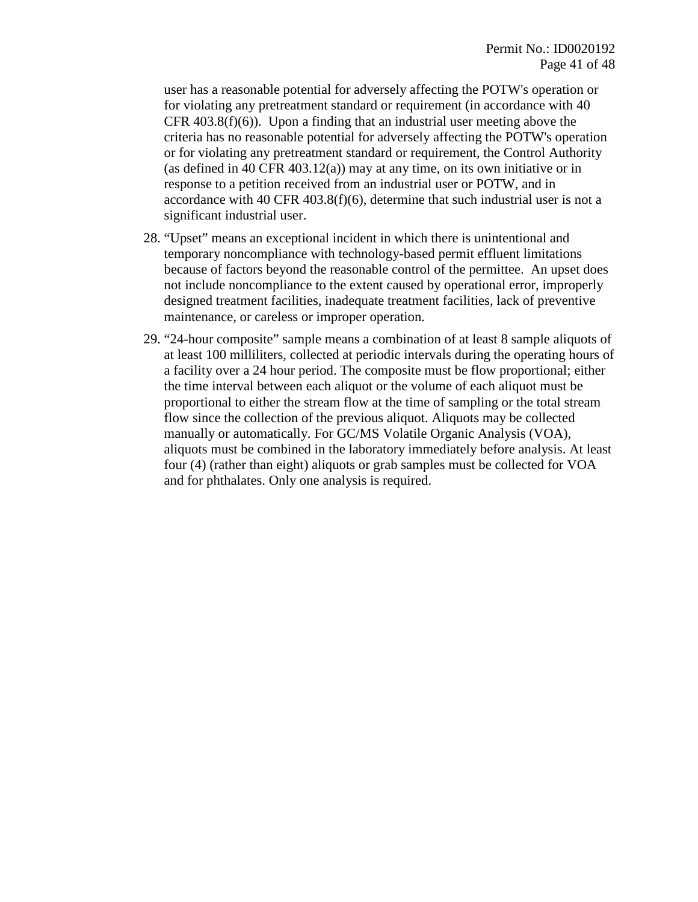user has a reasonable potential for adversely affecting the POTW's operation or for violating any pretreatment standard or requirement (in accordance with 40 CFR 403.8(f)(6)). Upon a finding that an industrial user meeting above the criteria has no reasonable potential for adversely affecting the POTW's operation or for violating any pretreatment standard or requirement, the Control Authority (as defined in 40 CFR 403.12(a)) may at any time, on its own initiative or in response to a petition received from an industrial user or POTW, and in accordance with 40 CFR 403.8(f)(6), determine that such industrial user is not a significant industrial user.

28. "Upset" means an exceptional incident in which there is unintentional and temporary noncompliance with technology-based permit effluent limitations because of factors beyond the reasonable control of the permittee. An upset does not include noncompliance to the extent caused by operational error, improperly designed treatment facilities, inadequate treatment facilities, lack of preventive maintenance, or careless or improper operation.

29. "24-hour composite" sample means a combination of at least 8 sample aliquots of at least 100 milliliters, collected at periodic intervals during the operating hours of a facility over a 24 hour period. The composite must be flow proportional; either the time interval between each aliquot or the volume of each aliquot must be proportional to either the stream flow at the time of sampling or the total stream flow since the collection of the previous aliquot. Aliquots may be collected manually or automatically. For GC/MS Volatile Organic Analysis (VOA), aliquots must be combined in the laboratory immediately before analysis. At least four (4) (rather than eight) aliquots or grab samples must be collected for VOA and for phthalates. Only one analysis is required.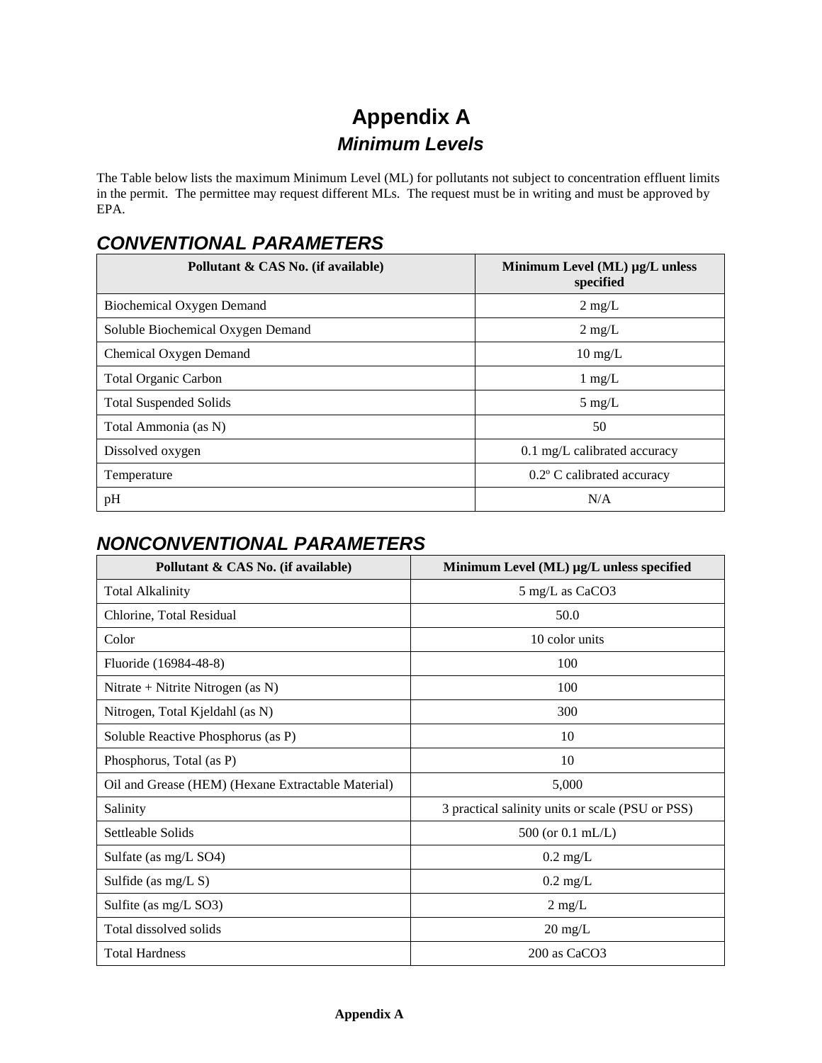# Appendix A

## *Minimum Levels*

The Table below lists the maximum Minimum Level (ML) for pollutants not subject to concentration effluent limits in the permit. The permittee may request different MLs. The request must be in writing and must be approved by EPA.

### *CONVENTIONAL PARAMETERS*

| Pollutant & CAS No. (if available) | Minimum Level (ML) µg/L unless specified |
|---|---|
| Biochemical Oxygen Demand | 2 mg/L |
| Soluble Biochemical Oxygen Demand | 2 mg/L |
| Chemical Oxygen Demand | 10 mg/L |
| Total Organic Carbon | 1 mg/L |
| Total Suspended Solids | 5 mg/L |
| Total Ammonia (as N) | 50 |
| Dissolved oxygen | 0.1 mg/L calibrated accuracy |
| Temperature | 0.2º C calibrated accuracy |
| pH | N/A |

### *NONCONVENTIONAL PARAMETERS*

| Pollutant & CAS No. (if available) | Minimum Level (ML) µg/L unless specified |
|---|---|
| Total Alkalinity | 5 mg/L as $CaCO_3$ |
| Chlorine, Total Residual | 50.0 |
| Color | 10 color units |
| Fluoride (16984-48-8) | 100 |
| Nitrate + Nitrite Nitrogen (as N) | 100 |
| Nitrogen, Total Kjeldahl (as N) | 300 |
| Soluble Reactive Phosphorus (as P) | 10 |
| Phosphorus, Total (as P) | 10 |
| Oil and Grease (HEM) (Hexane Extractable Material) | 5,000 |
| Salinity | 3 practical salinity units or scale (PSU or PSS) |
| Settleable Solids | 500 (or 0.1 mL/L) |
| Sulfate (as mg/L $SO_4$) | 0.2 mg/L |
| Sulfide (as mg/L S) | 0.2 mg/L |
| Sulfite (as mg/L $SO_3$) | 2 mg/L |
| Total dissolved solids | 20 mg/L |
| Total Hardness | 200 as $CaCO_3$ |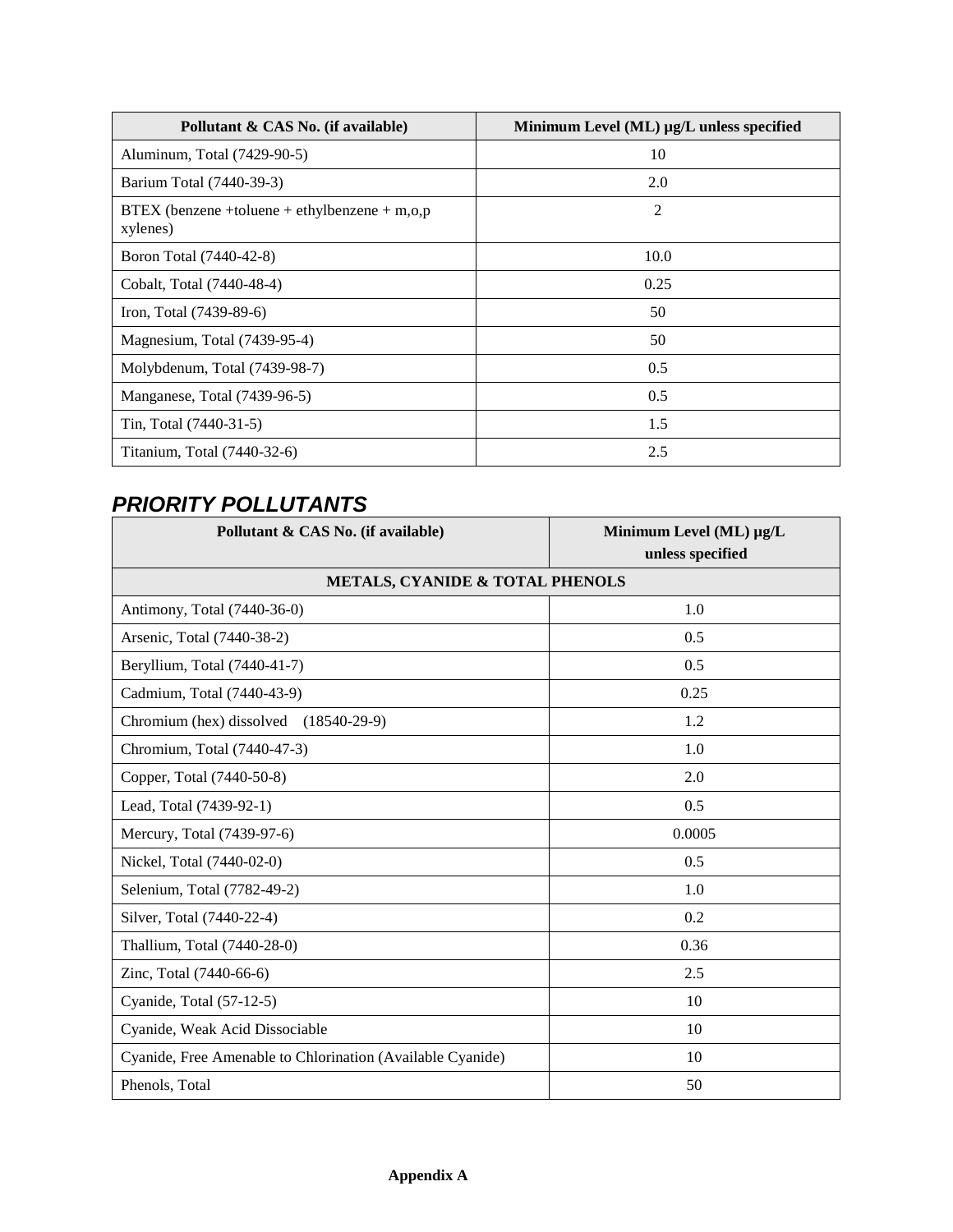| Pollutant & CAS No. (if available) | Minimum Level (ML) µg/L unless specified |
|---|---|
| Aluminum, Total (7429-90-5) | 10 |
| Barium Total (7440-39-3) | 2.0 |
| BTEX (benzene +toluene + ethylbenzene + m,o,p xylenes) | 2 |
| Boron Total (7440-42-8) | 10.0 |
| Cobalt, Total (7440-48-4) | 0.25 |
| Iron, Total (7439-89-6) | 50 |
| Magnesium, Total (7439-95-4) | 50 |
| Molybdenum, Total (7439-98-7) | 0.5 |
| Manganese, Total (7439-96-5) | 0.5 |
| Tin, Total (7440-31-5) | 1.5 |
| Titanium, Total (7440-32-6) | 2.5 |

## *PRIORITY POLLUTANTS*

| Pollutant & CAS No. (if available) | Minimum Level (ML) µg/L unless specified |
|---|---|
| **METALS, CYANIDE & TOTAL PHENOLS** | |
| Antimony, Total (7440-36-0) | 1.0 |
| Arsenic, Total (7440-38-2) | 0.5 |
| Beryllium, Total (7440-41-7) | 0.5 |
| Cadmium, Total (7440-43-9) | 0.25 |
| Chromium (hex) dissolved (18540-29-9) | 1.2 |
| Chromium, Total (7440-47-3) | 1.0 |
| Copper, Total (7440-50-8) | 2.0 |
| Lead, Total (7439-92-1) | 0.5 |
| Mercury, Total (7439-97-6) | 0.0005 |
| Nickel, Total (7440-02-0) | 0.5 |
| Selenium, Total (7782-49-2) | 1.0 |
| Silver, Total (7440-22-4) | 0.2 |
| Thallium, Total (7440-28-0) | 0.36 |
| Zinc, Total (7440-66-6) | 2.5 |
| Cyanide, Total (57-12-5) | 10 |
| Cyanide, Weak Acid Dissociable | 10 |
| Cyanide, Free Amenable to Chlorination (Available Cyanide) | 10 |
| Phenols, Total | 50 |

**Appendix A**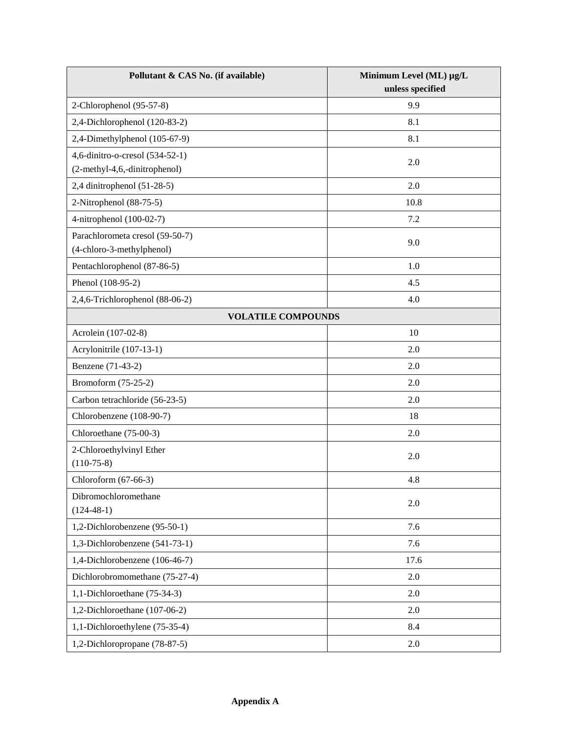| Pollutant & CAS No. (if available) | Minimum Level (ML) µg/L unless specified |
|---|---|
| 2-Chlorophenol (95-57-8) | 9.9 |
| 2,4-Dichlorophenol (120-83-2) | 8.1 |
| 2,4-Dimethylphenol (105-67-9) | 8.1 |
| 4,6-dinitro-o-cresol (534-52-1) (2-methyl-4,6,-dinitrophenol) | 2.0 |
| 2,4 dinitrophenol (51-28-5) | 2.0 |
| 2-Nitrophenol (88-75-5) | 10.8 |
| 4-nitrophenol (100-02-7) | 7.2 |
| Parachlorometa cresol (59-50-7) (4-chloro-3-methylphenol) | 9.0 |
| Pentachlorophenol (87-86-5) | 1.0 |
| Phenol (108-95-2) | 4.5 |
| 2,4,6-Trichlorophenol (88-06-2) | 4.0 |
| **VOLATILE COMPOUNDS** | |
| Acrolein (107-02-8) | 10 |
| Acrylonitrile (107-13-1) | 2.0 |
| Benzene (71-43-2) | 2.0 |
| Bromoform (75-25-2) | 2.0 |
| Carbon tetrachloride (56-23-5) | 2.0 |
| Chlorobenzene (108-90-7) | 18 |
| Chloroethane (75-00-3) | 2.0 |
| 2-Chloroethylvinyl Ether (110-75-8) | 2.0 |
| Chloroform (67-66-3) | 4.8 |
| Dibromochloromethane (124-48-1) | 2.0 |
| 1,2-Dichlorobenzene (95-50-1) | 7.6 |
| 1,3-Dichlorobenzene (541-73-1) | 7.6 |
| 1,4-Dichlorobenzene (106-46-7) | 17.6 |
| Dichlorobromomethane (75-27-4) | 2.0 |
| 1,1-Dichloroethane (75-34-3) | 2.0 |
| 1,2-Dichloroethane (107-06-2) | 2.0 |
| 1,1-Dichloroethylene (75-35-4) | 8.4 |
| 1,2-Dichloropropane (78-87-5) | 2.0 |

**Appendix A**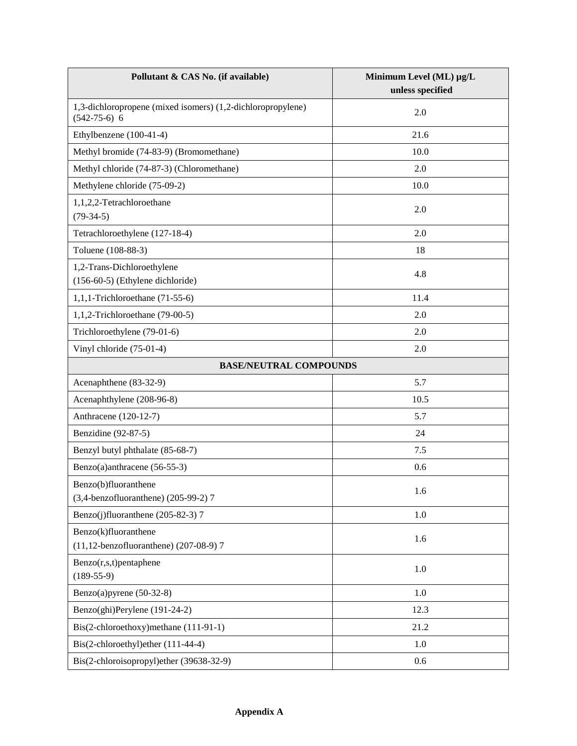| Pollutant & CAS No. (if available) | Minimum Level (ML) µg/L unless specified |
|---|---|
| 1,3-dichloropropene (mixed isomers) (1,2-dichloropropylene) (542-75-6) 6 | 2.0 |
| Ethylbenzene (100-41-4) | 21.6 |
| Methyl bromide (74-83-9) (Bromomethane) | 10.0 |
| Methyl chloride (74-87-3) (Chloromethane) | 2.0 |
| Methylene chloride (75-09-2) | 10.0 |
| 1,1,2,2-Tetrachloroethane (79-34-5) | 2.0 |
| Tetrachloroethylene (127-18-4) | 2.0 |
| Toluene (108-88-3) | 18 |
| 1,2-Trans-Dichloroethylene (156-60-5) (Ethylene dichloride) | 4.8 |
| 1,1,1-Trichloroethane (71-55-6) | 11.4 |
| 1,1,2-Trichloroethane (79-00-5) | 2.0 |
| Trichloroethylene (79-01-6) | 2.0 |
| Vinyl chloride (75-01-4) | 2.0 |
| **BASE/NEUTRAL COMPOUNDS** | |
| Acenaphthene (83-32-9) | 5.7 |
| Acenaphthylene (208-96-8) | 10.5 |
| Anthracene (120-12-7) | 5.7 |
| Benzidine (92-87-5) | 24 |
| Benzyl butyl phthalate (85-68-7) | 7.5 |
| Benzo(a)anthracene (56-55-3) | 0.6 |
| Benzo(b)fluoranthene (3,4-benzofluoranthene) (205-99-2) 7 | 1.6 |
| Benzo(j)fluoranthene (205-82-3) 7 | 1.0 |
| Benzo(k)fluoranthene (11,12-benzofluoranthene) (207-08-9) 7 | 1.6 |
| Benzo(r,s,t)pentaphene (189-55-9) | 1.0 |
| Benzo(a)pyrene (50-32-8) | 1.0 |
| Benzo(ghi)Perylene (191-24-2) | 12.3 |
| Bis(2-chloroethoxy)methane (111-91-1) | 21.2 |
| Bis(2-chloroethyl)ether (111-44-4) | 1.0 |
| Bis(2-chloroisopropyl)ether (39638-32-9) | 0.6 |

**Appendix A**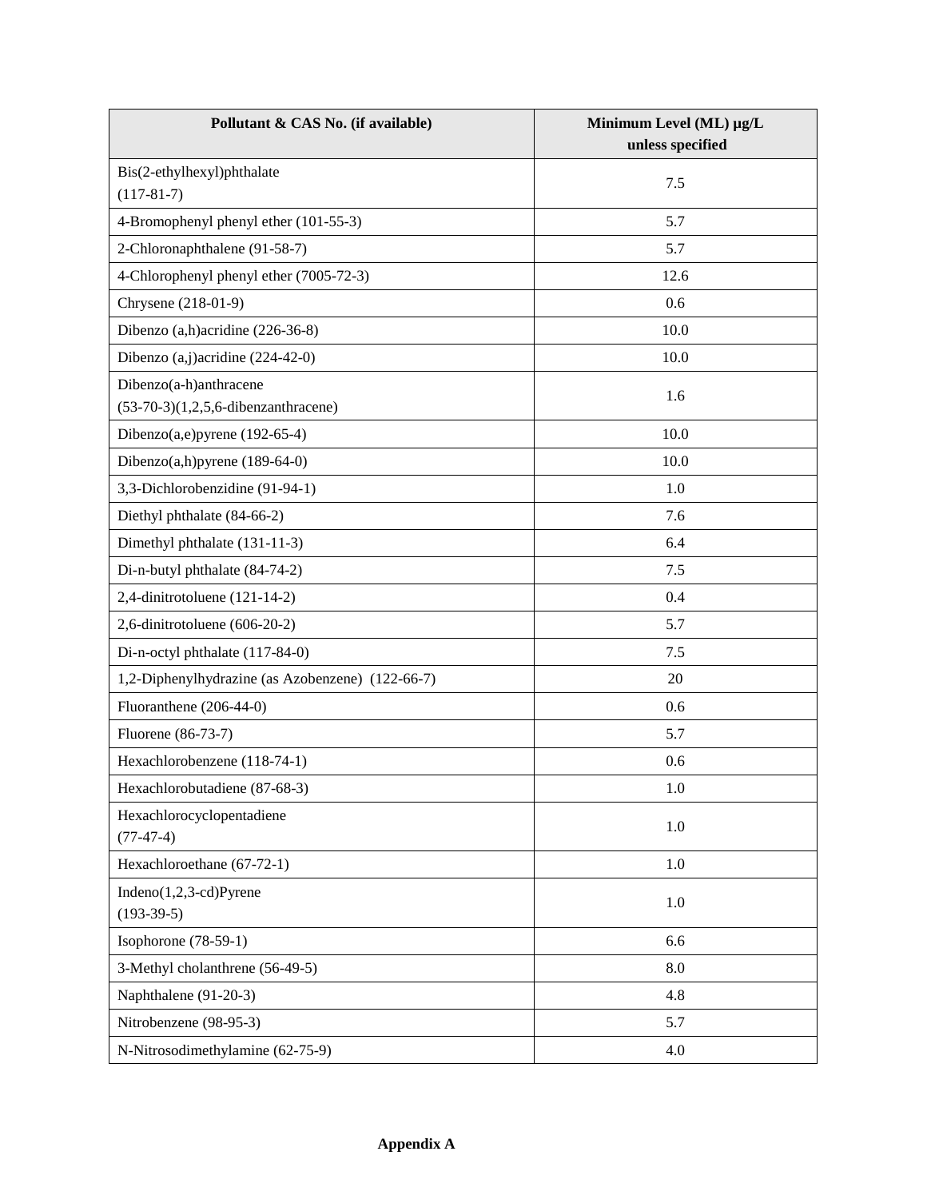| Pollutant & CAS No. (if available) | Minimum Level (ML) µg/L unless specified |
|---|---|
| Bis(2-ethylhexyl)phthalate (117-81-7) | 7.5 |
| 4-Bromophenyl phenyl ether (101-55-3) | 5.7 |
| 2-Chloronaphthalene (91-58-7) | 5.7 |
| 4-Chlorophenyl phenyl ether (7005-72-3) | 12.6 |
| Chrysene (218-01-9) | 0.6 |
| Dibenzo (a,h)acridine (226-36-8) | 10.0 |
| Dibenzo (a,j)acridine (224-42-0) | 10.0 |
| Dibenzo(a-h)anthracene (53-70-3)(1,2,5,6-dibenzanthracene) | 1.6 |
| Dibenzo(a,e)pyrene (192-65-4) | 10.0 |
| Dibenzo(a,h)pyrene (189-64-0) | 10.0 |
| 3,3-Dichlorobenzidine (91-94-1) | 1.0 |
| Diethyl phthalate (84-66-2) | 7.6 |
| Dimethyl phthalate (131-11-3) | 6.4 |
| Di-n-butyl phthalate (84-74-2) | 7.5 |
| 2,4-dinitrotoluene (121-14-2) | 0.4 |
| 2,6-dinitrotoluene (606-20-2) | 5.7 |
| Di-n-octyl phthalate (117-84-0) | 7.5 |
| 1,2-Diphenylhydrazine (as Azobenzene) (122-66-7) | 20 |
| Fluoranthene (206-44-0) | 0.6 |
| Fluorene (86-73-7) | 5.7 |
| Hexachlorobenzene (118-74-1) | 0.6 |
| Hexachlorobutadiene (87-68-3) | 1.0 |
| Hexachlorocyclopentadiene (77-47-4) | 1.0 |
| Hexachloroethane (67-72-1) | 1.0 |
| Indeno(1,2,3-cd)Pyrene (193-39-5) | 1.0 |
| Isophorone (78-59-1) | 6.6 |
| 3-Methyl cholanthrene (56-49-5) | 8.0 |
| Naphthalene (91-20-3) | 4.8 |
| Nitrobenzene (98-95-3) | 5.7 |
| N-Nitrosodimethylamine (62-75-9) | 4.0 |

**Appendix A**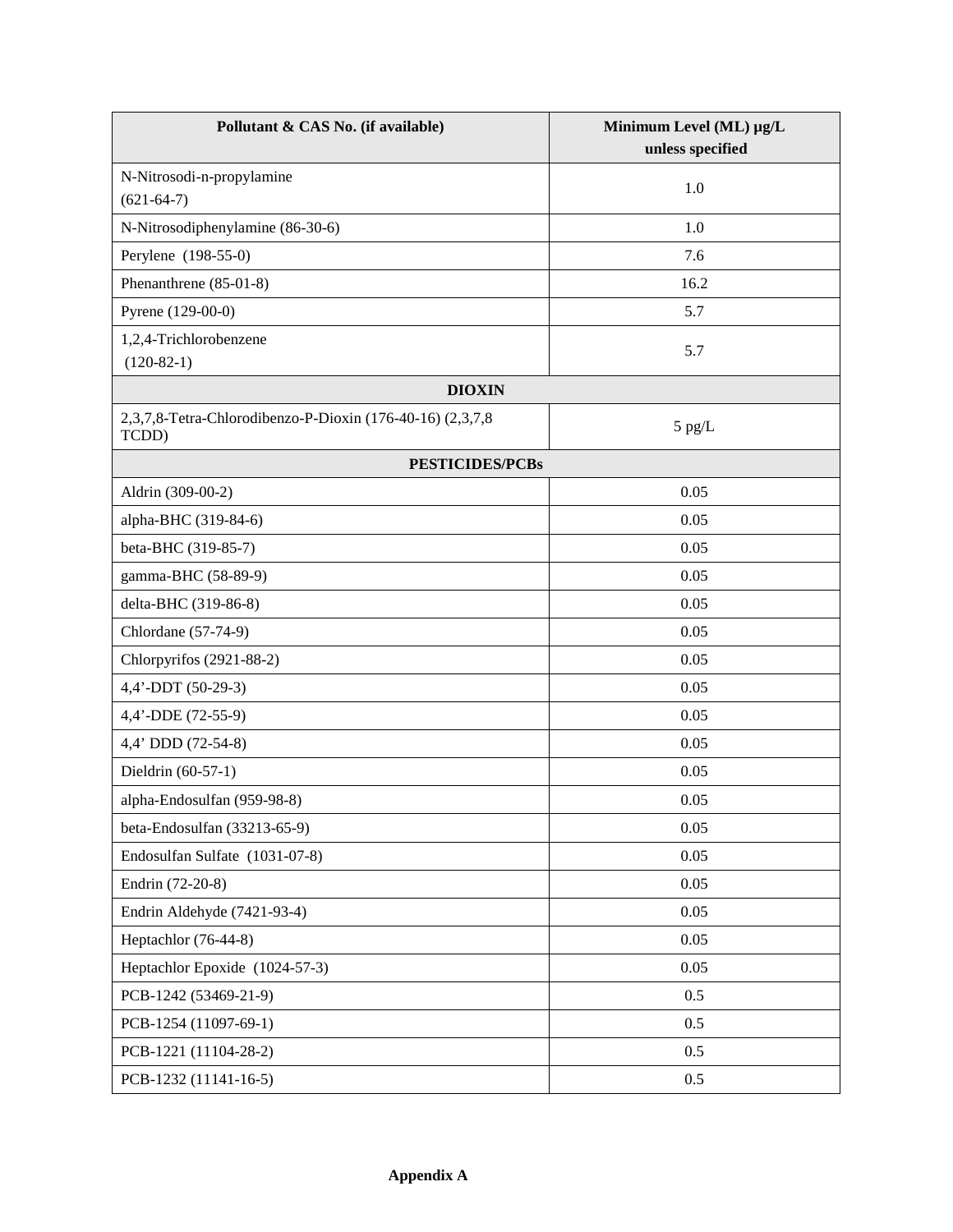| Pollutant & CAS No. (if available) | Minimum Level (ML) µg/L unless specified |
|---|---|
| N-Nitrosodi-n-propylamine (621-64-7) | 1.0 |
| N-Nitrosodiphenylamine (86-30-6) | 1.0 |
| Perylene (198-55-0) | 7.6 |
| Phenanthrene (85-01-8) | 16.2 |
| Pyrene (129-00-0) | 5.7 |
| 1,2,4-Trichlorobenzene (120-82-1) | 5.7 |
| **DIOXIN** | |
| 2,3,7,8-Tetra-Chlorodibenzo-P-Dioxin (176-40-16) (2,3,7,8 TCDD) | 5 pg/L |
| **PESTICIDES/PCBs** | |
| Aldrin (309-00-2) | 0.05 |
| alpha-BHC (319-84-6) | 0.05 |
| beta-BHC (319-85-7) | 0.05 |
| gamma-BHC (58-89-9) | 0.05 |
| delta-BHC (319-86-8) | 0.05 |
| Chlordane (57-74-9) | 0.05 |
| Chlorpyrifos (2921-88-2) | 0.05 |
| 4,4'-DDT (50-29-3) | 0.05 |
| 4,4'-DDE (72-55-9) | 0.05 |
| 4,4' DDD (72-54-8) | 0.05 |
| Dieldrin (60-57-1) | 0.05 |
| alpha-Endosulfan (959-98-8) | 0.05 |
| beta-Endosulfan (33213-65-9) | 0.05 |
| Endosulfan Sulfate (1031-07-8) | 0.05 |
| Endrin (72-20-8) | 0.05 |
| Endrin Aldehyde (7421-93-4) | 0.05 |
| Heptachlor (76-44-8) | 0.05 |
| Heptachlor Epoxide (1024-57-3) | 0.05 |
| PCB-1242 (53469-21-9) | 0.5 |
| PCB-1254 (11097-69-1) | 0.5 |
| PCB-1221 (11104-28-2) | 0.5 |
| PCB-1232 (11141-16-5) | 0.5 |

**Appendix A**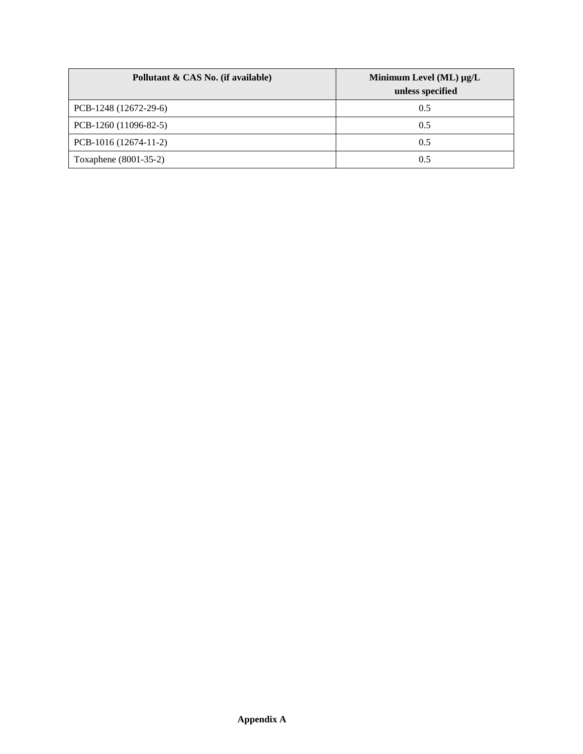| Pollutant & CAS No. (if available) | Minimum Level (ML) µg/L unless specified |
|---|---|
| PCB-1248 (12672-29-6) | 0.5 |
| PCB-1260 (11096-82-5) | 0.5 |
| PCB-1016 (12674-11-2) | 0.5 |
| Toxaphene (8001-35-2) | 0.5 |

**Appendix A**